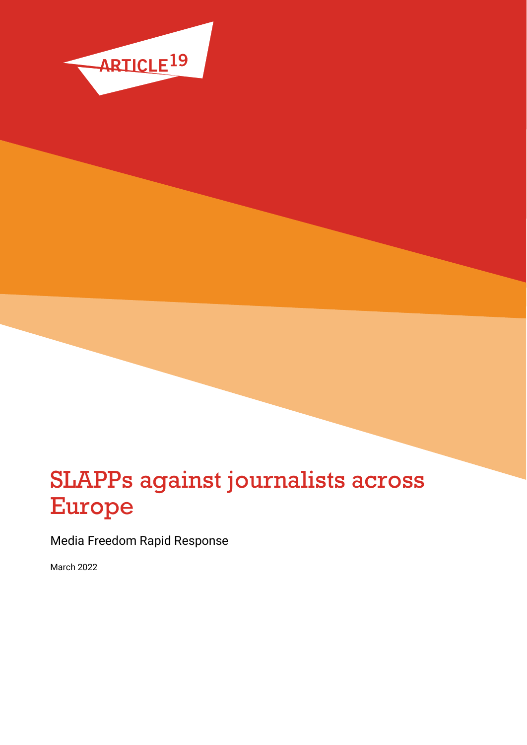ARTICLE 19

# SLAPPs against journalists across Europe

Media Freedom Rapid Response

March 2022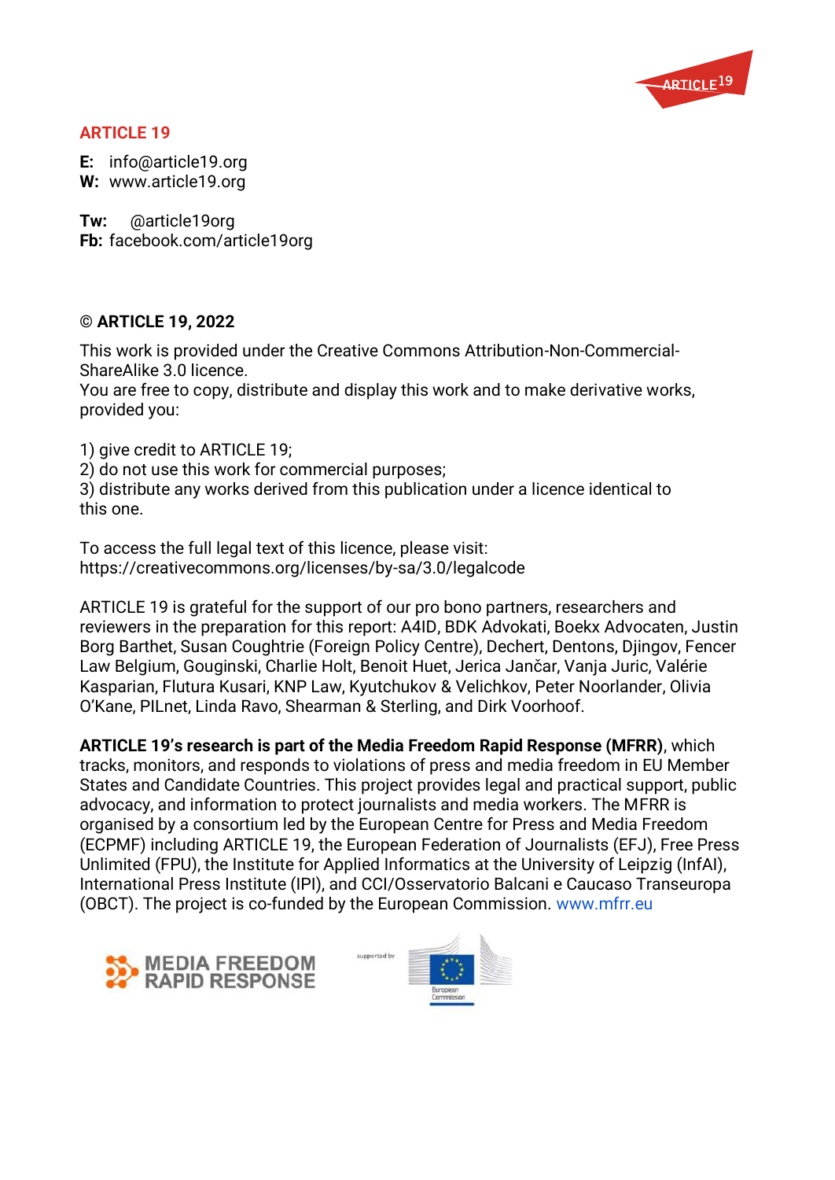## ARTICLE 19

**E:** info@article19.org
**W:** www.article19.org

**Tw:** @article19org
**Fb:** facebook.com/article19org

**© ARTICLE 19, 2022**

This work is provided under the Creative Commons Attribution-Non-Commercial-ShareAlike 3.0 licence.
You are free to copy, distribute and display this work and to make derivative works, provided you:

1) give credit to ARTICLE 19;
2) do not use this work for commercial purposes;
3) distribute any works derived from this publication under a licence identical to this one.

To access the full legal text of this licence, please visit:
https://creativecommons.org/licenses/by-sa/3.0/legalcode

ARTICLE 19 is grateful for the support of our pro bono partners, researchers and reviewers in the preparation for this report: A4ID, BDK Advokati, Boekx Advocaten, Justin Borg Barthet, Susan Coughtrie (Foreign Policy Centre), Dechert, Dentons, Djingov, Fencer Law Belgium, Gouginski, Charlie Holt, Benoit Huet, Jerica Jančar, Vanja Juric, Valérie Kasparian, Flutura Kusari, KNP Law, Kyutchukov & Velichkov, Peter Noorlander, Olivia O'Kane, PILnet, Linda Ravo, Shearman & Sterling, and Dirk Voorhoof.

**ARTICLE 19's research is part of the Media Freedom Rapid Response (MFRR)**, which tracks, monitors, and responds to violations of press and media freedom in EU Member States and Candidate Countries. This project provides legal and practical support, public advocacy, and information to protect journalists and media workers. The MFRR is organised by a consortium led by the European Centre for Press and Media Freedom (ECPMF) including ARTICLE 19, the European Federation of Journalists (EFJ), Free Press Unlimited (FPU), the Institute for Applied Informatics at the University of Leipzig (InfAI), International Press Institute (IPI), and CCI/Osservatorio Balcani e Caucaso Transeuropa (OBCT). The project is co-funded by the European Commission. www.mfrr.eu

MEDIA FREEDOM RAPID RESPONSE

supported by European Commission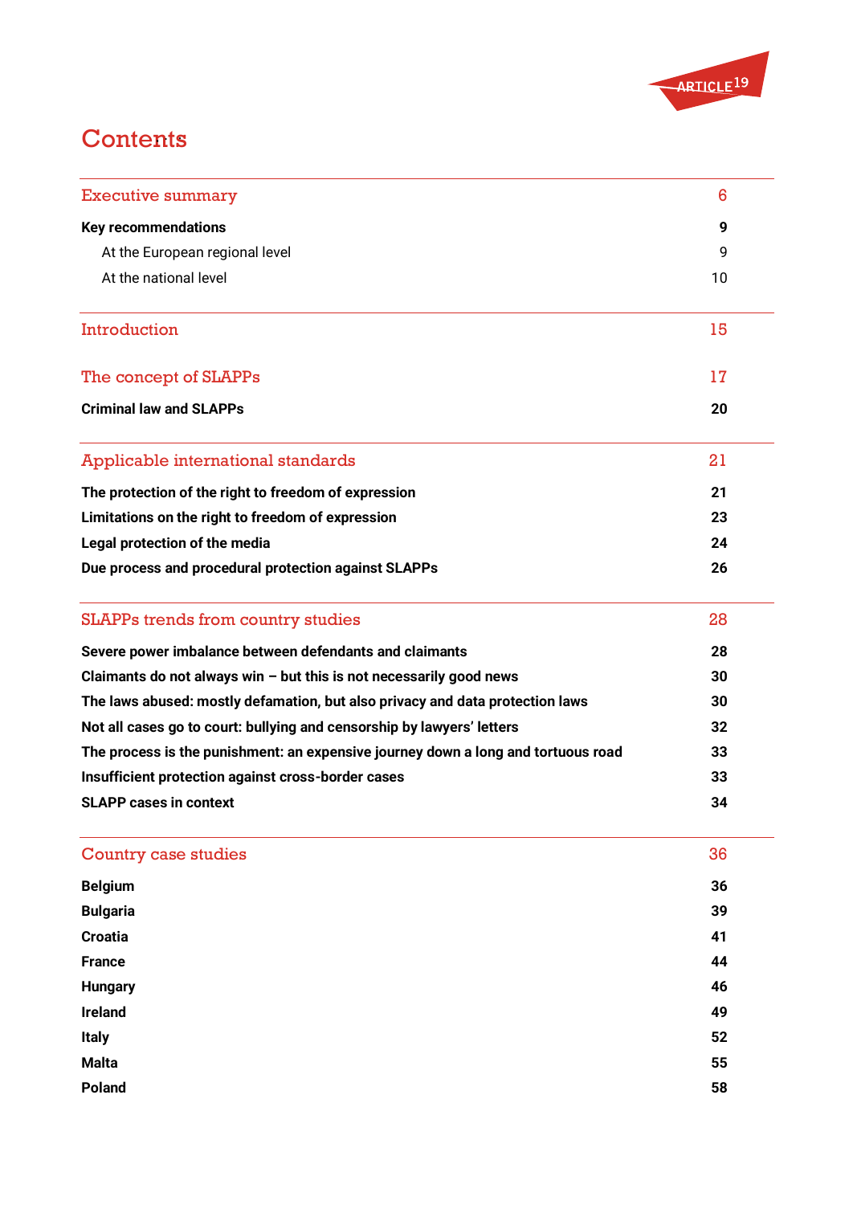# Contents

| | |
|---|---|
| Executive summary | 6 |
| **Key recommendations** | **9** |
| At the European regional level | 9 |
| At the national level | 10 |
| Introduction | 15 |
| The concept of SLAPPs | 17 |
| **Criminal law and SLAPPs** | **20** |
| Applicable international standards | 21 |
| **The protection of the right to freedom of expression** | **21** |
| **Limitations on the right to freedom of expression** | **23** |
| **Legal protection of the media** | **24** |
| **Due process and procedural protection against SLAPPs** | **26** |
| SLAPPs trends from country studies | 28 |
| **Severe power imbalance between defendants and claimants** | **28** |
| **Claimants do not always win – but this is not necessarily good news** | **30** |
| **The laws abused: mostly defamation, but also privacy and data protection laws** | **30** |
| **Not all cases go to court: bullying and censorship by lawyers' letters** | **32** |
| **The process is the punishment: an expensive journey down a long and tortuous road** | **33** |
| **Insufficient protection against cross-border cases** | **33** |
| **SLAPP cases in context** | **34** |
| Country case studies | 36 |
| **Belgium** | **36** |
| **Bulgaria** | **39** |
| **Croatia** | **41** |
| **France** | **44** |
| **Hungary** | **46** |
| **Ireland** | **49** |
| **Italy** | **52** |
| **Malta** | **55** |
| **Poland** | **58** |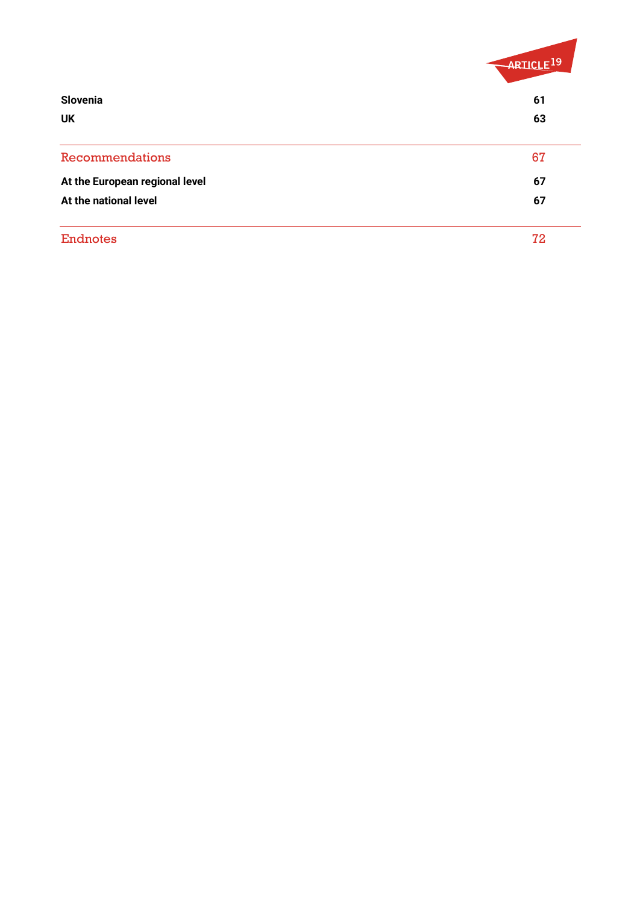| | |
|---|---|
| **Slovenia** | **61** |
| **UK** | **63** |
| Recommendations | 67 |
| **At the European regional level** | **67** |
| **At the national level** | **67** |
| Endnotes | 72 |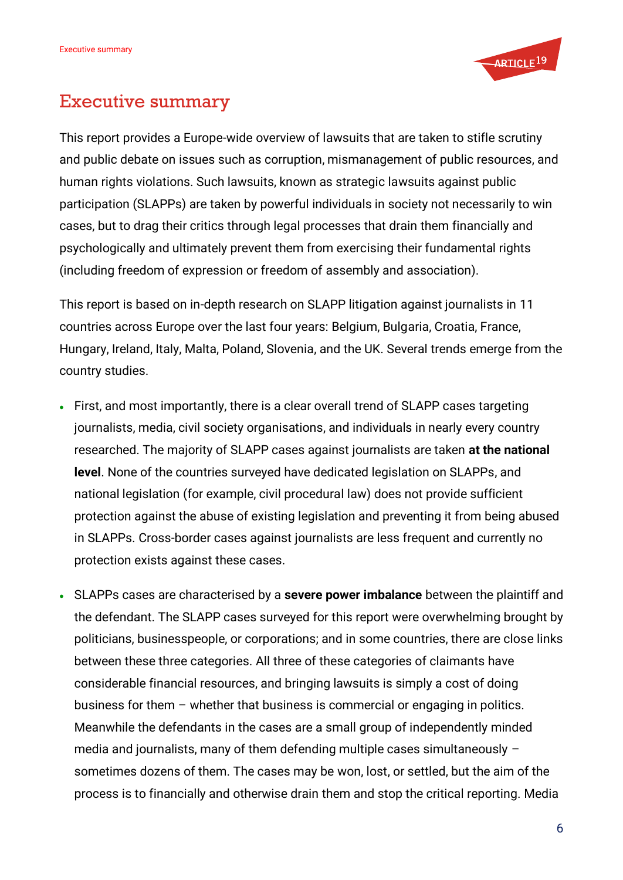# Executive summary

This report provides a Europe-wide overview of lawsuits that are taken to stifle scrutiny and public debate on issues such as corruption, mismanagement of public resources, and human rights violations. Such lawsuits, known as strategic lawsuits against public participation (SLAPPs) are taken by powerful individuals in society not necessarily to win cases, but to drag their critics through legal processes that drain them financially and psychologically and ultimately prevent them from exercising their fundamental rights (including freedom of expression or freedom of assembly and association).

This report is based on in-depth research on SLAPP litigation against journalists in 11 countries across Europe over the last four years: Belgium, Bulgaria, Croatia, France, Hungary, Ireland, Italy, Malta, Poland, Slovenia, and the UK. Several trends emerge from the country studies.

- First, and most importantly, there is a clear overall trend of SLAPP cases targeting journalists, media, civil society organisations, and individuals in nearly every country researched. The majority of SLAPP cases against journalists are taken **at the national level**. None of the countries surveyed have dedicated legislation on SLAPPs, and national legislation (for example, civil procedural law) does not provide sufficient protection against the abuse of existing legislation and preventing it from being abused in SLAPPs. Cross-border cases against journalists are less frequent and currently no protection exists against these cases.
- SLAPPs cases are characterised by a **severe power imbalance** between the plaintiff and the defendant. The SLAPP cases surveyed for this report were overwhelming brought by politicians, businesspeople, or corporations; and in some countries, there are close links between these three categories. All three of these categories of claimants have considerable financial resources, and bringing lawsuits is simply a cost of doing business for them – whether that business is commercial or engaging in politics. Meanwhile the defendants in the cases are a small group of independently minded media and journalists, many of them defending multiple cases simultaneously – sometimes dozens of them. The cases may be won, lost, or settled, but the aim of the process is to financially and otherwise drain them and stop the critical reporting. Media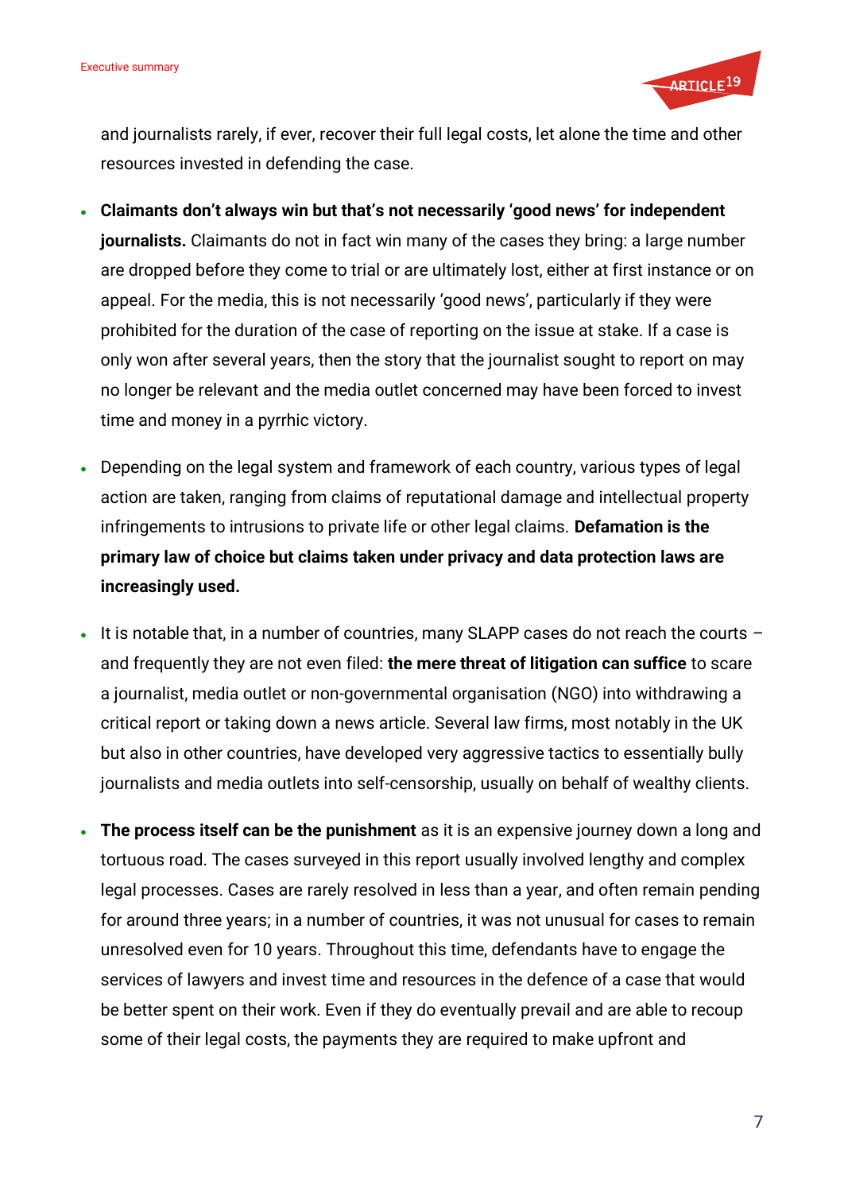and journalists rarely, if ever, recover their full legal costs, let alone the time and other resources invested in defending the case.

- **Claimants don't always win but that's not necessarily 'good news' for independent journalists.** Claimants do not in fact win many of the cases they bring: a large number are dropped before they come to trial or are ultimately lost, either at first instance or on appeal. For the media, this is not necessarily 'good news', particularly if they were prohibited for the duration of the case of reporting on the issue at stake. If a case is only won after several years, then the story that the journalist sought to report on may no longer be relevant and the media outlet concerned may have been forced to invest time and money in a pyrrhic victory.

- Depending on the legal system and framework of each country, various types of legal action are taken, ranging from claims of reputational damage and intellectual property infringements to intrusions to private life or other legal claims. **Defamation is the primary law of choice but claims taken under privacy and data protection laws are increasingly used.**

- It is notable that, in a number of countries, many SLAPP cases do not reach the courts – and frequently they are not even filed: **the mere threat of litigation can suffice** to scare a journalist, media outlet or non-governmental organisation (NGO) into withdrawing a critical report or taking down a news article. Several law firms, most notably in the UK but also in other countries, have developed very aggressive tactics to essentially bully journalists and media outlets into self-censorship, usually on behalf of wealthy clients.

- **The process itself can be the punishment** as it is an expensive journey down a long and tortuous road. The cases surveyed in this report usually involved lengthy and complex legal processes. Cases are rarely resolved in less than a year, and often remain pending for around three years; in a number of countries, it was not unusual for cases to remain unresolved even for 10 years. Throughout this time, defendants have to engage the services of lawyers and invest time and resources in the defence of a case that would be better spent on their work. Even if they do eventually prevail and are able to recoup some of their legal costs, the payments they are required to make upfront and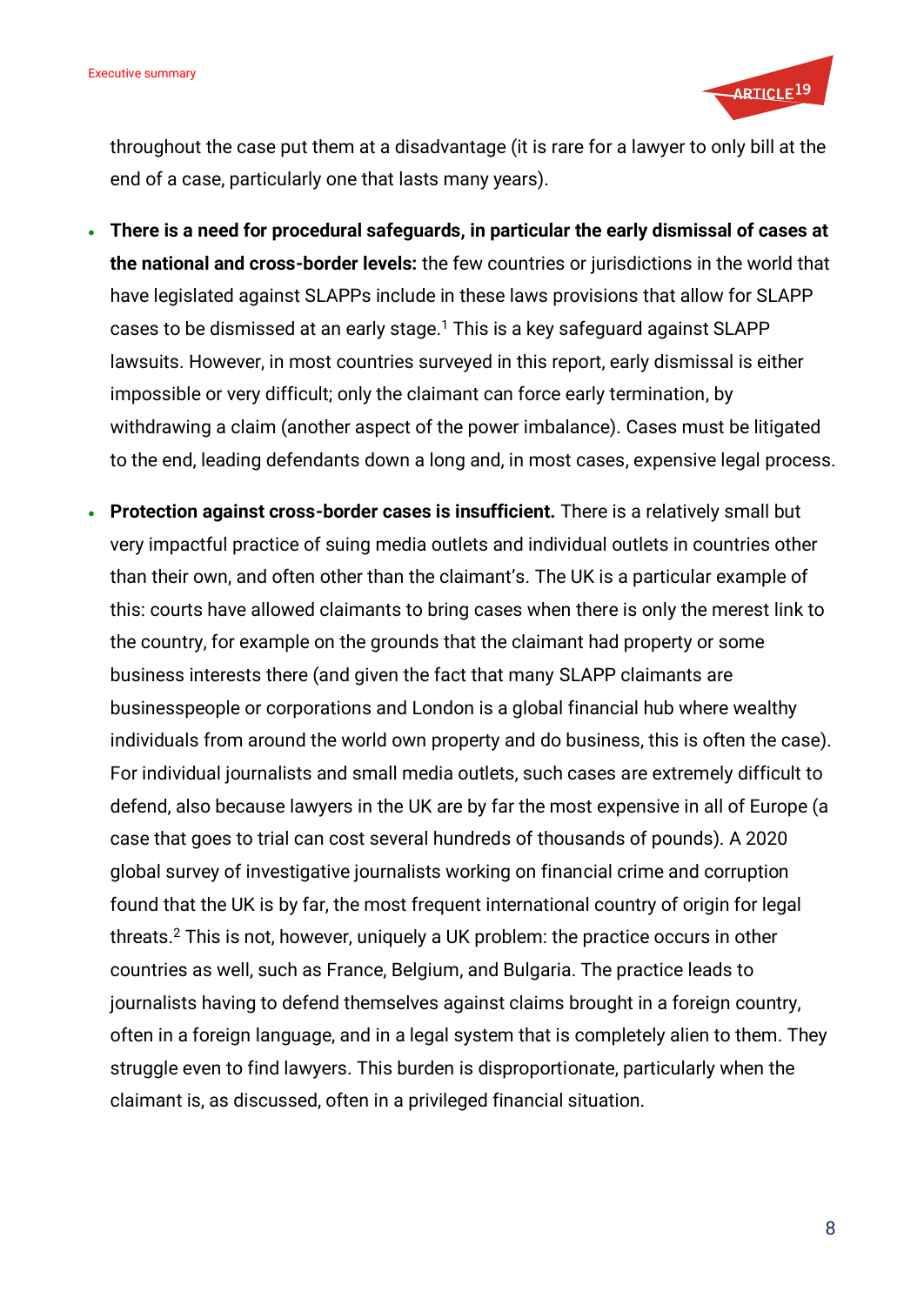throughout the case put them at a disadvantage (it is rare for a lawyer to only bill at the end of a case, particularly one that lasts many years).

- **There is a need for procedural safeguards, in particular the early dismissal of cases at the national and cross-border levels:** the few countries or jurisdictions in the world that have legislated against SLAPPs include in these laws provisions that allow for SLAPP cases to be dismissed at an early stage.[1] This is a key safeguard against SLAPP lawsuits. However, in most countries surveyed in this report, early dismissal is either impossible or very difficult; only the claimant can force early termination, by withdrawing a claim (another aspect of the power imbalance). Cases must be litigated to the end, leading defendants down a long and, in most cases, expensive legal process.
- **Protection against cross-border cases is insufficient.** There is a relatively small but very impactful practice of suing media outlets and individual outlets in countries other than their own, and often other than the claimant's. The UK is a particular example of this: courts have allowed claimants to bring cases when there is only the merest link to the country, for example on the grounds that the claimant had property or some business interests there (and given the fact that many SLAPP claimants are businesspeople or corporations and London is a global financial hub where wealthy individuals from around the world own property and do business, this is often the case). For individual journalists and small media outlets, such cases are extremely difficult to defend, also because lawyers in the UK are by far the most expensive in all of Europe (a case that goes to trial can cost several hundreds of thousands of pounds). A 2020 global survey of investigative journalists working on financial crime and corruption found that the UK is by far, the most frequent international country of origin for legal threats.[2] This is not, however, uniquely a UK problem: the practice occurs in other countries as well, such as France, Belgium, and Bulgaria. The practice leads to journalists having to defend themselves against claims brought in a foreign country, often in a foreign language, and in a legal system that is completely alien to them. They struggle even to find lawyers. This burden is disproportionate, particularly when the claimant is, as discussed, often in a privileged financial situation.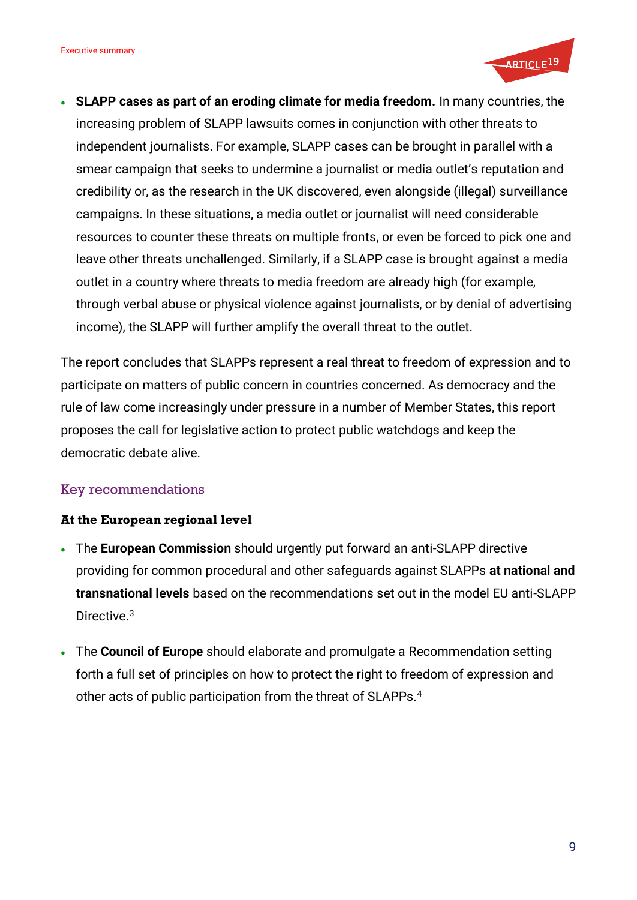- **SLAPP cases as part of an eroding climate for media freedom.** In many countries, the increasing problem of SLAPP lawsuits comes in conjunction with other threats to independent journalists. For example, SLAPP cases can be brought in parallel with a smear campaign that seeks to undermine a journalist or media outlet's reputation and credibility or, as the research in the UK discovered, even alongside (illegal) surveillance campaigns. In these situations, a media outlet or journalist will need considerable resources to counter these threats on multiple fronts, or even be forced to pick one and leave other threats unchallenged. Similarly, if a SLAPP case is brought against a media outlet in a country where threats to media freedom are already high (for example, through verbal abuse or physical violence against journalists, or by denial of advertising income), the SLAPP will further amplify the overall threat to the outlet.

The report concludes that SLAPPs represent a real threat to freedom of expression and to participate on matters of public concern in countries concerned. As democracy and the rule of law come increasingly under pressure in a number of Member States, this report proposes the call for legislative action to protect public watchdogs and keep the democratic debate alive.

## Key recommendations

### At the European regional level

- The **European Commission** should urgently put forward an anti-SLAPP directive providing for common procedural and other safeguards against SLAPPs **at national and transnational levels** based on the recommendations set out in the model EU anti-SLAPP Directive.[3]

- The **Council of Europe** should elaborate and promulgate a Recommendation setting forth a full set of principles on how to protect the right to freedom of expression and other acts of public participation from the threat of SLAPPs.[4]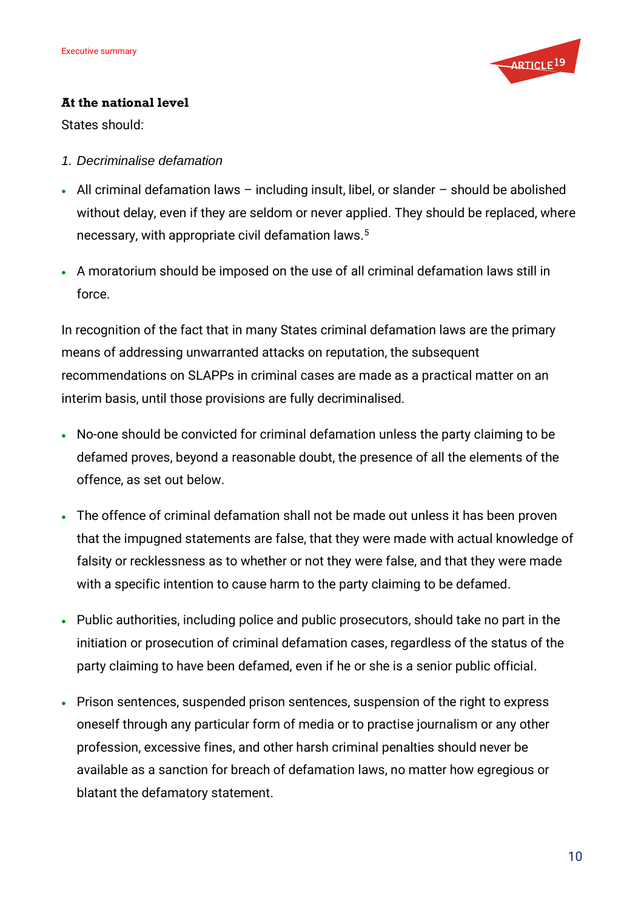### At the national level

States should:

*1. Decriminalise defamation*

- All criminal defamation laws – including insult, libel, or slander – should be abolished without delay, even if they are seldom or never applied. They should be replaced, where necessary, with appropriate civil defamation laws.[5]
- A moratorium should be imposed on the use of all criminal defamation laws still in force.

In recognition of the fact that in many States criminal defamation laws are the primary means of addressing unwarranted attacks on reputation, the subsequent recommendations on SLAPPs in criminal cases are made as a practical matter on an interim basis, until those provisions are fully decriminalised.

- No-one should be convicted for criminal defamation unless the party claiming to be defamed proves, beyond a reasonable doubt, the presence of all the elements of the offence, as set out below.
- The offence of criminal defamation shall not be made out unless it has been proven that the impugned statements are false, that they were made with actual knowledge of falsity or recklessness as to whether or not they were false, and that they were made with a specific intention to cause harm to the party claiming to be defamed.
- Public authorities, including police and public prosecutors, should take no part in the initiation or prosecution of criminal defamation cases, regardless of the status of the party claiming to have been defamed, even if he or she is a senior public official.
- Prison sentences, suspended prison sentences, suspension of the right to express oneself through any particular form of media or to practise journalism or any other profession, excessive fines, and other harsh criminal penalties should never be available as a sanction for breach of defamation laws, no matter how egregious or blatant the defamatory statement.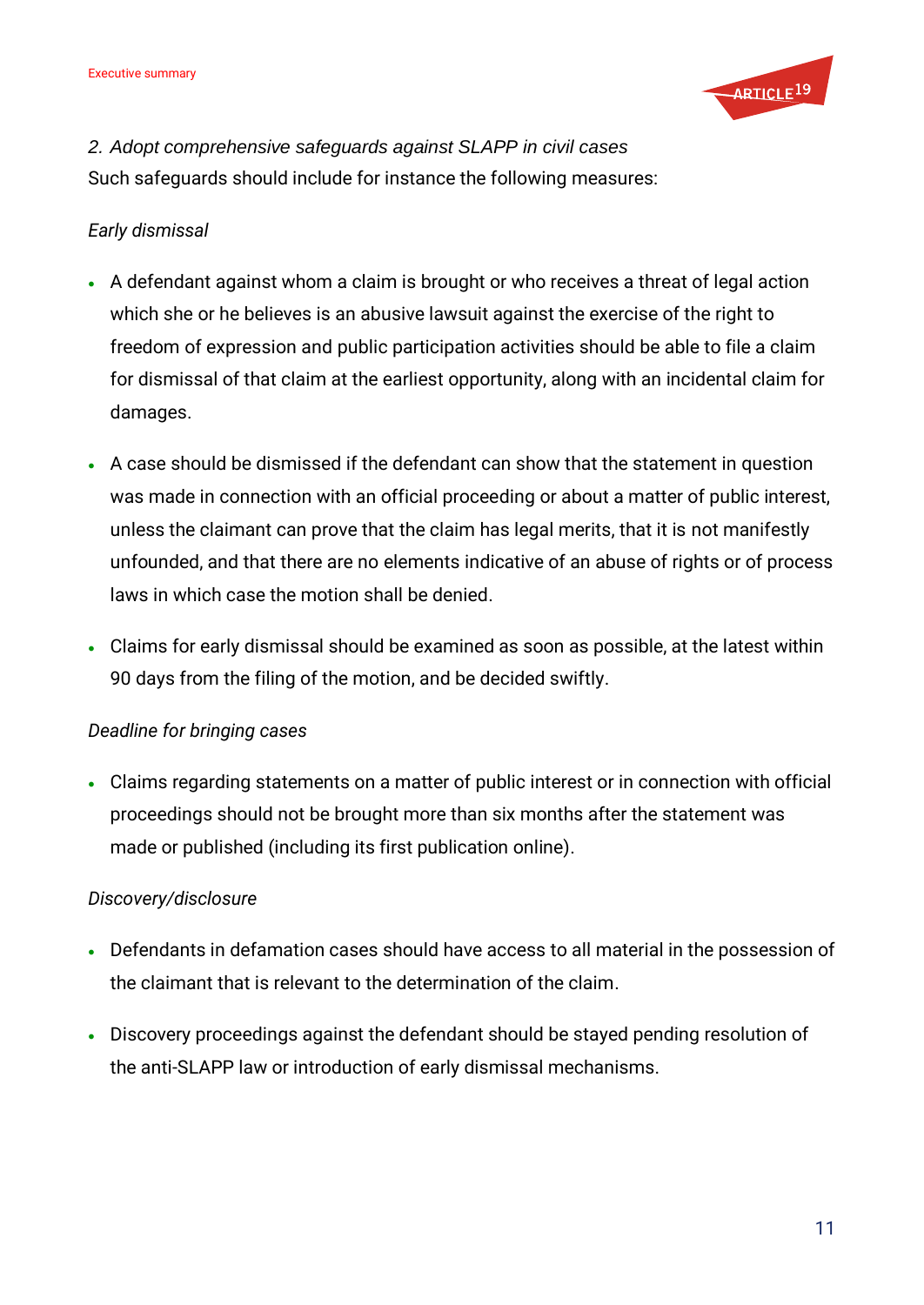*2. Adopt comprehensive safeguards against SLAPP in civil cases*

Such safeguards should include for instance the following measures:

*Early dismissal*

- A defendant against whom a claim is brought or who receives a threat of legal action which she or he believes is an abusive lawsuit against the exercise of the right to freedom of expression and public participation activities should be able to file a claim for dismissal of that claim at the earliest opportunity, along with an incidental claim for damages.
- A case should be dismissed if the defendant can show that the statement in question was made in connection with an official proceeding or about a matter of public interest, unless the claimant can prove that the claim has legal merits, that it is not manifestly unfounded, and that there are no elements indicative of an abuse of rights or of process laws in which case the motion shall be denied.
- Claims for early dismissal should be examined as soon as possible, at the latest within 90 days from the filing of the motion, and be decided swiftly.

*Deadline for bringing cases*

- Claims regarding statements on a matter of public interest or in connection with official proceedings should not be brought more than six months after the statement was made or published (including its first publication online).

*Discovery/disclosure*

- Defendants in defamation cases should have access to all material in the possession of the claimant that is relevant to the determination of the claim.
- Discovery proceedings against the defendant should be stayed pending resolution of the anti-SLAPP law or introduction of early dismissal mechanisms.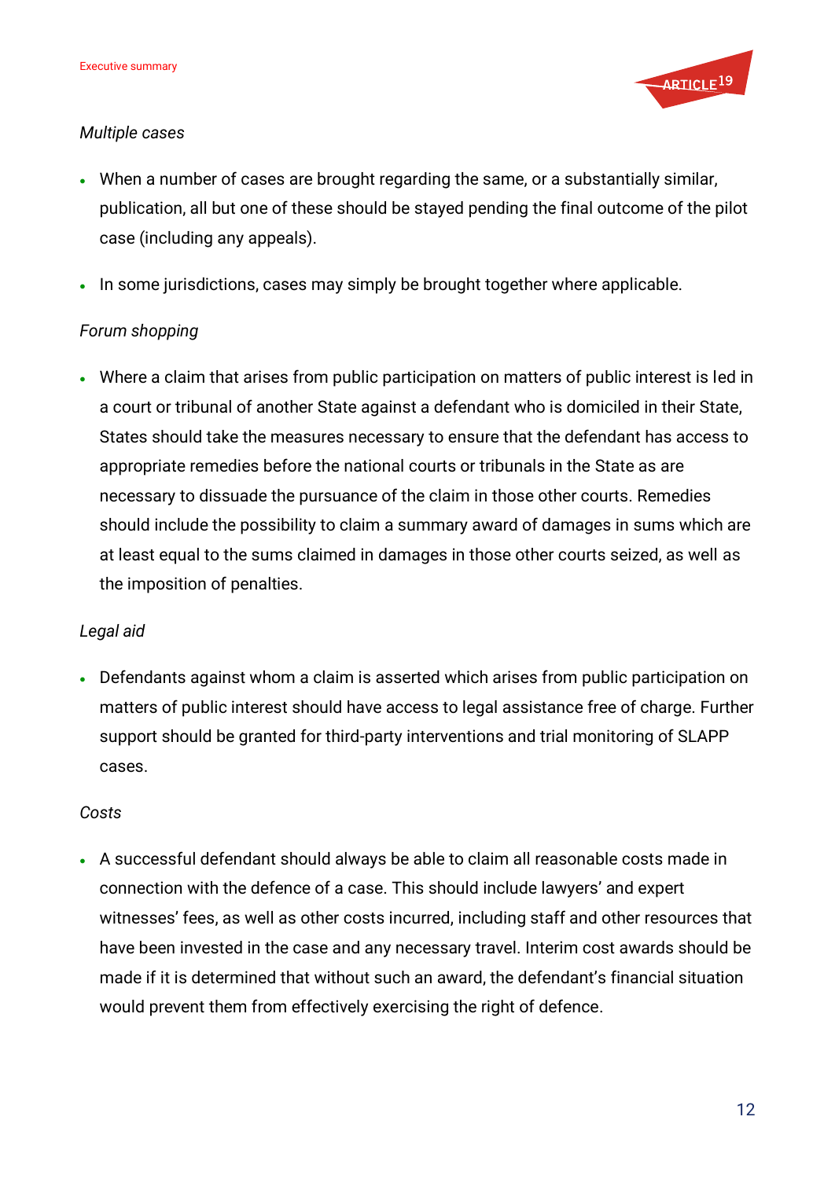*Multiple cases*

- When a number of cases are brought regarding the same, or a substantially similar, publication, all but one of these should be stayed pending the final outcome of the pilot case (including any appeals).
- In some jurisdictions, cases may simply be brought together where applicable.

*Forum shopping*

- Where a claim that arises from public participation on matters of public interest is led in a court or tribunal of another State against a defendant who is domiciled in their State, States should take the measures necessary to ensure that the defendant has access to appropriate remedies before the national courts or tribunals in the State as are necessary to dissuade the pursuance of the claim in those other courts. Remedies should include the possibility to claim a summary award of damages in sums which are at least equal to the sums claimed in damages in those other courts seized, as well as the imposition of penalties.

*Legal aid*

- Defendants against whom a claim is asserted which arises from public participation on matters of public interest should have access to legal assistance free of charge. Further support should be granted for third-party interventions and trial monitoring of SLAPP cases.

*Costs*

- A successful defendant should always be able to claim all reasonable costs made in connection with the defence of a case. This should include lawyers' and expert witnesses' fees, as well as other costs incurred, including staff and other resources that have been invested in the case and any necessary travel. Interim cost awards should be made if it is determined that without such an award, the defendant's financial situation would prevent them from effectively exercising the right of defence.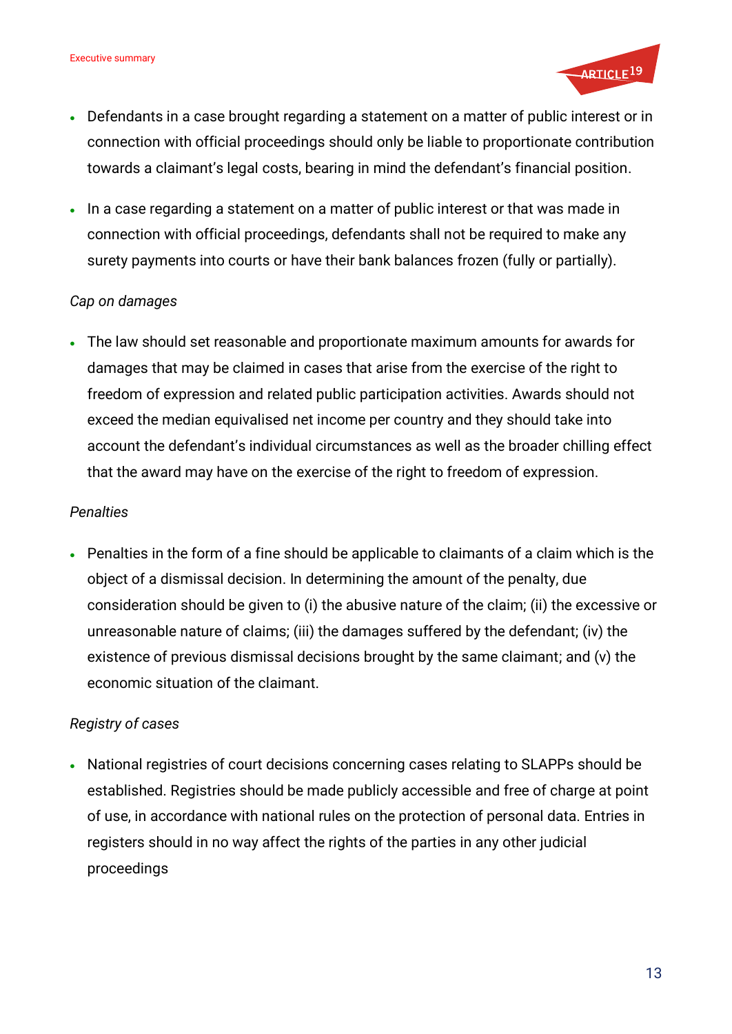- Defendants in a case brought regarding a statement on a matter of public interest or in connection with official proceedings should only be liable to proportionate contribution towards a claimant's legal costs, bearing in mind the defendant's financial position.
- In a case regarding a statement on a matter of public interest or that was made in connection with official proceedings, defendants shall not be required to make any surety payments into courts or have their bank balances frozen (fully or partially).

*Cap on damages*

- The law should set reasonable and proportionate maximum amounts for awards for damages that may be claimed in cases that arise from the exercise of the right to freedom of expression and related public participation activities. Awards should not exceed the median equivalised net income per country and they should take into account the defendant's individual circumstances as well as the broader chilling effect that the award may have on the exercise of the right to freedom of expression.

*Penalties*

- Penalties in the form of a fine should be applicable to claimants of a claim which is the object of a dismissal decision. In determining the amount of the penalty, due consideration should be given to (i) the abusive nature of the claim; (ii) the excessive or unreasonable nature of claims; (iii) the damages suffered by the defendant; (iv) the existence of previous dismissal decisions brought by the same claimant; and (v) the economic situation of the claimant.

*Registry of cases*

- National registries of court decisions concerning cases relating to SLAPPs should be established. Registries should be made publicly accessible and free of charge at point of use, in accordance with national rules on the protection of personal data. Entries in registers should in no way affect the rights of the parties in any other judicial proceedings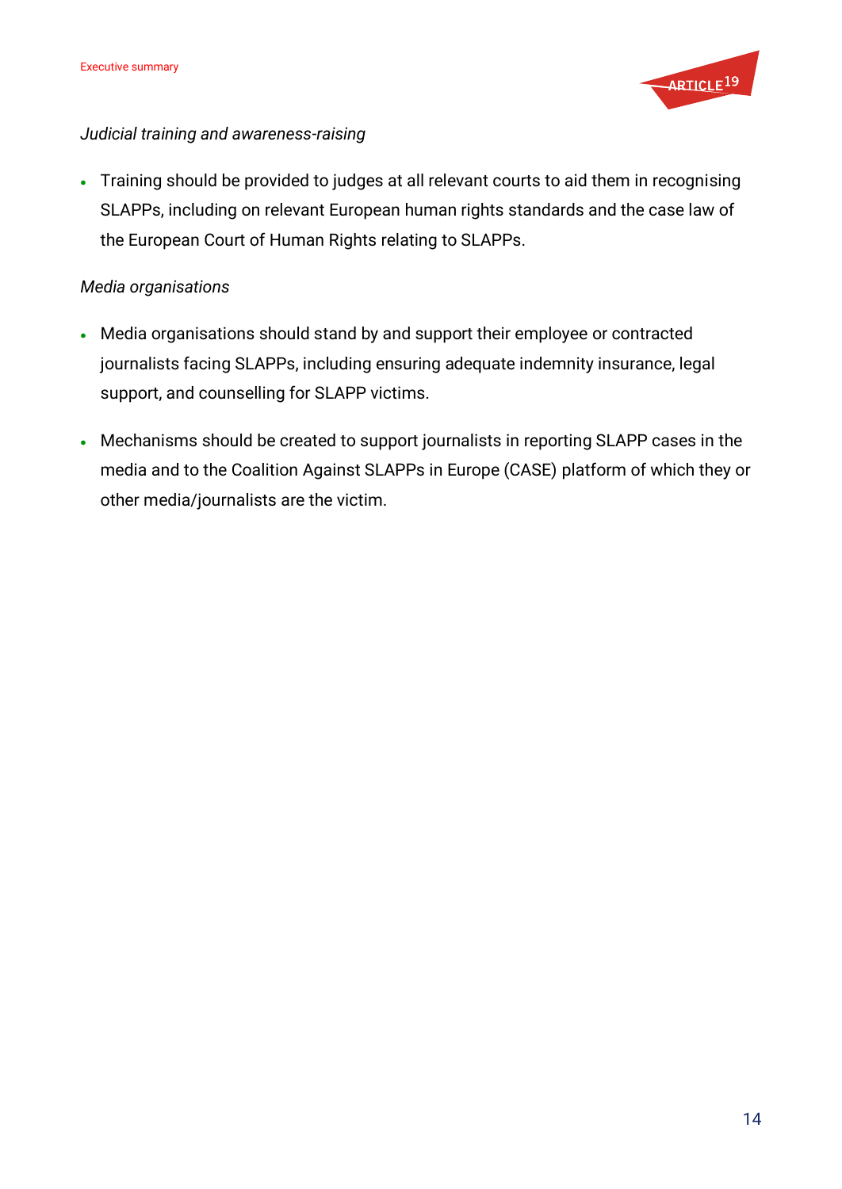*Judicial training and awareness-raising*

- Training should be provided to judges at all relevant courts to aid them in recognising SLAPPs, including on relevant European human rights standards and the case law of the European Court of Human Rights relating to SLAPPs.

*Media organisations*

- Media organisations should stand by and support their employee or contracted journalists facing SLAPPs, including ensuring adequate indemnity insurance, legal support, and counselling for SLAPP victims.
- Mechanisms should be created to support journalists in reporting SLAPP cases in the media and to the Coalition Against SLAPPs in Europe (CASE) platform of which they or other media/journalists are the victim.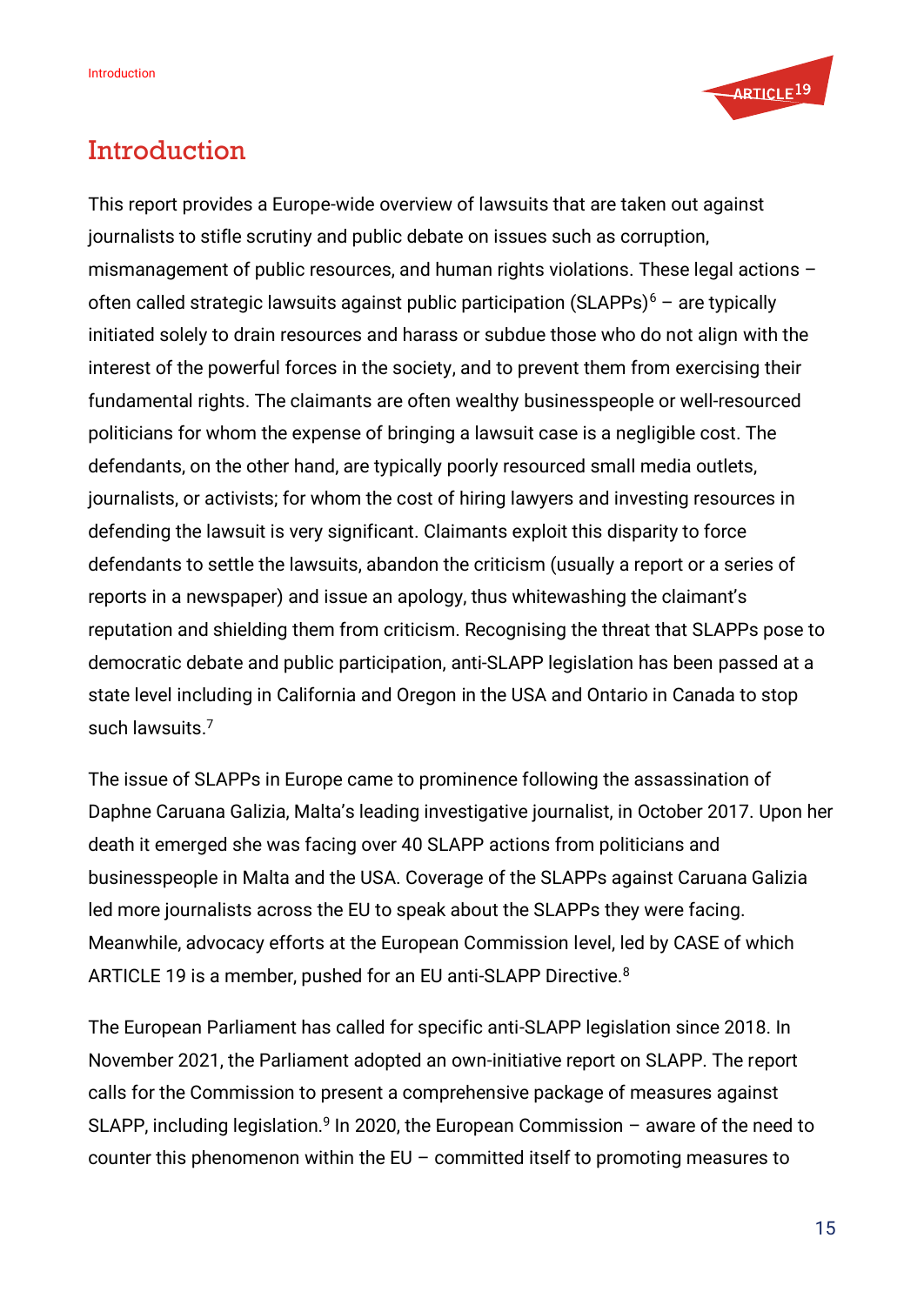# Introduction

This report provides a Europe-wide overview of lawsuits that are taken out against journalists to stifle scrutiny and public debate on issues such as corruption, mismanagement of public resources, and human rights violations. These legal actions – often called strategic lawsuits against public participation (SLAPPs)[6] – are typically initiated solely to drain resources and harass or subdue those who do not align with the interest of the powerful forces in the society, and to prevent them from exercising their fundamental rights. The claimants are often wealthy businesspeople or well-resourced politicians for whom the expense of bringing a lawsuit case is a negligible cost. The defendants, on the other hand, are typically poorly resourced small media outlets, journalists, or activists; for whom the cost of hiring lawyers and investing resources in defending the lawsuit is very significant. Claimants exploit this disparity to force defendants to settle the lawsuits, abandon the criticism (usually a report or a series of reports in a newspaper) and issue an apology, thus whitewashing the claimant's reputation and shielding them from criticism. Recognising the threat that SLAPPs pose to democratic debate and public participation, anti-SLAPP legislation has been passed at a state level including in California and Oregon in the USA and Ontario in Canada to stop such lawsuits.[7]

The issue of SLAPPs in Europe came to prominence following the assassination of Daphne Caruana Galizia, Malta's leading investigative journalist, in October 2017. Upon her death it emerged she was facing over 40 SLAPP actions from politicians and businesspeople in Malta and the USA. Coverage of the SLAPPs against Caruana Galizia led more journalists across the EU to speak about the SLAPPs they were facing. Meanwhile, advocacy efforts at the European Commission level, led by CASE of which ARTICLE 19 is a member, pushed for an EU anti-SLAPP Directive.[8]

The European Parliament has called for specific anti-SLAPP legislation since 2018. In November 2021, the Parliament adopted an own-initiative report on SLAPP. The report calls for the Commission to present a comprehensive package of measures against SLAPP, including legislation.[9] In 2020, the European Commission – aware of the need to counter this phenomenon within the EU – committed itself to promoting measures to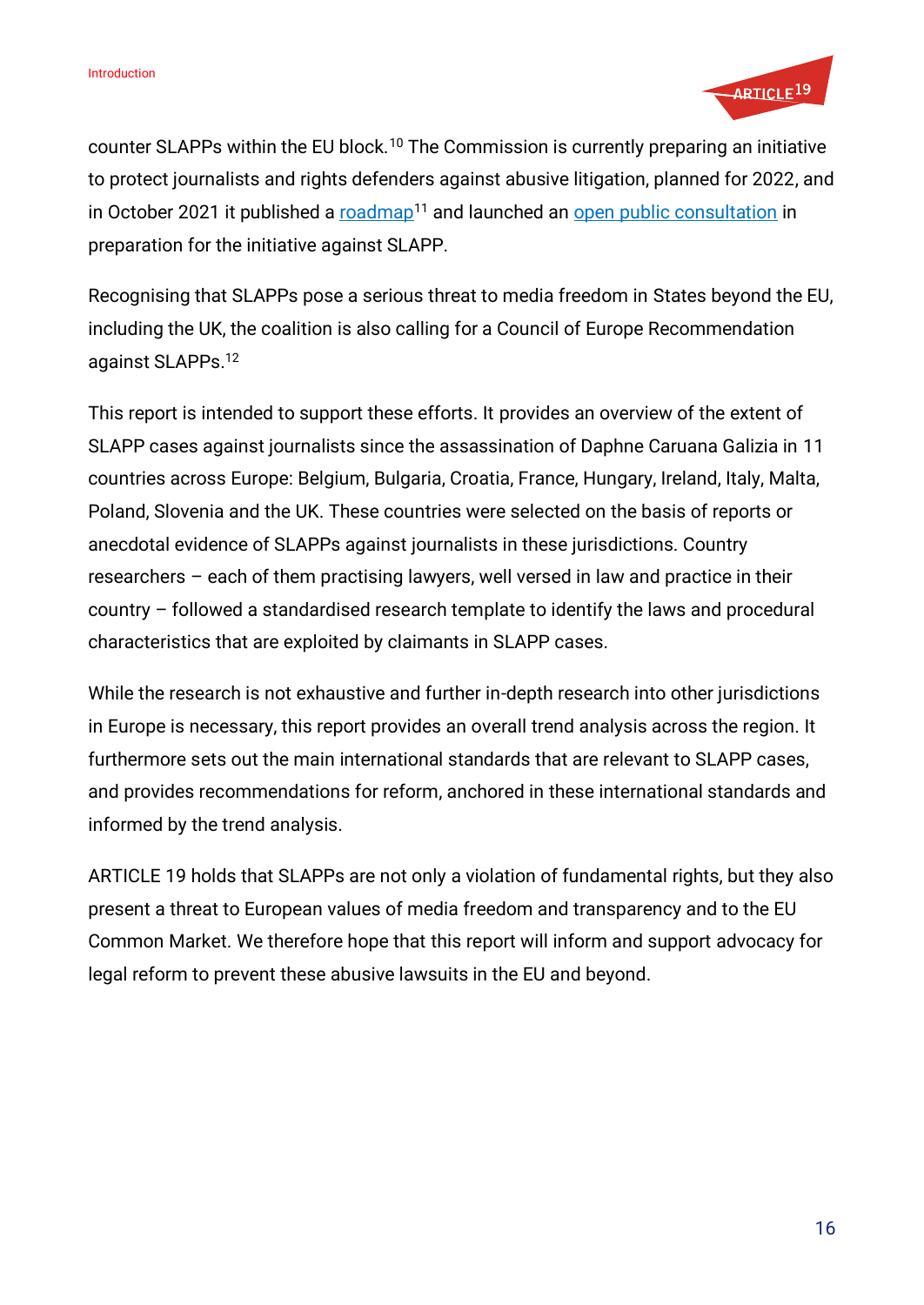counter SLAPPs within the EU block.[10] The Commission is currently preparing an initiative to protect journalists and rights defenders against abusive litigation, planned for 2022, and in October 2021 it published a roadmap[11] and launched an open public consultation in preparation for the initiative against SLAPP.

Recognising that SLAPPs pose a serious threat to media freedom in States beyond the EU, including the UK, the coalition is also calling for a Council of Europe Recommendation against SLAPPs.[12]

This report is intended to support these efforts. It provides an overview of the extent of SLAPP cases against journalists since the assassination of Daphne Caruana Galizia in 11 countries across Europe: Belgium, Bulgaria, Croatia, France, Hungary, Ireland, Italy, Malta, Poland, Slovenia and the UK. These countries were selected on the basis of reports or anecdotal evidence of SLAPPs against journalists in these jurisdictions. Country researchers – each of them practising lawyers, well versed in law and practice in their country – followed a standardised research template to identify the laws and procedural characteristics that are exploited by claimants in SLAPP cases.

While the research is not exhaustive and further in-depth research into other jurisdictions in Europe is necessary, this report provides an overall trend analysis across the region. It furthermore sets out the main international standards that are relevant to SLAPP cases, and provides recommendations for reform, anchored in these international standards and informed by the trend analysis.

ARTICLE 19 holds that SLAPPs are not only a violation of fundamental rights, but they also present a threat to European values of media freedom and transparency and to the EU Common Market. We therefore hope that this report will inform and support advocacy for legal reform to prevent these abusive lawsuits in the EU and beyond.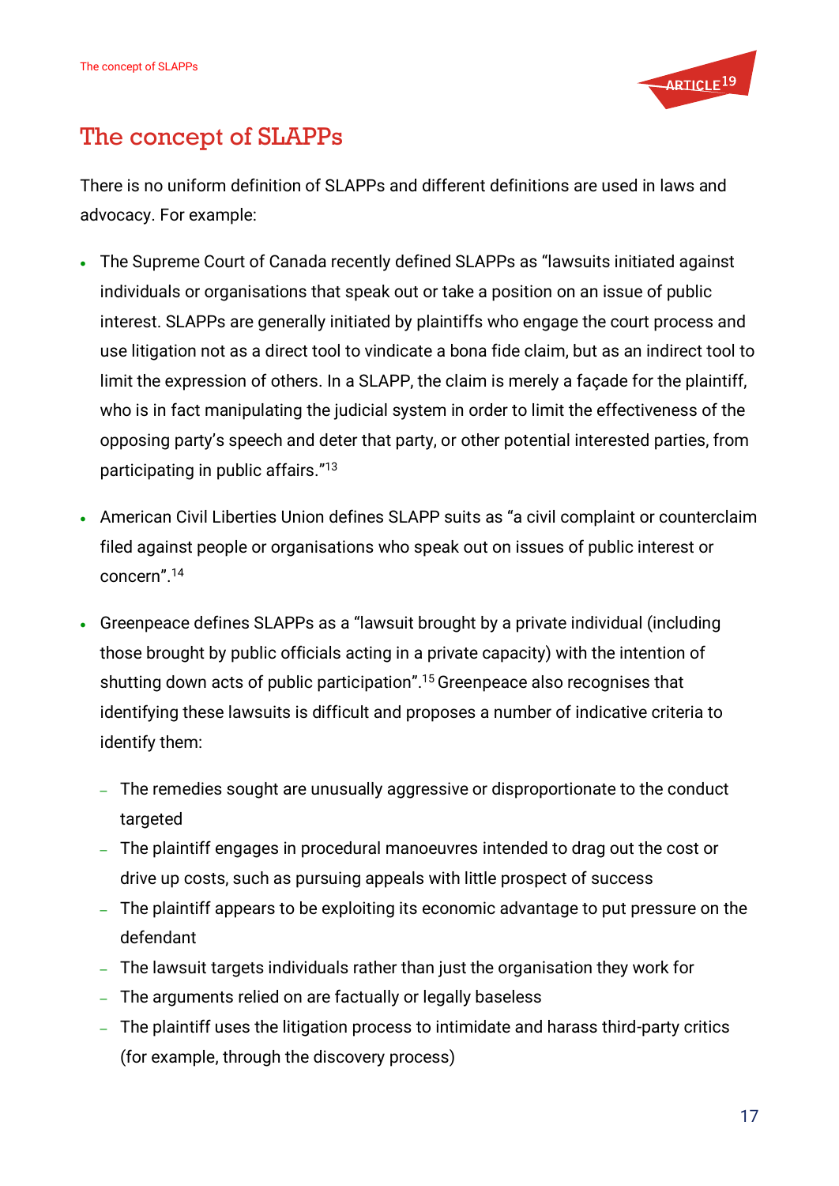# The concept of SLAPPs

There is no uniform definition of SLAPPs and different definitions are used in laws and advocacy. For example:

- The Supreme Court of Canada recently defined SLAPPs as "lawsuits initiated against individuals or organisations that speak out or take a position on an issue of public interest. SLAPPs are generally initiated by plaintiffs who engage the court process and use litigation not as a direct tool to vindicate a bona fide claim, but as an indirect tool to limit the expression of others. In a SLAPP, the claim is merely a façade for the plaintiff, who is in fact manipulating the judicial system in order to limit the effectiveness of the opposing party's speech and deter that party, or other potential interested parties, from participating in public affairs."[13]
- American Civil Liberties Union defines SLAPP suits as "a civil complaint or counterclaim filed against people or organisations who speak out on issues of public interest or concern".[14]
- Greenpeace defines SLAPPs as a "lawsuit brought by a private individual (including those brought by public officials acting in a private capacity) with the intention of shutting down acts of public participation".[15] Greenpeace also recognises that identifying these lawsuits is difficult and proposes a number of indicative criteria to identify them:
  - The remedies sought are unusually aggressive or disproportionate to the conduct targeted
  - The plaintiff engages in procedural manoeuvres intended to drag out the cost or drive up costs, such as pursuing appeals with little prospect of success
  - The plaintiff appears to be exploiting its economic advantage to put pressure on the defendant
  - The lawsuit targets individuals rather than just the organisation they work for
  - The arguments relied on are factually or legally baseless
  - The plaintiff uses the litigation process to intimidate and harass third-party critics (for example, through the discovery process)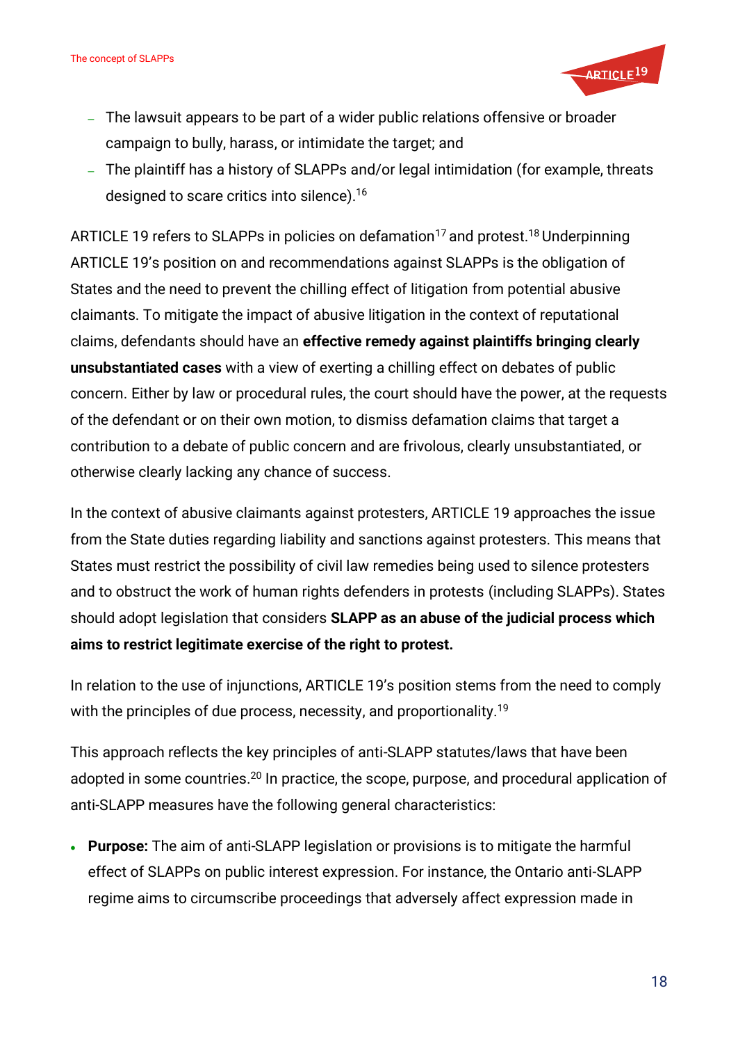- The lawsuit appears to be part of a wider public relations offensive or broader campaign to bully, harass, or intimidate the target; and
- The plaintiff has a history of SLAPPs and/or legal intimidation (for example, threats designed to scare critics into silence).[16]

ARTICLE 19 refers to SLAPPs in policies on defamation[17] and protest.[18] Underpinning ARTICLE 19's position on and recommendations against SLAPPs is the obligation of States and the need to prevent the chilling effect of litigation from potential abusive claimants. To mitigate the impact of abusive litigation in the context of reputational claims, defendants should have an **effective remedy against plaintiffs bringing clearly unsubstantiated cases** with a view of exerting a chilling effect on debates of public concern. Either by law or procedural rules, the court should have the power, at the requests of the defendant or on their own motion, to dismiss defamation claims that target a contribution to a debate of public concern and are frivolous, clearly unsubstantiated, or otherwise clearly lacking any chance of success.

In the context of abusive claimants against protesters, ARTICLE 19 approaches the issue from the State duties regarding liability and sanctions against protesters. This means that States must restrict the possibility of civil law remedies being used to silence protesters and to obstruct the work of human rights defenders in protests (including SLAPPs). States should adopt legislation that considers **SLAPP as an abuse of the judicial process which aims to restrict legitimate exercise of the right to protest.**

In relation to the use of injunctions, ARTICLE 19's position stems from the need to comply with the principles of due process, necessity, and proportionality.[19]

This approach reflects the key principles of anti-SLAPP statutes/laws that have been adopted in some countries.[20] In practice, the scope, purpose, and procedural application of anti-SLAPP measures have the following general characteristics:

- **Purpose:** The aim of anti-SLAPP legislation or provisions is to mitigate the harmful effect of SLAPPs on public interest expression. For instance, the Ontario anti-SLAPP regime aims to circumscribe proceedings that adversely affect expression made in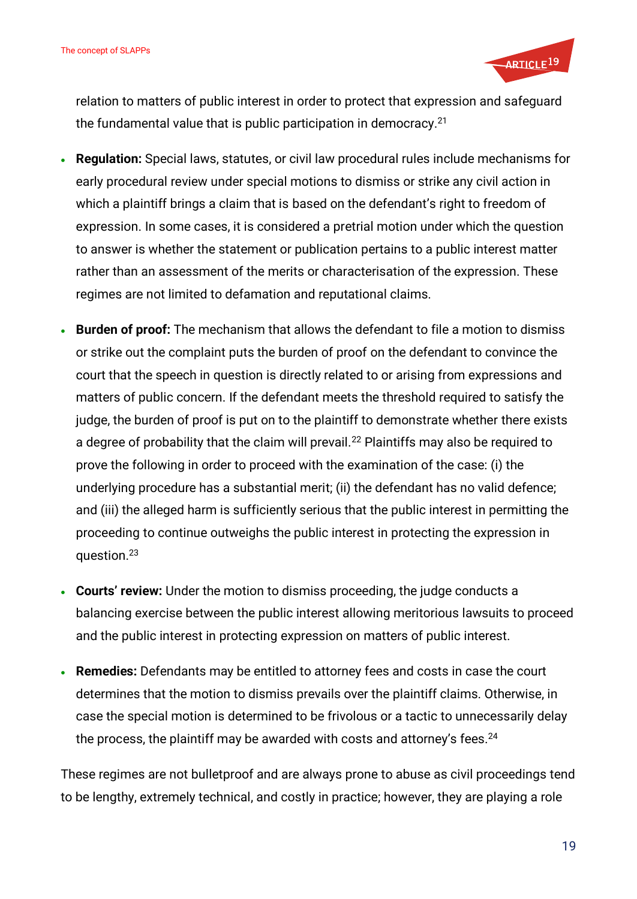relation to matters of public interest in order to protect that expression and safeguard the fundamental value that is public participation in democracy.[21]

- **Regulation:** Special laws, statutes, or civil law procedural rules include mechanisms for early procedural review under special motions to dismiss or strike any civil action in which a plaintiff brings a claim that is based on the defendant's right to freedom of expression. In some cases, it is considered a pretrial motion under which the question to answer is whether the statement or publication pertains to a public interest matter rather than an assessment of the merits or characterisation of the expression. These regimes are not limited to defamation and reputational claims.
- **Burden of proof:** The mechanism that allows the defendant to file a motion to dismiss or strike out the complaint puts the burden of proof on the defendant to convince the court that the speech in question is directly related to or arising from expressions and matters of public concern. If the defendant meets the threshold required to satisfy the judge, the burden of proof is put on to the plaintiff to demonstrate whether there exists a degree of probability that the claim will prevail.[22] Plaintiffs may also be required to prove the following in order to proceed with the examination of the case: (i) the underlying procedure has a substantial merit; (ii) the defendant has no valid defence; and (iii) the alleged harm is sufficiently serious that the public interest in permitting the proceeding to continue outweighs the public interest in protecting the expression in question.[23]
- **Courts' review:** Under the motion to dismiss proceeding, the judge conducts a balancing exercise between the public interest allowing meritorious lawsuits to proceed and the public interest in protecting expression on matters of public interest.
- **Remedies:** Defendants may be entitled to attorney fees and costs in case the court determines that the motion to dismiss prevails over the plaintiff claims. Otherwise, in case the special motion is determined to be frivolous or a tactic to unnecessarily delay the process, the plaintiff may be awarded with costs and attorney's fees.[24]

These regimes are not bulletproof and are always prone to abuse as civil proceedings tend to be lengthy, extremely technical, and costly in practice; however, they are playing a role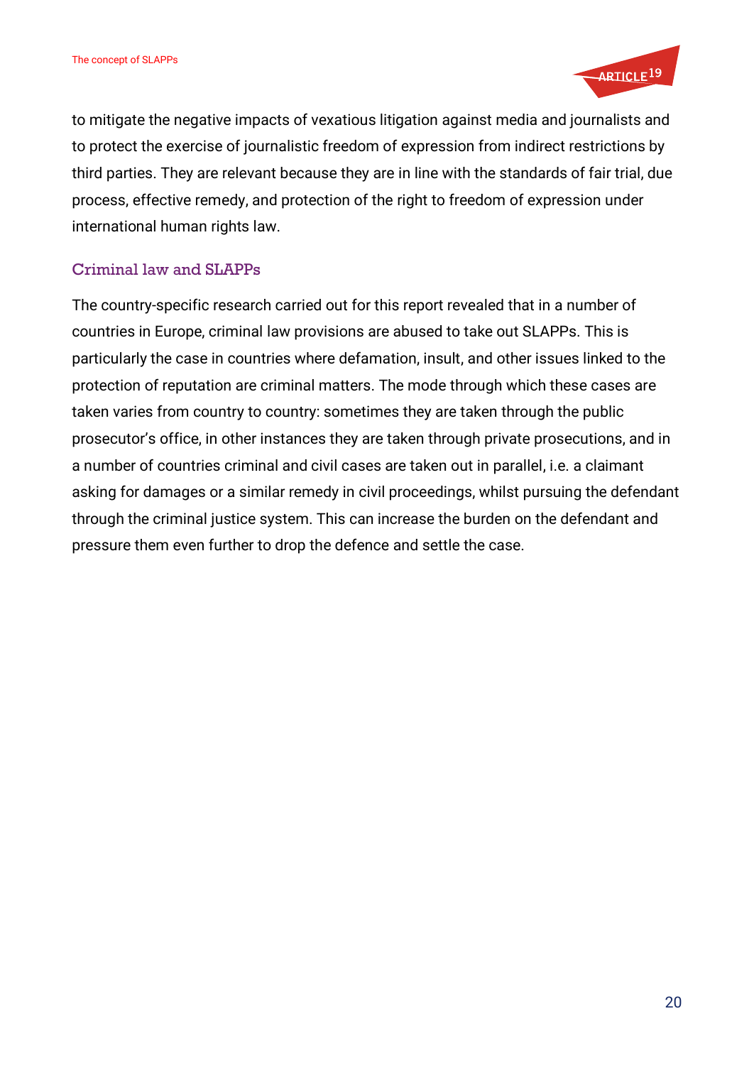to mitigate the negative impacts of vexatious litigation against media and journalists and to protect the exercise of journalistic freedom of expression from indirect restrictions by third parties. They are relevant because they are in line with the standards of fair trial, due process, effective remedy, and protection of the right to freedom of expression under international human rights law.

### Criminal law and SLAPPs

The country-specific research carried out for this report revealed that in a number of countries in Europe, criminal law provisions are abused to take out SLAPPs. This is particularly the case in countries where defamation, insult, and other issues linked to the protection of reputation are criminal matters. The mode through which these cases are taken varies from country to country: sometimes they are taken through the public prosecutor's office, in other instances they are taken through private prosecutions, and in a number of countries criminal and civil cases are taken out in parallel, i.e. a claimant asking for damages or a similar remedy in civil proceedings, whilst pursuing the defendant through the criminal justice system. This can increase the burden on the defendant and pressure them even further to drop the defence and settle the case.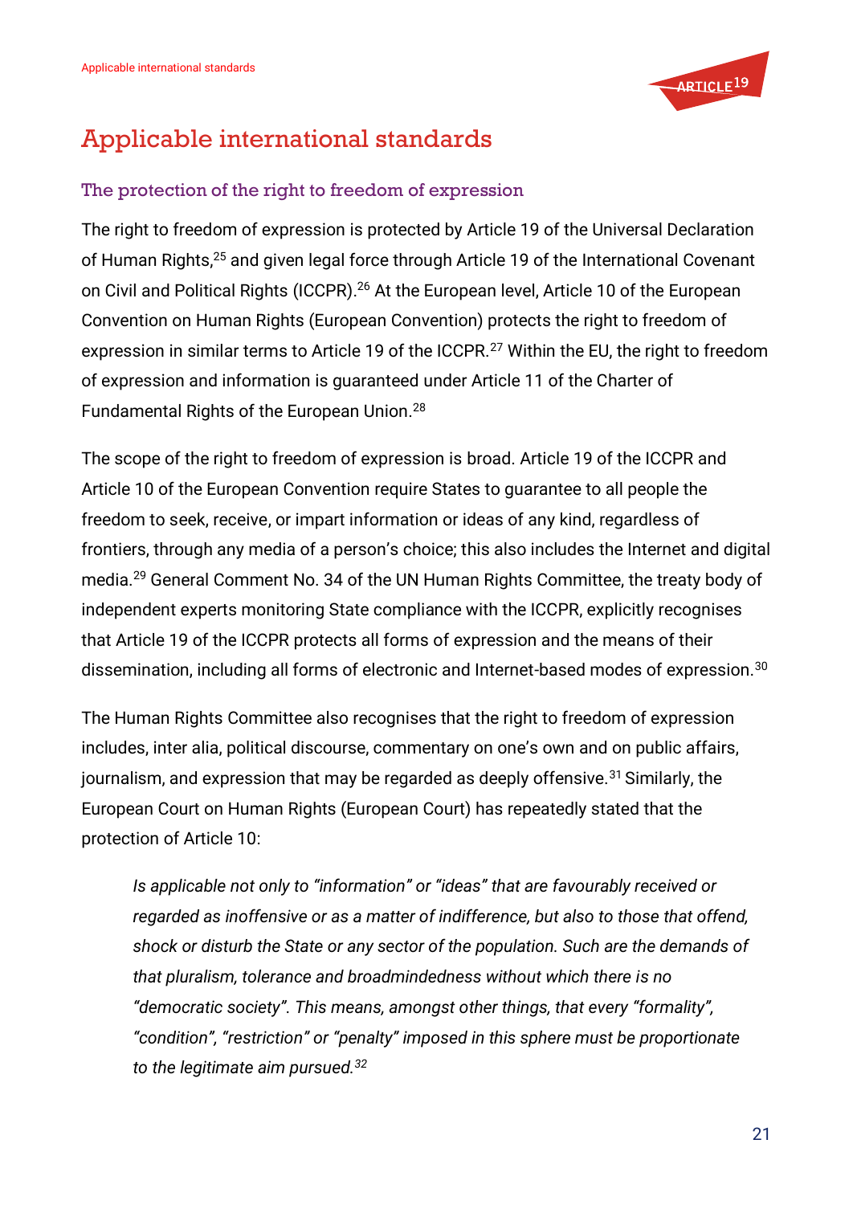# Applicable international standards

## The protection of the right to freedom of expression

The right to freedom of expression is protected by Article 19 of the Universal Declaration of Human Rights,[25] and given legal force through Article 19 of the International Covenant on Civil and Political Rights (ICCPR).[26] At the European level, Article 10 of the European Convention on Human Rights (European Convention) protects the right to freedom of expression in similar terms to Article 19 of the ICCPR.[27] Within the EU, the right to freedom of expression and information is guaranteed under Article 11 of the Charter of Fundamental Rights of the European Union.[28]

The scope of the right to freedom of expression is broad. Article 19 of the ICCPR and Article 10 of the European Convention require States to guarantee to all people the freedom to seek, receive, or impart information or ideas of any kind, regardless of frontiers, through any media of a person's choice; this also includes the Internet and digital media.[29] General Comment No. 34 of the UN Human Rights Committee, the treaty body of independent experts monitoring State compliance with the ICCPR, explicitly recognises that Article 19 of the ICCPR protects all forms of expression and the means of their dissemination, including all forms of electronic and Internet-based modes of expression.[30]

The Human Rights Committee also recognises that the right to freedom of expression includes, inter alia, political discourse, commentary on one's own and on public affairs, journalism, and expression that may be regarded as deeply offensive.[31] Similarly, the European Court on Human Rights (European Court) has repeatedly stated that the protection of Article 10:

> *Is applicable not only to "information" or "ideas" that are favourably received or regarded as inoffensive or as a matter of indifference, but also to those that offend, shock or disturb the State or any sector of the population. Such are the demands of that pluralism, tolerance and broadmindedness without which there is no "democratic society". This means, amongst other things, that every "formality", "condition", "restriction" or "penalty" imposed in this sphere must be proportionate to the legitimate aim pursued.*[32]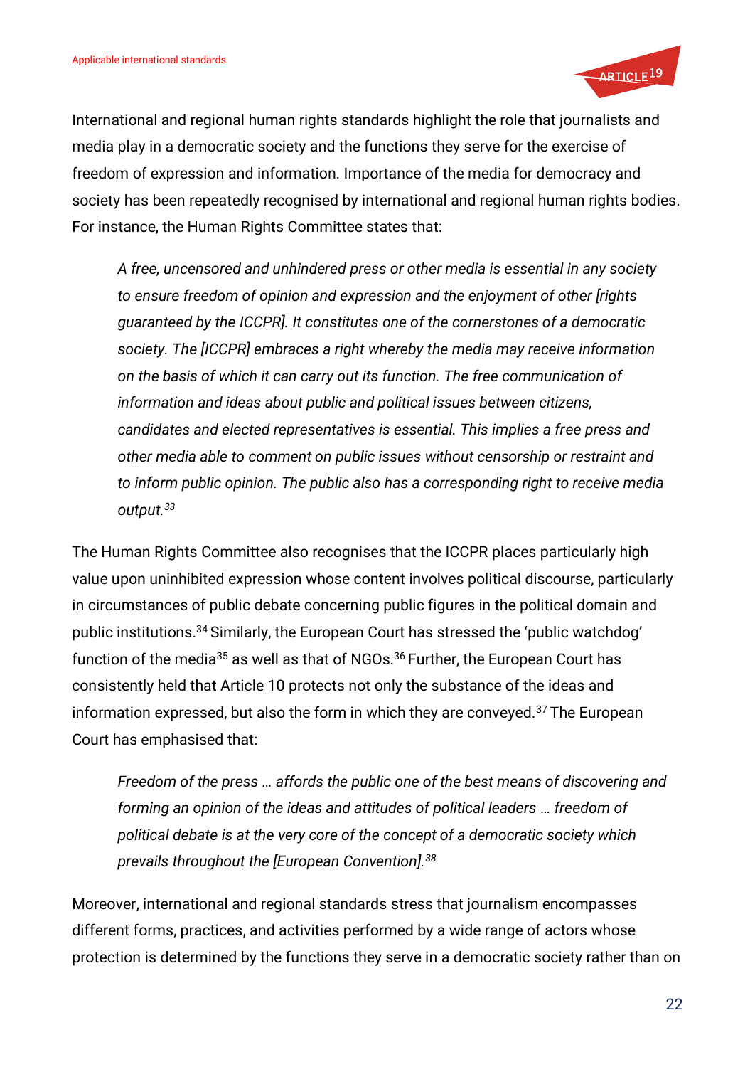International and regional human rights standards highlight the role that journalists and media play in a democratic society and the functions they serve for the exercise of freedom of expression and information. Importance of the media for democracy and society has been repeatedly recognised by international and regional human rights bodies. For instance, the Human Rights Committee states that:

> *A free, uncensored and unhindered press or other media is essential in any society to ensure freedom of opinion and expression and the enjoyment of other [rights guaranteed by the ICCPR]. It constitutes one of the cornerstones of a democratic society. The [ICCPR] embraces a right whereby the media may receive information on the basis of which it can carry out its function. The free communication of information and ideas about public and political issues between citizens, candidates and elected representatives is essential. This implies a free press and other media able to comment on public issues without censorship or restraint and to inform public opinion. The public also has a corresponding right to receive media output.*[33]

The Human Rights Committee also recognises that the ICCPR places particularly high value upon uninhibited expression whose content involves political discourse, particularly in circumstances of public debate concerning public figures in the political domain and public institutions.[34] Similarly, the European Court has stressed the 'public watchdog' function of the media[35] as well as that of NGOs.[36] Further, the European Court has consistently held that Article 10 protects not only the substance of the ideas and information expressed, but also the form in which they are conveyed.[37] The European Court has emphasised that:

> *Freedom of the press … affords the public one of the best means of discovering and forming an opinion of the ideas and attitudes of political leaders … freedom of political debate is at the very core of the concept of a democratic society which prevails throughout the [European Convention].*[38]

Moreover, international and regional standards stress that journalism encompasses different forms, practices, and activities performed by a wide range of actors whose protection is determined by the functions they serve in a democratic society rather than on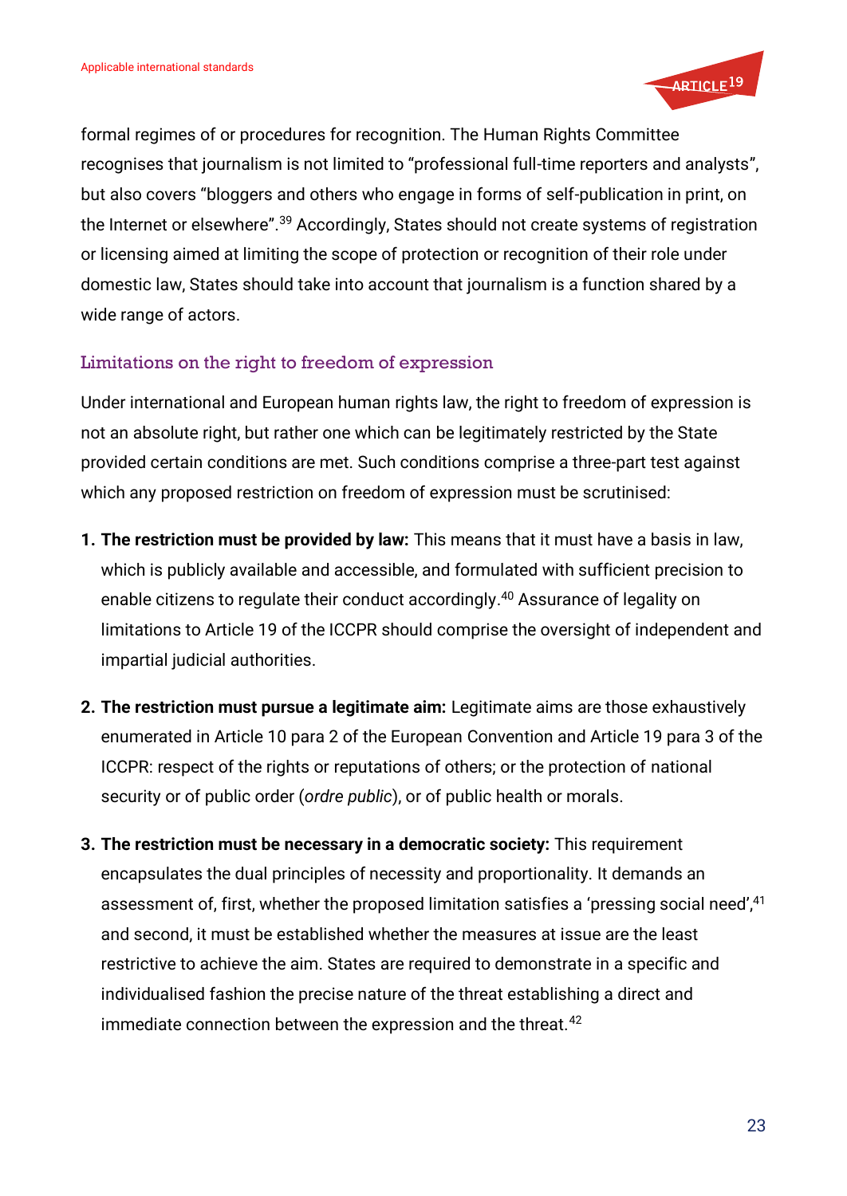formal regimes of or procedures for recognition. The Human Rights Committee recognises that journalism is not limited to "professional full-time reporters and analysts", but also covers "bloggers and others who engage in forms of self-publication in print, on the Internet or elsewhere".[39] Accordingly, States should not create systems of registration or licensing aimed at limiting the scope of protection or recognition of their role under domestic law, States should take into account that journalism is a function shared by a wide range of actors.

### Limitations on the right to freedom of expression

Under international and European human rights law, the right to freedom of expression is not an absolute right, but rather one which can be legitimately restricted by the State provided certain conditions are met. Such conditions comprise a three-part test against which any proposed restriction on freedom of expression must be scrutinised:

1. **The restriction must be provided by law:** This means that it must have a basis in law, which is publicly available and accessible, and formulated with sufficient precision to enable citizens to regulate their conduct accordingly.[40] Assurance of legality on limitations to Article 19 of the ICCPR should comprise the oversight of independent and impartial judicial authorities.

2. **The restriction must pursue a legitimate aim:** Legitimate aims are those exhaustively enumerated in Article 10 para 2 of the European Convention and Article 19 para 3 of the ICCPR: respect of the rights or reputations of others; or the protection of national security or of public order (*ordre public*), or of public health or morals.

3. **The restriction must be necessary in a democratic society:** This requirement encapsulates the dual principles of necessity and proportionality. It demands an assessment of, first, whether the proposed limitation satisfies a 'pressing social need',[41] and second, it must be established whether the measures at issue are the least restrictive to achieve the aim. States are required to demonstrate in a specific and individualised fashion the precise nature of the threat establishing a direct and immediate connection between the expression and the threat.[42]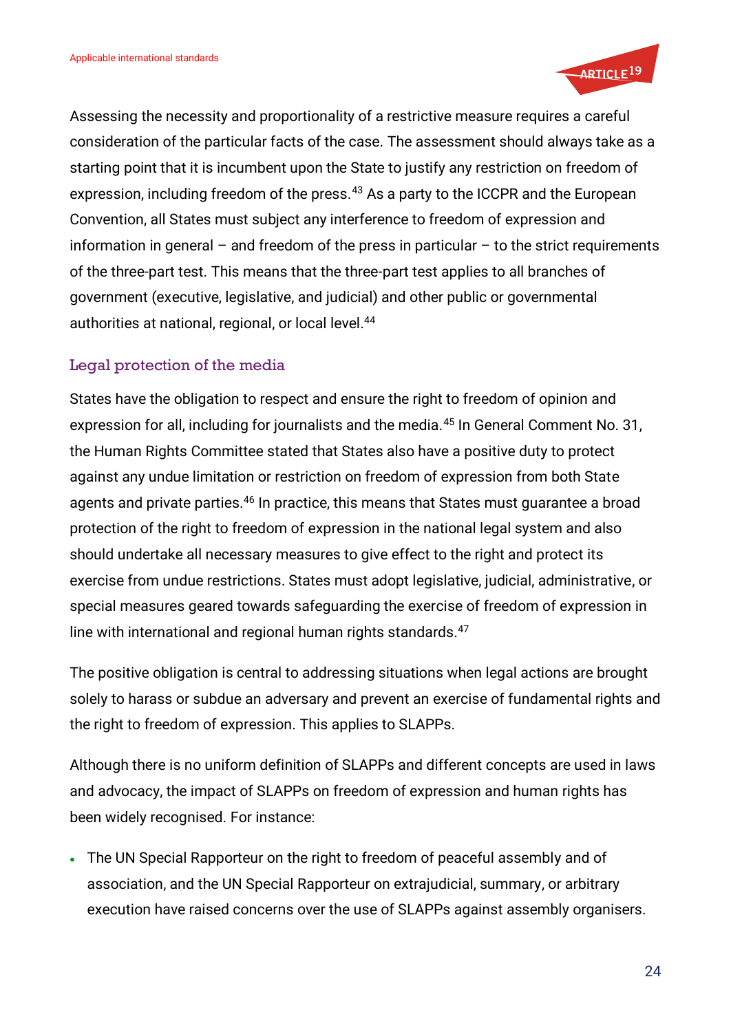Assessing the necessity and proportionality of a restrictive measure requires a careful consideration of the particular facts of the case. The assessment should always take as a starting point that it is incumbent upon the State to justify any restriction on freedom of expression, including freedom of the press.[43] As a party to the ICCPR and the European Convention, all States must subject any interference to freedom of expression and information in general – and freedom of the press in particular – to the strict requirements of the three-part test. This means that the three-part test applies to all branches of government (executive, legislative, and judicial) and other public or governmental authorities at national, regional, or local level.[44]

### Legal protection of the media

States have the obligation to respect and ensure the right to freedom of opinion and expression for all, including for journalists and the media.[45] In General Comment No. 31, the Human Rights Committee stated that States also have a positive duty to protect against any undue limitation or restriction on freedom of expression from both State agents and private parties.[46] In practice, this means that States must guarantee a broad protection of the right to freedom of expression in the national legal system and also should undertake all necessary measures to give effect to the right and protect its exercise from undue restrictions. States must adopt legislative, judicial, administrative, or special measures geared towards safeguarding the exercise of freedom of expression in line with international and regional human rights standards.[47]

The positive obligation is central to addressing situations when legal actions are brought solely to harass or subdue an adversary and prevent an exercise of fundamental rights and the right to freedom of expression. This applies to SLAPPs.

Although there is no uniform definition of SLAPPs and different concepts are used in laws and advocacy, the impact of SLAPPs on freedom of expression and human rights has been widely recognised. For instance:

- The UN Special Rapporteur on the right to freedom of peaceful assembly and of association, and the UN Special Rapporteur on extrajudicial, summary, or arbitrary execution have raised concerns over the use of SLAPPs against assembly organisers.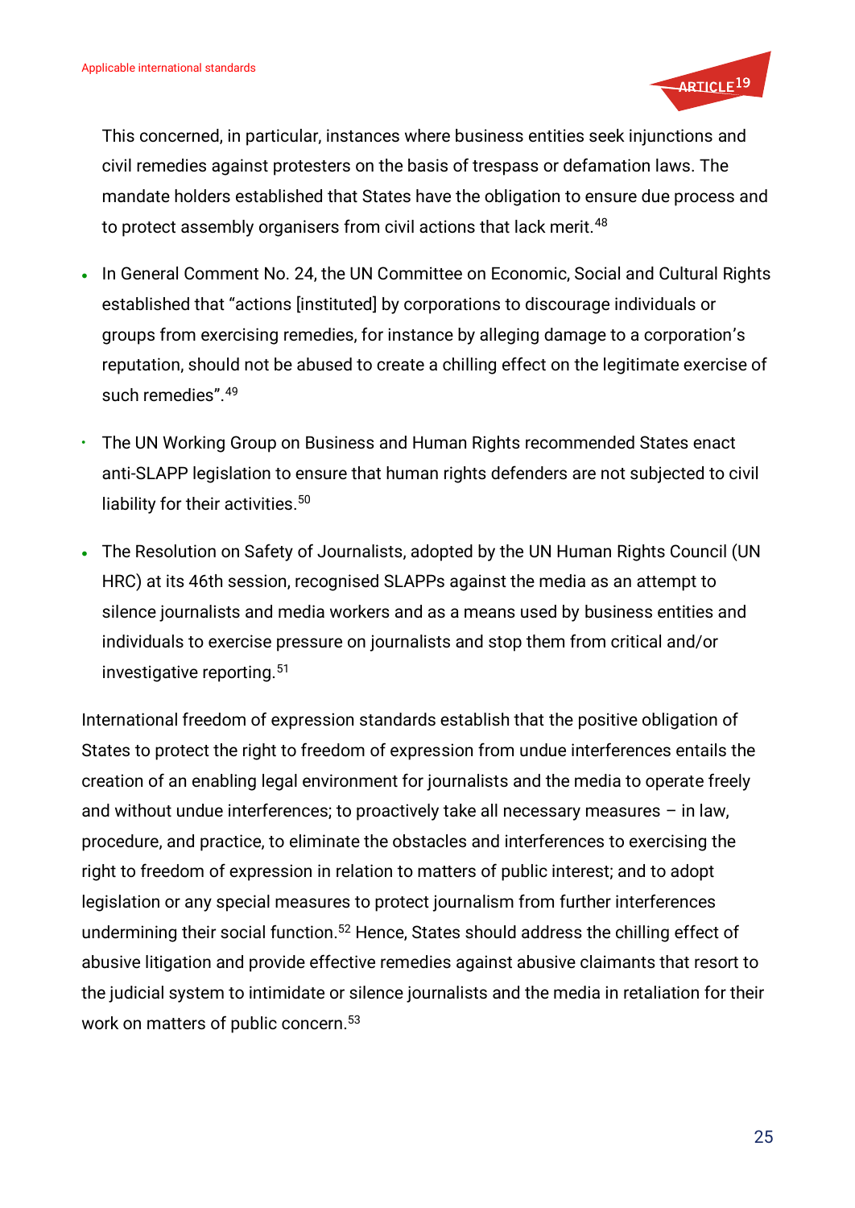This concerned, in particular, instances where business entities seek injunctions and civil remedies against protesters on the basis of trespass or defamation laws. The mandate holders established that States have the obligation to ensure due process and to protect assembly organisers from civil actions that lack merit.[48]

- In General Comment No. 24, the UN Committee on Economic, Social and Cultural Rights established that "actions [instituted] by corporations to discourage individuals or groups from exercising remedies, for instance by alleging damage to a corporation's reputation, should not be abused to create a chilling effect on the legitimate exercise of such remedies".[49]
- The UN Working Group on Business and Human Rights recommended States enact anti-SLAPP legislation to ensure that human rights defenders are not subjected to civil liability for their activities.[50]
- The Resolution on Safety of Journalists, adopted by the UN Human Rights Council (UN HRC) at its 46th session, recognised SLAPPs against the media as an attempt to silence journalists and media workers and as a means used by business entities and individuals to exercise pressure on journalists and stop them from critical and/or investigative reporting.[51]

International freedom of expression standards establish that the positive obligation of States to protect the right to freedom of expression from undue interferences entails the creation of an enabling legal environment for journalists and the media to operate freely and without undue interferences; to proactively take all necessary measures – in law, procedure, and practice, to eliminate the obstacles and interferences to exercising the right to freedom of expression in relation to matters of public interest; and to adopt legislation or any special measures to protect journalism from further interferences undermining their social function.[52] Hence, States should address the chilling effect of abusive litigation and provide effective remedies against abusive claimants that resort to the judicial system to intimidate or silence journalists and the media in retaliation for their work on matters of public concern.[53]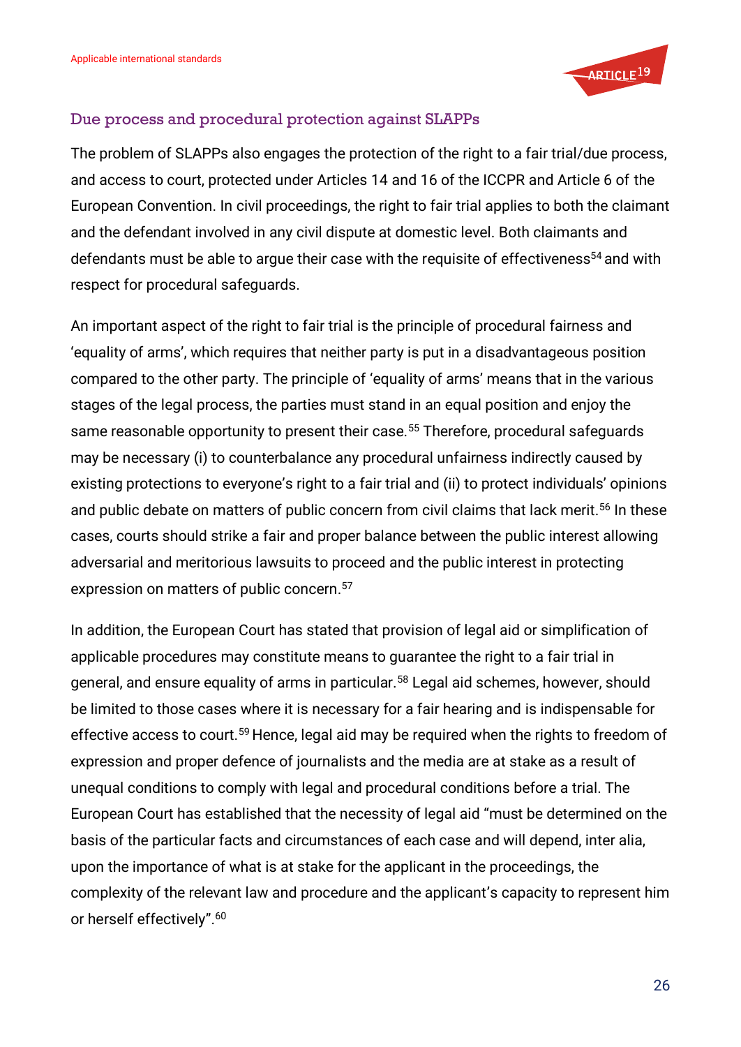## Due process and procedural protection against SLAPPs

The problem of SLAPPs also engages the protection of the right to a fair trial/due process, and access to court, protected under Articles 14 and 16 of the ICCPR and Article 6 of the European Convention. In civil proceedings, the right to fair trial applies to both the claimant and the defendant involved in any civil dispute at domestic level. Both claimants and defendants must be able to argue their case with the requisite of effectiveness[54] and with respect for procedural safeguards.

An important aspect of the right to fair trial is the principle of procedural fairness and 'equality of arms', which requires that neither party is put in a disadvantageous position compared to the other party. The principle of 'equality of arms' means that in the various stages of the legal process, the parties must stand in an equal position and enjoy the same reasonable opportunity to present their case.[55] Therefore, procedural safeguards may be necessary (i) to counterbalance any procedural unfairness indirectly caused by existing protections to everyone's right to a fair trial and (ii) to protect individuals' opinions and public debate on matters of public concern from civil claims that lack merit.[56] In these cases, courts should strike a fair and proper balance between the public interest allowing adversarial and meritorious lawsuits to proceed and the public interest in protecting expression on matters of public concern.[57]

In addition, the European Court has stated that provision of legal aid or simplification of applicable procedures may constitute means to guarantee the right to a fair trial in general, and ensure equality of arms in particular.[58] Legal aid schemes, however, should be limited to those cases where it is necessary for a fair hearing and is indispensable for effective access to court.[59] Hence, legal aid may be required when the rights to freedom of expression and proper defence of journalists and the media are at stake as a result of unequal conditions to comply with legal and procedural conditions before a trial. The European Court has established that the necessity of legal aid "must be determined on the basis of the particular facts and circumstances of each case and will depend, inter alia, upon the importance of what is at stake for the applicant in the proceedings, the complexity of the relevant law and procedure and the applicant's capacity to represent him or herself effectively".[60]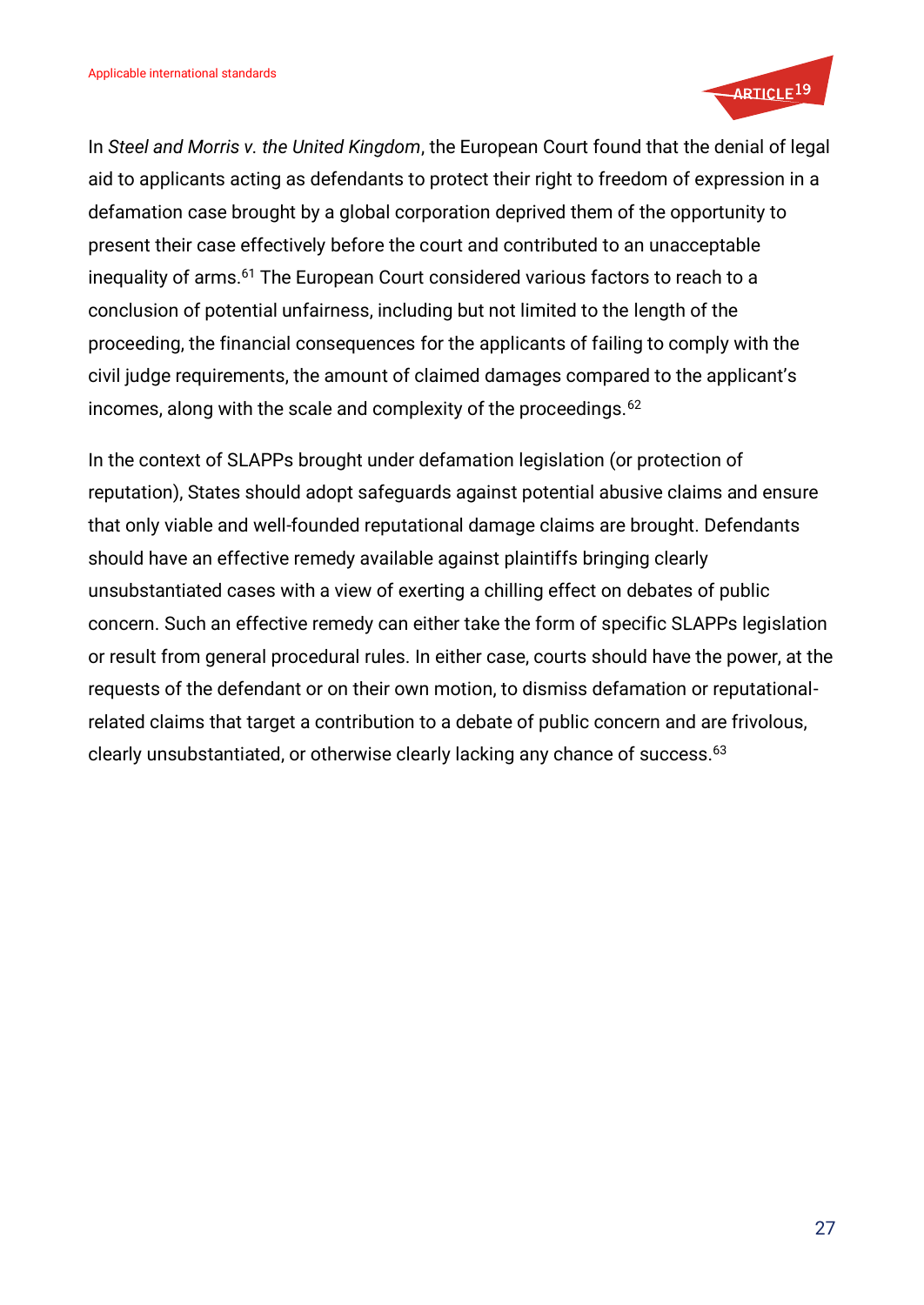In *Steel and Morris v. the United Kingdom*, the European Court found that the denial of legal aid to applicants acting as defendants to protect their right to freedom of expression in a defamation case brought by a global corporation deprived them of the opportunity to present their case effectively before the court and contributed to an unacceptable inequality of arms.[61] The European Court considered various factors to reach to a conclusion of potential unfairness, including but not limited to the length of the proceeding, the financial consequences for the applicants of failing to comply with the civil judge requirements, the amount of claimed damages compared to the applicant's incomes, along with the scale and complexity of the proceedings.[62]

In the context of SLAPPs brought under defamation legislation (or protection of reputation), States should adopt safeguards against potential abusive claims and ensure that only viable and well-founded reputational damage claims are brought. Defendants should have an effective remedy available against plaintiffs bringing clearly unsubstantiated cases with a view of exerting a chilling effect on debates of public concern. Such an effective remedy can either take the form of specific SLAPPs legislation or result from general procedural rules. In either case, courts should have the power, at the requests of the defendant or on their own motion, to dismiss defamation or reputational-related claims that target a contribution to a debate of public concern and are frivolous, clearly unsubstantiated, or otherwise clearly lacking any chance of success.[63]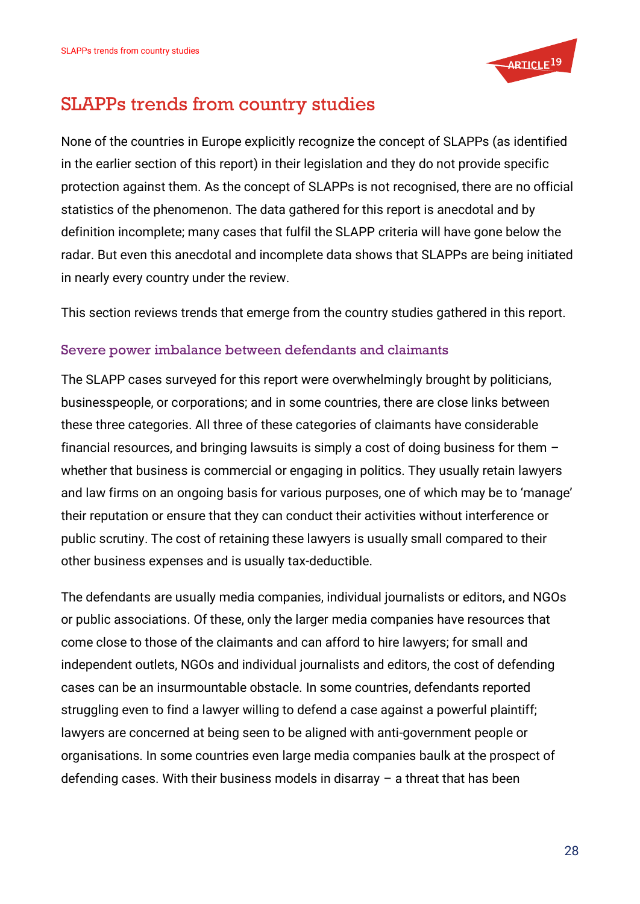# SLAPPs trends from country studies

None of the countries in Europe explicitly recognize the concept of SLAPPs (as identified in the earlier section of this report) in their legislation and they do not provide specific protection against them. As the concept of SLAPPs is not recognised, there are no official statistics of the phenomenon. The data gathered for this report is anecdotal and by definition incomplete; many cases that fulfil the SLAPP criteria will have gone below the radar. But even this anecdotal and incomplete data shows that SLAPPs are being initiated in nearly every country under the review.

This section reviews trends that emerge from the country studies gathered in this report.

## Severe power imbalance between defendants and claimants

The SLAPP cases surveyed for this report were overwhelmingly brought by politicians, businesspeople, or corporations; and in some countries, there are close links between these three categories. All three of these categories of claimants have considerable financial resources, and bringing lawsuits is simply a cost of doing business for them – whether that business is commercial or engaging in politics. They usually retain lawyers and law firms on an ongoing basis for various purposes, one of which may be to 'manage' their reputation or ensure that they can conduct their activities without interference or public scrutiny. The cost of retaining these lawyers is usually small compared to their other business expenses and is usually tax-deductible.

The defendants are usually media companies, individual journalists or editors, and NGOs or public associations. Of these, only the larger media companies have resources that come close to those of the claimants and can afford to hire lawyers; for small and independent outlets, NGOs and individual journalists and editors, the cost of defending cases can be an insurmountable obstacle. In some countries, defendants reported struggling even to find a lawyer willing to defend a case against a powerful plaintiff; lawyers are concerned at being seen to be aligned with anti-government people or organisations. In some countries even large media companies baulk at the prospect of defending cases. With their business models in disarray – a threat that has been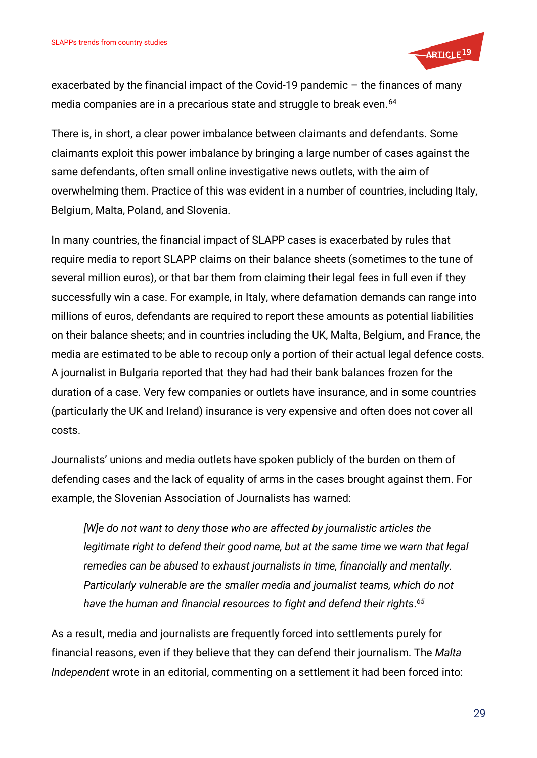exacerbated by the financial impact of the Covid-19 pandemic – the finances of many media companies are in a precarious state and struggle to break even.[64]

There is, in short, a clear power imbalance between claimants and defendants. Some claimants exploit this power imbalance by bringing a large number of cases against the same defendants, often small online investigative news outlets, with the aim of overwhelming them. Practice of this was evident in a number of countries, including Italy, Belgium, Malta, Poland, and Slovenia.

In many countries, the financial impact of SLAPP cases is exacerbated by rules that require media to report SLAPP claims on their balance sheets (sometimes to the tune of several million euros), or that bar them from claiming their legal fees in full even if they successfully win a case. For example, in Italy, where defamation demands can range into millions of euros, defendants are required to report these amounts as potential liabilities on their balance sheets; and in countries including the UK, Malta, Belgium, and France, the media are estimated to be able to recoup only a portion of their actual legal defence costs. A journalist in Bulgaria reported that they had had their bank balances frozen for the duration of a case. Very few companies or outlets have insurance, and in some countries (particularly the UK and Ireland) insurance is very expensive and often does not cover all costs.

Journalists' unions and media outlets have spoken publicly of the burden on them of defending cases and the lack of equality of arms in the cases brought against them. For example, the Slovenian Association of Journalists has warned:

> *[W]e do not want to deny those who are affected by journalistic articles the legitimate right to defend their good name, but at the same time we warn that legal remedies can be abused to exhaust journalists in time, financially and mentally. Particularly vulnerable are the smaller media and journalist teams, which do not have the human and financial resources to fight and defend their rights.*[65]

As a result, media and journalists are frequently forced into settlements purely for financial reasons, even if they believe that they can defend their journalism. The *Malta Independent* wrote in an editorial, commenting on a settlement it had been forced into: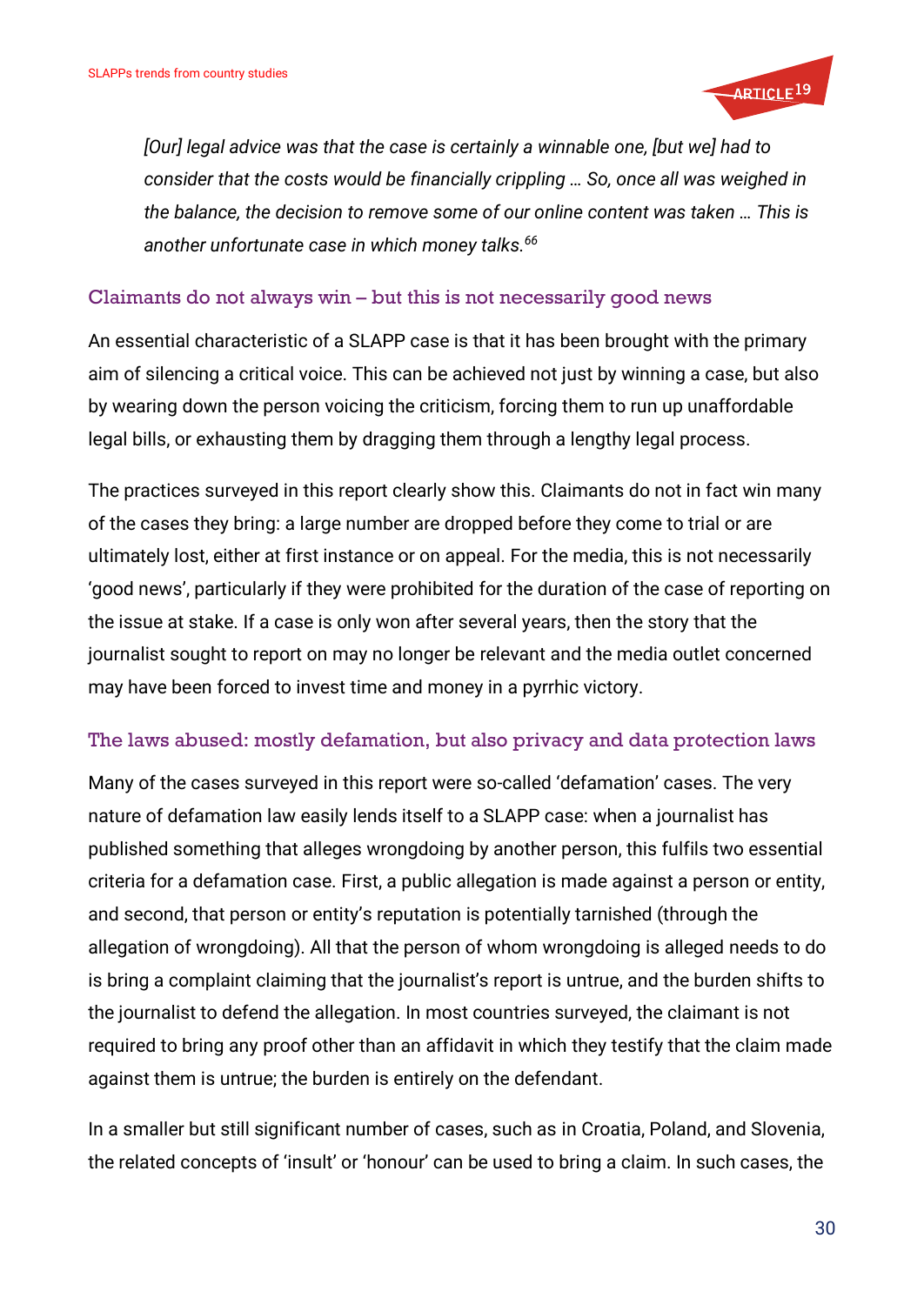*[Our] legal advice was that the case is certainly a winnable one, [but we] had to consider that the costs would be financially crippling … So, once all was weighed in the balance, the decision to remove some of our online content was taken … This is another unfortunate case in which money talks.*[66]

### Claimants do not always win – but this is not necessarily good news

An essential characteristic of a SLAPP case is that it has been brought with the primary aim of silencing a critical voice. This can be achieved not just by winning a case, but also by wearing down the person voicing the criticism, forcing them to run up unaffordable legal bills, or exhausting them by dragging them through a lengthy legal process.

The practices surveyed in this report clearly show this. Claimants do not in fact win many of the cases they bring: a large number are dropped before they come to trial or are ultimately lost, either at first instance or on appeal. For the media, this is not necessarily 'good news', particularly if they were prohibited for the duration of the case of reporting on the issue at stake. If a case is only won after several years, then the story that the journalist sought to report on may no longer be relevant and the media outlet concerned may have been forced to invest time and money in a pyrrhic victory.

### The laws abused: mostly defamation, but also privacy and data protection laws

Many of the cases surveyed in this report were so-called 'defamation' cases. The very nature of defamation law easily lends itself to a SLAPP case: when a journalist has published something that alleges wrongdoing by another person, this fulfils two essential criteria for a defamation case. First, a public allegation is made against a person or entity, and second, that person or entity's reputation is potentially tarnished (through the allegation of wrongdoing). All that the person of whom wrongdoing is alleged needs to do is bring a complaint claiming that the journalist's report is untrue, and the burden shifts to the journalist to defend the allegation. In most countries surveyed, the claimant is not required to bring any proof other than an affidavit in which they testify that the claim made against them is untrue; the burden is entirely on the defendant.

In a smaller but still significant number of cases, such as in Croatia, Poland, and Slovenia, the related concepts of 'insult' or 'honour' can be used to bring a claim. In such cases, the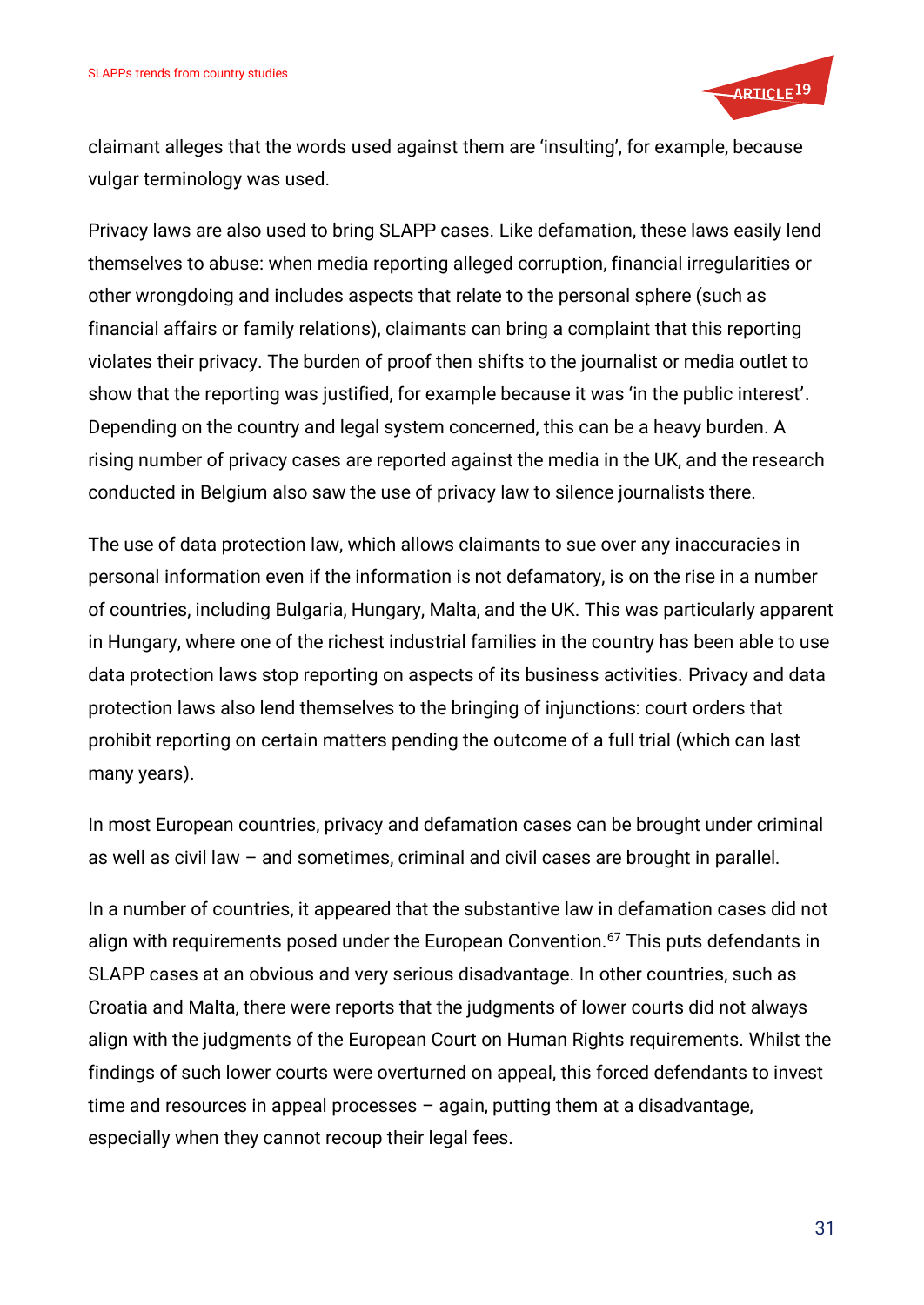claimant alleges that the words used against them are 'insulting', for example, because vulgar terminology was used.

Privacy laws are also used to bring SLAPP cases. Like defamation, these laws easily lend themselves to abuse: when media reporting alleged corruption, financial irregularities or other wrongdoing and includes aspects that relate to the personal sphere (such as financial affairs or family relations), claimants can bring a complaint that this reporting violates their privacy. The burden of proof then shifts to the journalist or media outlet to show that the reporting was justified, for example because it was 'in the public interest'. Depending on the country and legal system concerned, this can be a heavy burden. A rising number of privacy cases are reported against the media in the UK, and the research conducted in Belgium also saw the use of privacy law to silence journalists there.

The use of data protection law, which allows claimants to sue over any inaccuracies in personal information even if the information is not defamatory, is on the rise in a number of countries, including Bulgaria, Hungary, Malta, and the UK. This was particularly apparent in Hungary, where one of the richest industrial families in the country has been able to use data protection laws stop reporting on aspects of its business activities. Privacy and data protection laws also lend themselves to the bringing of injunctions: court orders that prohibit reporting on certain matters pending the outcome of a full trial (which can last many years).

In most European countries, privacy and defamation cases can be brought under criminal as well as civil law – and sometimes, criminal and civil cases are brought in parallel.

In a number of countries, it appeared that the substantive law in defamation cases did not align with requirements posed under the European Convention.[67] This puts defendants in SLAPP cases at an obvious and very serious disadvantage. In other countries, such as Croatia and Malta, there were reports that the judgments of lower courts did not always align with the judgments of the European Court on Human Rights requirements. Whilst the findings of such lower courts were overturned on appeal, this forced defendants to invest time and resources in appeal processes – again, putting them at a disadvantage, especially when they cannot recoup their legal fees.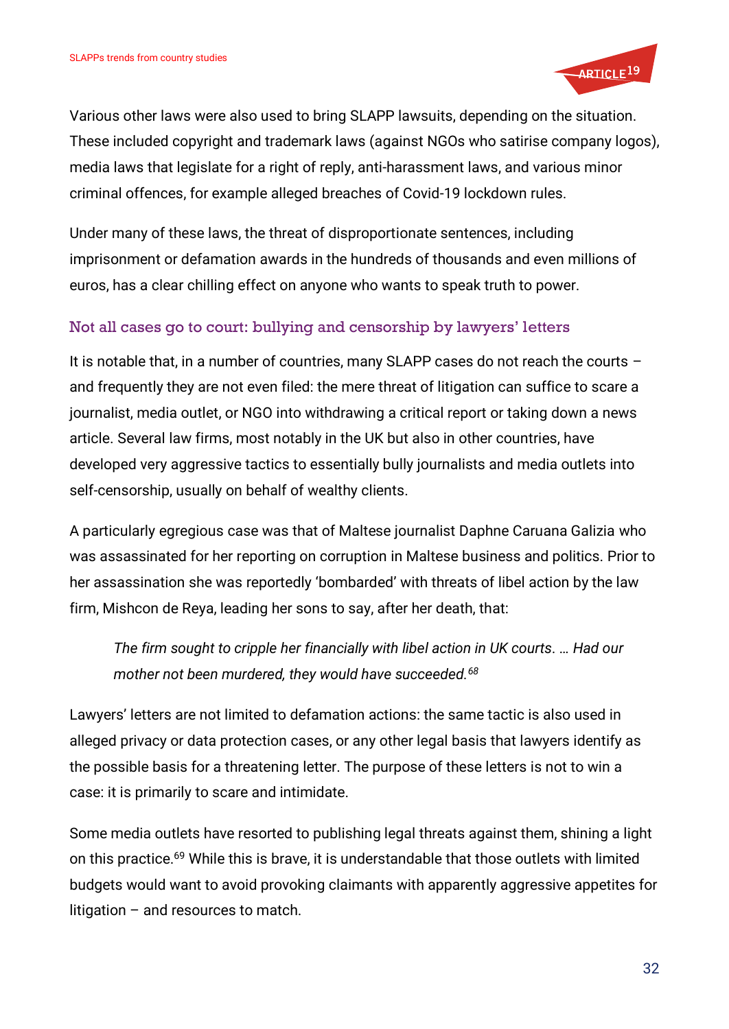Various other laws were also used to bring SLAPP lawsuits, depending on the situation. These included copyright and trademark laws (against NGOs who satirise company logos), media laws that legislate for a right of reply, anti-harassment laws, and various minor criminal offences, for example alleged breaches of Covid-19 lockdown rules.

Under many of these laws, the threat of disproportionate sentences, including imprisonment or defamation awards in the hundreds of thousands and even millions of euros, has a clear chilling effect on anyone who wants to speak truth to power.

### Not all cases go to court: bullying and censorship by lawyers' letters

It is notable that, in a number of countries, many SLAPP cases do not reach the courts – and frequently they are not even filed: the mere threat of litigation can suffice to scare a journalist, media outlet, or NGO into withdrawing a critical report or taking down a news article. Several law firms, most notably in the UK but also in other countries, have developed very aggressive tactics to essentially bully journalists and media outlets into self-censorship, usually on behalf of wealthy clients.

A particularly egregious case was that of Maltese journalist Daphne Caruana Galizia who was assassinated for her reporting on corruption in Maltese business and politics. Prior to her assassination she was reportedly 'bombarded' with threats of libel action by the law firm, Mishcon de Reya, leading her sons to say, after her death, that:

> *The firm sought to cripple her financially with libel action in UK courts. … Had our mother not been murdered, they would have succeeded.*[68]

Lawyers' letters are not limited to defamation actions: the same tactic is also used in alleged privacy or data protection cases, or any other legal basis that lawyers identify as the possible basis for a threatening letter. The purpose of these letters is not to win a case: it is primarily to scare and intimidate.

Some media outlets have resorted to publishing legal threats against them, shining a light on this practice.[69] While this is brave, it is understandable that those outlets with limited budgets would want to avoid provoking claimants with apparently aggressive appetites for litigation – and resources to match.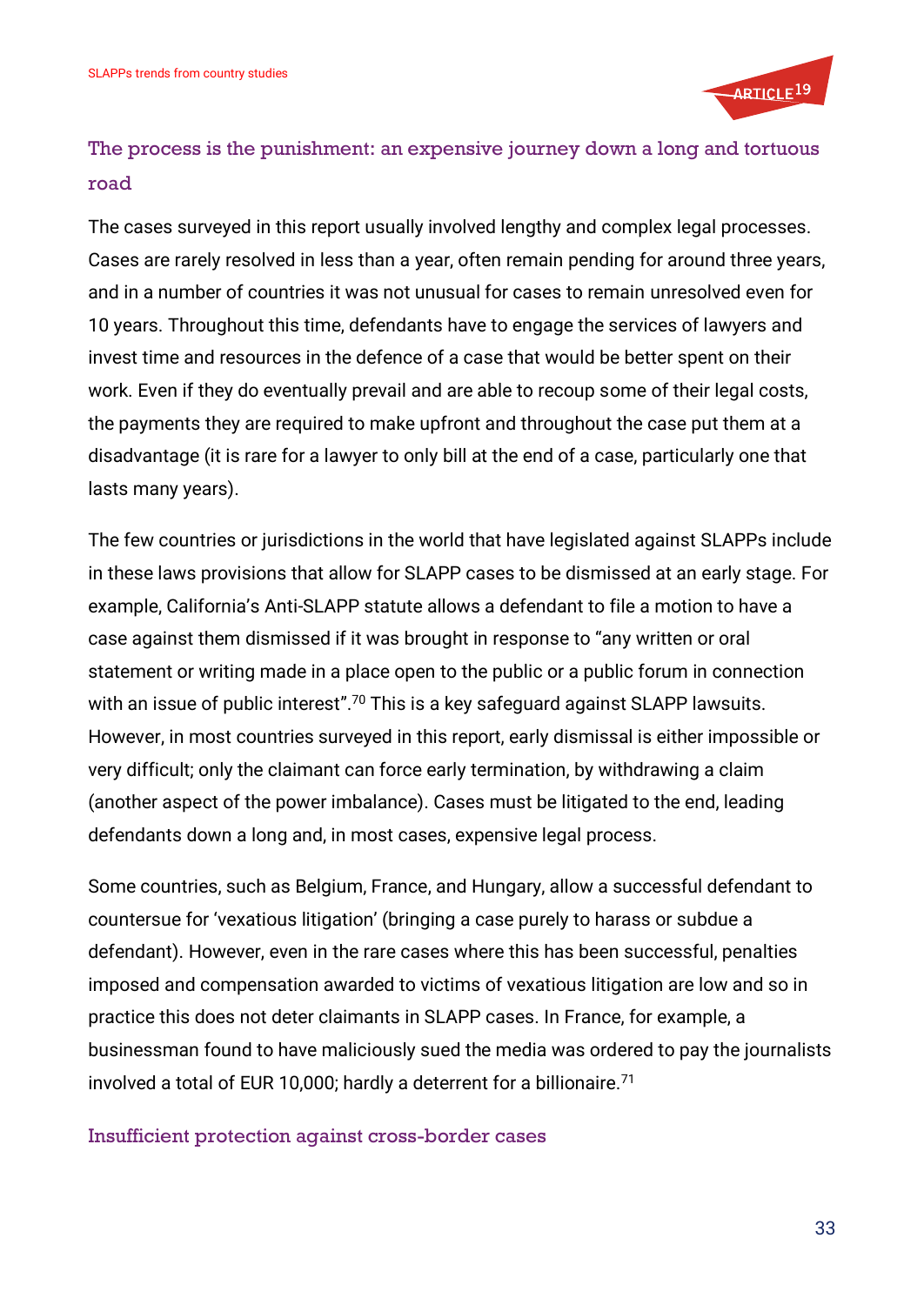## The process is the punishment: an expensive journey down a long and tortuous road

The cases surveyed in this report usually involved lengthy and complex legal processes. Cases are rarely resolved in less than a year, often remain pending for around three years, and in a number of countries it was not unusual for cases to remain unresolved even for 10 years. Throughout this time, defendants have to engage the services of lawyers and invest time and resources in the defence of a case that would be better spent on their work. Even if they do eventually prevail and are able to recoup some of their legal costs, the payments they are required to make upfront and throughout the case put them at a disadvantage (it is rare for a lawyer to only bill at the end of a case, particularly one that lasts many years).

The few countries or jurisdictions in the world that have legislated against SLAPPs include in these laws provisions that allow for SLAPP cases to be dismissed at an early stage. For example, California's Anti-SLAPP statute allows a defendant to file a motion to have a case against them dismissed if it was brought in response to "any written or oral statement or writing made in a place open to the public or a public forum in connection with an issue of public interest".[70] This is a key safeguard against SLAPP lawsuits. However, in most countries surveyed in this report, early dismissal is either impossible or very difficult; only the claimant can force early termination, by withdrawing a claim (another aspect of the power imbalance). Cases must be litigated to the end, leading defendants down a long and, in most cases, expensive legal process.

Some countries, such as Belgium, France, and Hungary, allow a successful defendant to countersue for 'vexatious litigation' (bringing a case purely to harass or subdue a defendant). However, even in the rare cases where this has been successful, penalties imposed and compensation awarded to victims of vexatious litigation are low and so in practice this does not deter claimants in SLAPP cases. In France, for example, a businessman found to have maliciously sued the media was ordered to pay the journalists involved a total of EUR 10,000; hardly a deterrent for a billionaire.[71]

## Insufficient protection against cross-border cases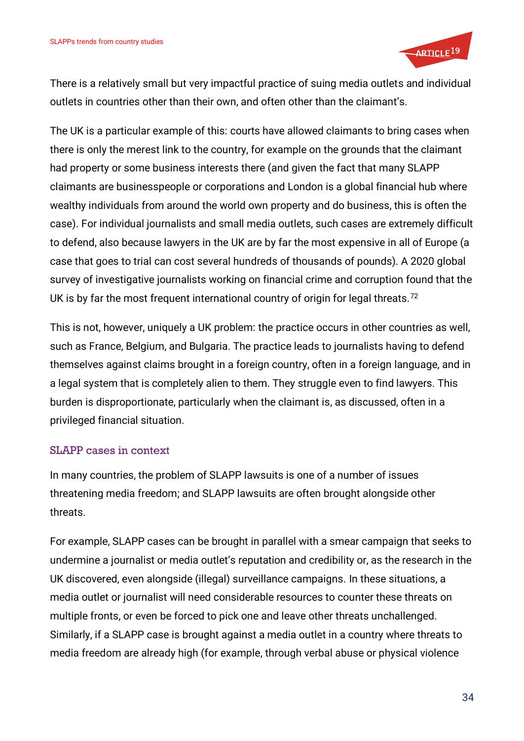There is a relatively small but very impactful practice of suing media outlets and individual outlets in countries other than their own, and often other than the claimant's.

The UK is a particular example of this: courts have allowed claimants to bring cases when there is only the merest link to the country, for example on the grounds that the claimant had property or some business interests there (and given the fact that many SLAPP claimants are businesspeople or corporations and London is a global financial hub where wealthy individuals from around the world own property and do business, this is often the case). For individual journalists and small media outlets, such cases are extremely difficult to defend, also because lawyers in the UK are by far the most expensive in all of Europe (a case that goes to trial can cost several hundreds of thousands of pounds). A 2020 global survey of investigative journalists working on financial crime and corruption found that the UK is by far the most frequent international country of origin for legal threats.[72]

This is not, however, uniquely a UK problem: the practice occurs in other countries as well, such as France, Belgium, and Bulgaria. The practice leads to journalists having to defend themselves against claims brought in a foreign country, often in a foreign language, and in a legal system that is completely alien to them. They struggle even to find lawyers. This burden is disproportionate, particularly when the claimant is, as discussed, often in a privileged financial situation.

### SLAPP cases in context

In many countries, the problem of SLAPP lawsuits is one of a number of issues threatening media freedom; and SLAPP lawsuits are often brought alongside other threats.

For example, SLAPP cases can be brought in parallel with a smear campaign that seeks to undermine a journalist or media outlet's reputation and credibility or, as the research in the UK discovered, even alongside (illegal) surveillance campaigns. In these situations, a media outlet or journalist will need considerable resources to counter these threats on multiple fronts, or even be forced to pick one and leave other threats unchallenged. Similarly, if a SLAPP case is brought against a media outlet in a country where threats to media freedom are already high (for example, through verbal abuse or physical violence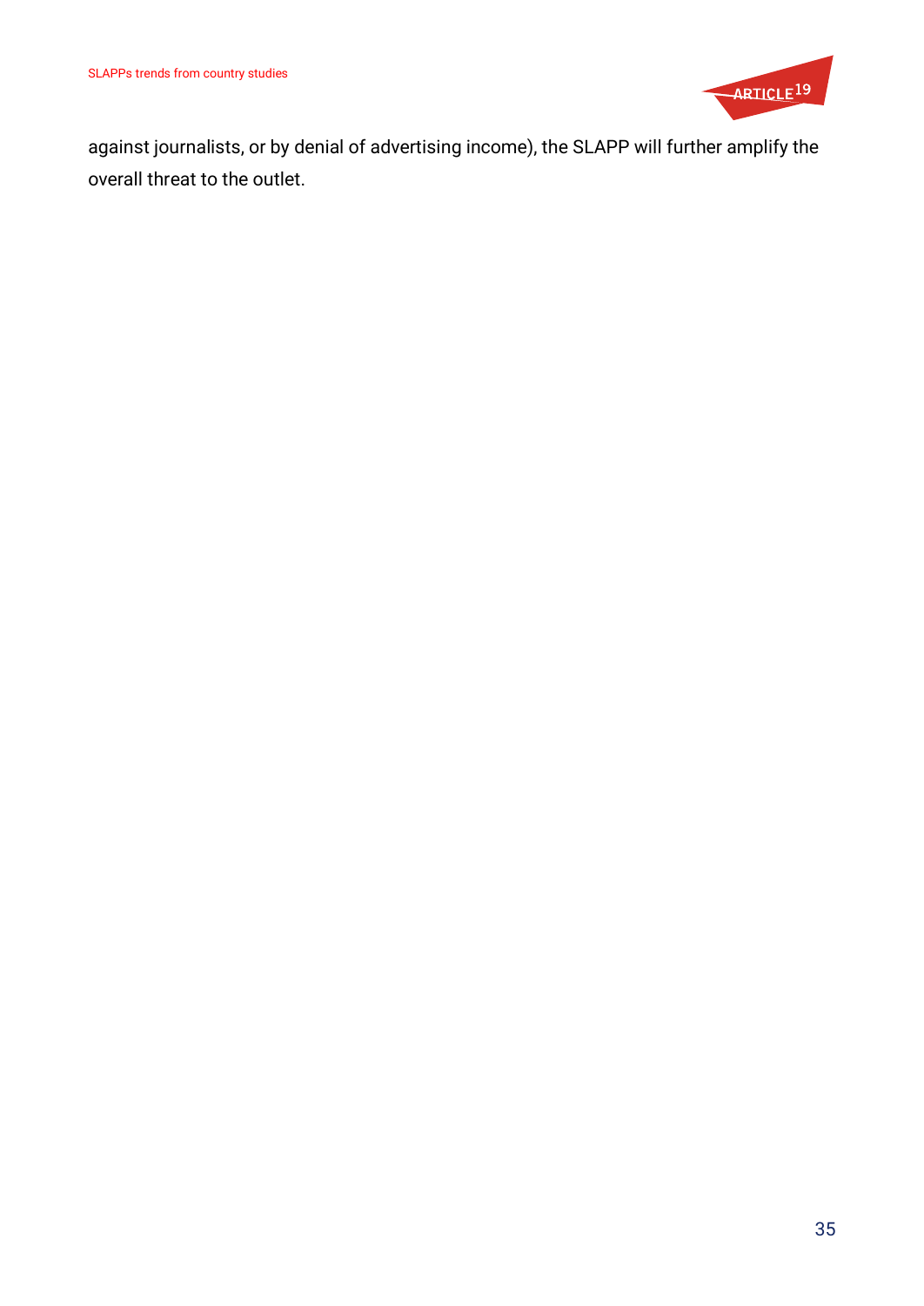against journalists, or by denial of advertising income), the SLAPP will further amplify the overall threat to the outlet.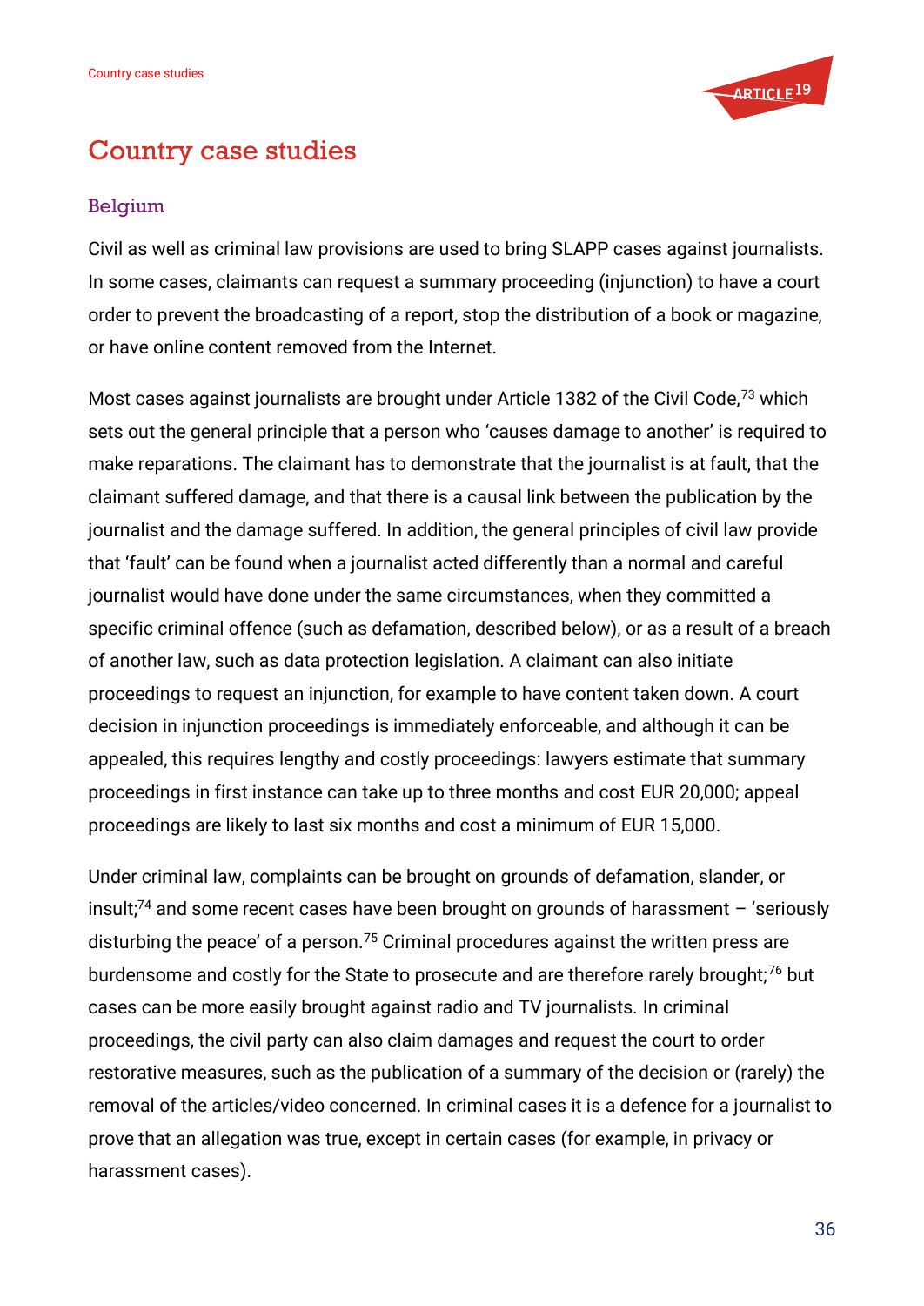# Country case studies

## Belgium

Civil as well as criminal law provisions are used to bring SLAPP cases against journalists. In some cases, claimants can request a summary proceeding (injunction) to have a court order to prevent the broadcasting of a report, stop the distribution of a book or magazine, or have online content removed from the Internet.

Most cases against journalists are brought under Article 1382 of the Civil Code,[73] which sets out the general principle that a person who 'causes damage to another' is required to make reparations. The claimant has to demonstrate that the journalist is at fault, that the claimant suffered damage, and that there is a causal link between the publication by the journalist and the damage suffered. In addition, the general principles of civil law provide that 'fault' can be found when a journalist acted differently than a normal and careful journalist would have done under the same circumstances, when they committed a specific criminal offence (such as defamation, described below), or as a result of a breach of another law, such as data protection legislation. A claimant can also initiate proceedings to request an injunction, for example to have content taken down. A court decision in injunction proceedings is immediately enforceable, and although it can be appealed, this requires lengthy and costly proceedings: lawyers estimate that summary proceedings in first instance can take up to three months and cost EUR 20,000; appeal proceedings are likely to last six months and cost a minimum of EUR 15,000.

Under criminal law, complaints can be brought on grounds of defamation, slander, or insult;[74] and some recent cases have been brought on grounds of harassment – 'seriously disturbing the peace' of a person.[75] Criminal procedures against the written press are burdensome and costly for the State to prosecute and are therefore rarely brought;[76] but cases can be more easily brought against radio and TV journalists. In criminal proceedings, the civil party can also claim damages and request the court to order restorative measures, such as the publication of a summary of the decision or (rarely) the removal of the articles/video concerned. In criminal cases it is a defence for a journalist to prove that an allegation was true, except in certain cases (for example, in privacy or harassment cases).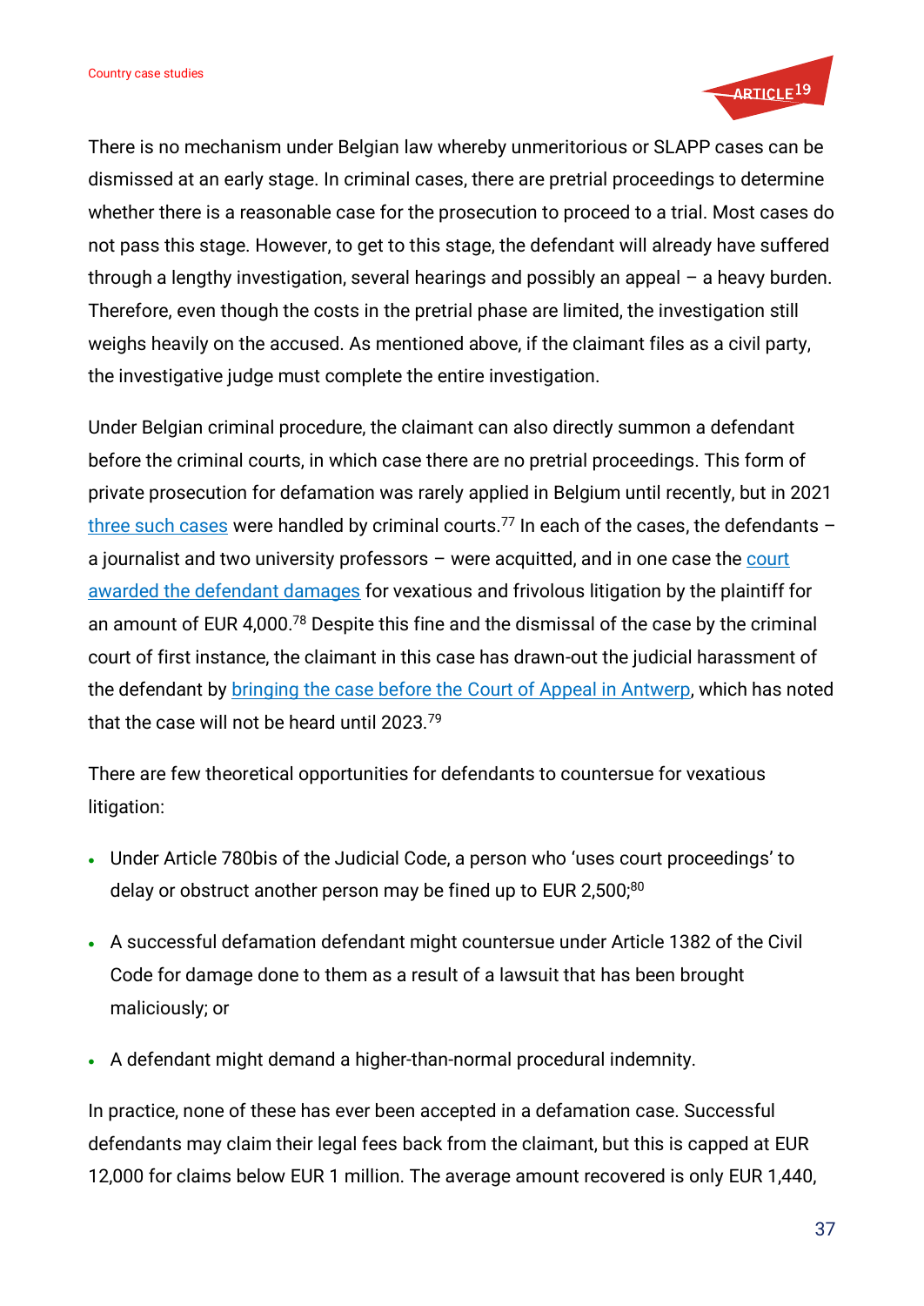There is no mechanism under Belgian law whereby unmeritorious or SLAPP cases can be dismissed at an early stage. In criminal cases, there are pretrial proceedings to determine whether there is a reasonable case for the prosecution to proceed to a trial. Most cases do not pass this stage. However, to get to this stage, the defendant will already have suffered through a lengthy investigation, several hearings and possibly an appeal – a heavy burden. Therefore, even though the costs in the pretrial phase are limited, the investigation still weighs heavily on the accused. As mentioned above, if the claimant files as a civil party, the investigative judge must complete the entire investigation.

Under Belgian criminal procedure, the claimant can also directly summon a defendant before the criminal courts, in which case there are no pretrial proceedings. This form of private prosecution for defamation was rarely applied in Belgium until recently, but in 2021 three such cases were handled by criminal courts.[77] In each of the cases, the defendants – a journalist and two university professors – were acquitted, and in one case the court awarded the defendant damages for vexatious and frivolous litigation by the plaintiff for an amount of EUR 4,000.[78] Despite this fine and the dismissal of the case by the criminal court of first instance, the claimant in this case has drawn-out the judicial harassment of the defendant by bringing the case before the Court of Appeal in Antwerp, which has noted that the case will not be heard until 2023.[79]

There are few theoretical opportunities for defendants to countersue for vexatious litigation:

- Under Article 780bis of the Judicial Code, a person who 'uses court proceedings' to delay or obstruct another person may be fined up to EUR 2,500;[80]
- A successful defamation defendant might countersue under Article 1382 of the Civil Code for damage done to them as a result of a lawsuit that has been brought maliciously; or
- A defendant might demand a higher-than-normal procedural indemnity.

In practice, none of these has ever been accepted in a defamation case. Successful defendants may claim their legal fees back from the claimant, but this is capped at EUR 12,000 for claims below EUR 1 million. The average amount recovered is only EUR 1,440,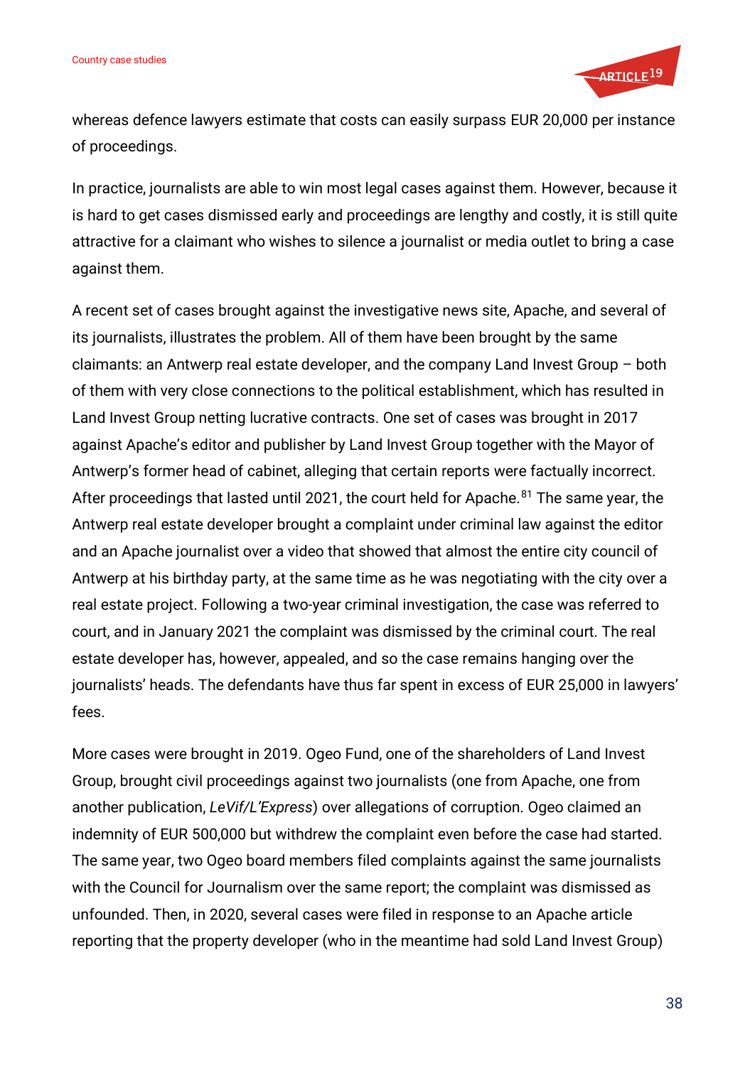whereas defence lawyers estimate that costs can easily surpass EUR 20,000 per instance of proceedings.

In practice, journalists are able to win most legal cases against them. However, because it is hard to get cases dismissed early and proceedings are lengthy and costly, it is still quite attractive for a claimant who wishes to silence a journalist or media outlet to bring a case against them.

A recent set of cases brought against the investigative news site, Apache, and several of its journalists, illustrates the problem. All of them have been brought by the same claimants: an Antwerp real estate developer, and the company Land Invest Group – both of them with very close connections to the political establishment, which has resulted in Land Invest Group netting lucrative contracts. One set of cases was brought in 2017 against Apache's editor and publisher by Land Invest Group together with the Mayor of Antwerp's former head of cabinet, alleging that certain reports were factually incorrect. After proceedings that lasted until 2021, the court held for Apache.[81] The same year, the Antwerp real estate developer brought a complaint under criminal law against the editor and an Apache journalist over a video that showed that almost the entire city council of Antwerp at his birthday party, at the same time as he was negotiating with the city over a real estate project. Following a two-year criminal investigation, the case was referred to court, and in January 2021 the complaint was dismissed by the criminal court. The real estate developer has, however, appealed, and so the case remains hanging over the journalists' heads. The defendants have thus far spent in excess of EUR 25,000 in lawyers' fees.

More cases were brought in 2019. Ogeo Fund, one of the shareholders of Land Invest Group, brought civil proceedings against two journalists (one from Apache, one from another publication, *LeVif/L'Express*) over allegations of corruption. Ogeo claimed an indemnity of EUR 500,000 but withdrew the complaint even before the case had started. The same year, two Ogeo board members filed complaints against the same journalists with the Council for Journalism over the same report; the complaint was dismissed as unfounded. Then, in 2020, several cases were filed in response to an Apache article reporting that the property developer (who in the meantime had sold Land Invest Group)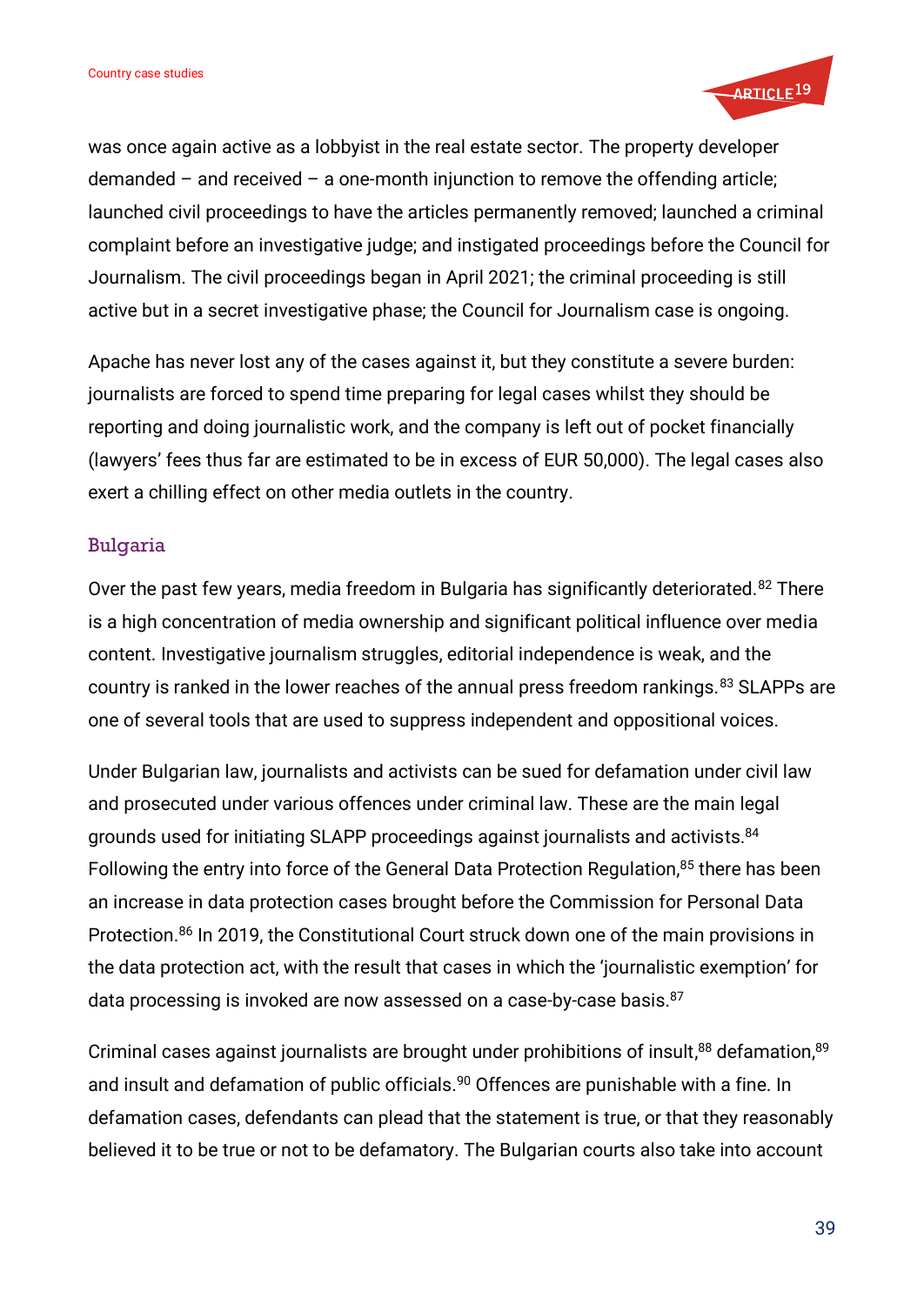was once again active as a lobbyist in the real estate sector. The property developer demanded – and received – a one-month injunction to remove the offending article; launched civil proceedings to have the articles permanently removed; launched a criminal complaint before an investigative judge; and instigated proceedings before the Council for Journalism. The civil proceedings began in April 2021; the criminal proceeding is still active but in a secret investigative phase; the Council for Journalism case is ongoing.

Apache has never lost any of the cases against it, but they constitute a severe burden: journalists are forced to spend time preparing for legal cases whilst they should be reporting and doing journalistic work, and the company is left out of pocket financially (lawyers' fees thus far are estimated to be in excess of EUR 50,000). The legal cases also exert a chilling effect on other media outlets in the country.

### Bulgaria

Over the past few years, media freedom in Bulgaria has significantly deteriorated.[82] There is a high concentration of media ownership and significant political influence over media content. Investigative journalism struggles, editorial independence is weak, and the country is ranked in the lower reaches of the annual press freedom rankings.[83] SLAPPs are one of several tools that are used to suppress independent and oppositional voices.

Under Bulgarian law, journalists and activists can be sued for defamation under civil law and prosecuted under various offences under criminal law. These are the main legal grounds used for initiating SLAPP proceedings against journalists and activists.[84] Following the entry into force of the General Data Protection Regulation,[85] there has been an increase in data protection cases brought before the Commission for Personal Data Protection.[86] In 2019, the Constitutional Court struck down one of the main provisions in the data protection act, with the result that cases in which the 'journalistic exemption' for data processing is invoked are now assessed on a case-by-case basis.[87]

Criminal cases against journalists are brought under prohibitions of insult,[88] defamation,[89] and insult and defamation of public officials.[90] Offences are punishable with a fine. In defamation cases, defendants can plead that the statement is true, or that they reasonably believed it to be true or not to be defamatory. The Bulgarian courts also take into account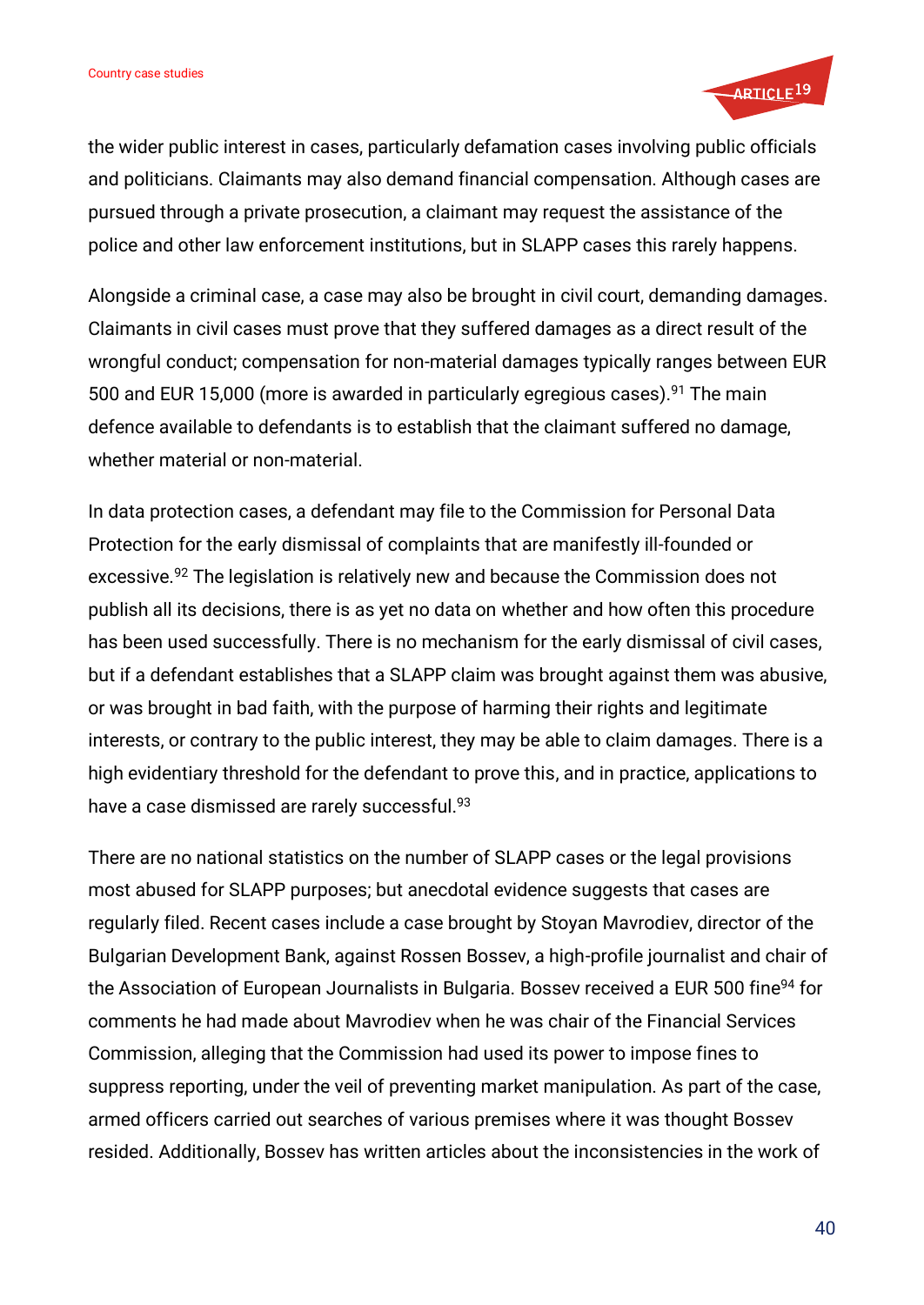the wider public interest in cases, particularly defamation cases involving public officials and politicians. Claimants may also demand financial compensation. Although cases are pursued through a private prosecution, a claimant may request the assistance of the police and other law enforcement institutions, but in SLAPP cases this rarely happens.

Alongside a criminal case, a case may also be brought in civil court, demanding damages. Claimants in civil cases must prove that they suffered damages as a direct result of the wrongful conduct; compensation for non-material damages typically ranges between EUR 500 and EUR 15,000 (more is awarded in particularly egregious cases).[91] The main defence available to defendants is to establish that the claimant suffered no damage, whether material or non-material.

In data protection cases, a defendant may file to the Commission for Personal Data Protection for the early dismissal of complaints that are manifestly ill-founded or excessive.[92] The legislation is relatively new and because the Commission does not publish all its decisions, there is as yet no data on whether and how often this procedure has been used successfully. There is no mechanism for the early dismissal of civil cases, but if a defendant establishes that a SLAPP claim was brought against them was abusive, or was brought in bad faith, with the purpose of harming their rights and legitimate interests, or contrary to the public interest, they may be able to claim damages. There is a high evidentiary threshold for the defendant to prove this, and in practice, applications to have a case dismissed are rarely successful.[93]

There are no national statistics on the number of SLAPP cases or the legal provisions most abused for SLAPP purposes; but anecdotal evidence suggests that cases are regularly filed. Recent cases include a case brought by Stoyan Mavrodiev, director of the Bulgarian Development Bank, against Rossen Bossev, a high-profile journalist and chair of the Association of European Journalists in Bulgaria. Bossev received a EUR 500 fine[94] for comments he had made about Mavrodiev when he was chair of the Financial Services Commission, alleging that the Commission had used its power to impose fines to suppress reporting, under the veil of preventing market manipulation. As part of the case, armed officers carried out searches of various premises where it was thought Bossev resided. Additionally, Bossev has written articles about the inconsistencies in the work of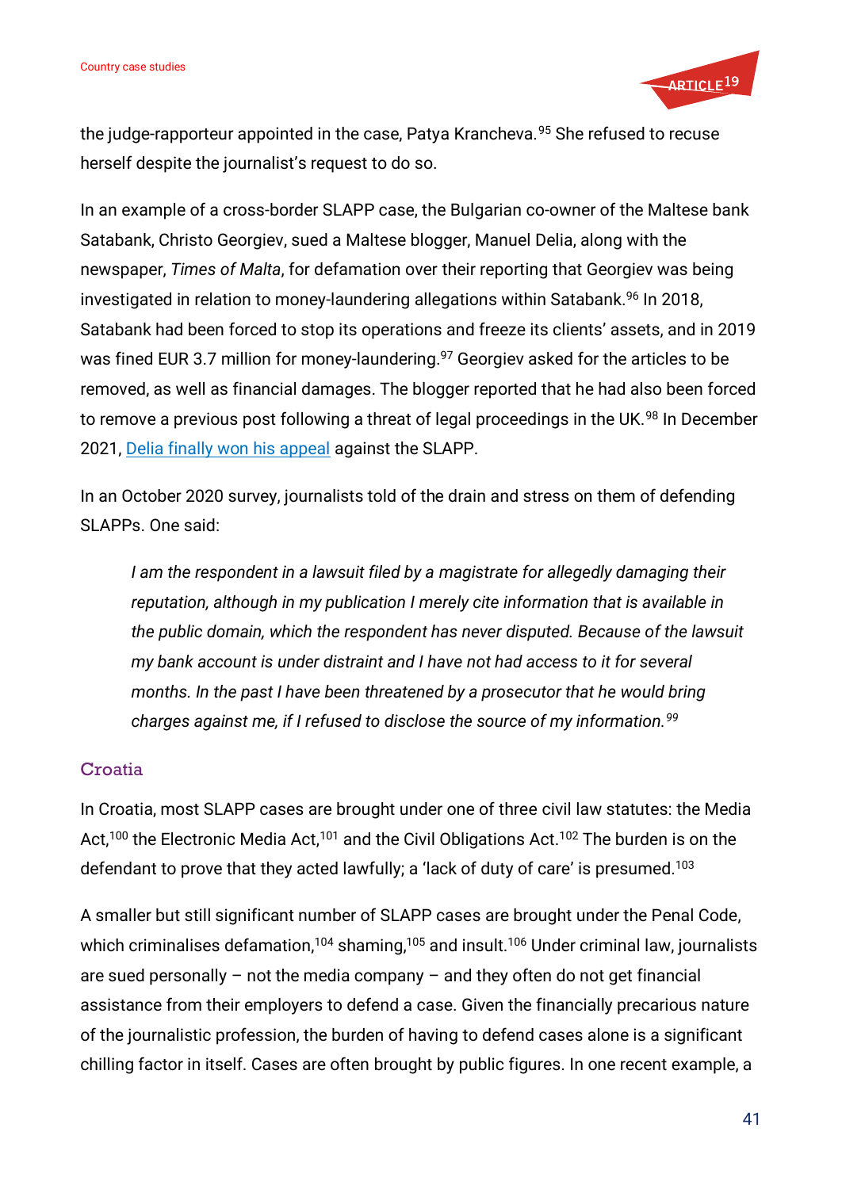the judge-rapporteur appointed in the case, Patya Krancheva.[95] She refused to recuse herself despite the journalist's request to do so.

In an example of a cross-border SLAPP case, the Bulgarian co-owner of the Maltese bank Satabank, Christo Georgiev, sued a Maltese blogger, Manuel Delia, along with the newspaper, *Times of Malta*, for defamation over their reporting that Georgiev was being investigated in relation to money-laundering allegations within Satabank.[96] In 2018, Satabank had been forced to stop its operations and freeze its clients' assets, and in 2019 was fined EUR 3.7 million for money-laundering.[97] Georgiev asked for the articles to be removed, as well as financial damages. The blogger reported that he had also been forced to remove a previous post following a threat of legal proceedings in the UK.[98] In December 2021, Delia finally won his appeal against the SLAPP.

In an October 2020 survey, journalists told of the drain and stress on them of defending SLAPPs. One said:

> *I am the respondent in a lawsuit filed by a magistrate for allegedly damaging their reputation, although in my publication I merely cite information that is available in the public domain, which the respondent has never disputed. Because of the lawsuit my bank account is under distraint and I have not had access to it for several months. In the past I have been threatened by a prosecutor that he would bring charges against me, if I refused to disclose the source of my information.*[99]

### Croatia

In Croatia, most SLAPP cases are brought under one of three civil law statutes: the Media Act,[100] the Electronic Media Act,[101] and the Civil Obligations Act.[102] The burden is on the defendant to prove that they acted lawfully; a 'lack of duty of care' is presumed.[103]

A smaller but still significant number of SLAPP cases are brought under the Penal Code, which criminalises defamation,[104] shaming,[105] and insult.[106] Under criminal law, journalists are sued personally – not the media company – and they often do not get financial assistance from their employers to defend a case. Given the financially precarious nature of the journalistic profession, the burden of having to defend cases alone is a significant chilling factor in itself. Cases are often brought by public figures. In one recent example, a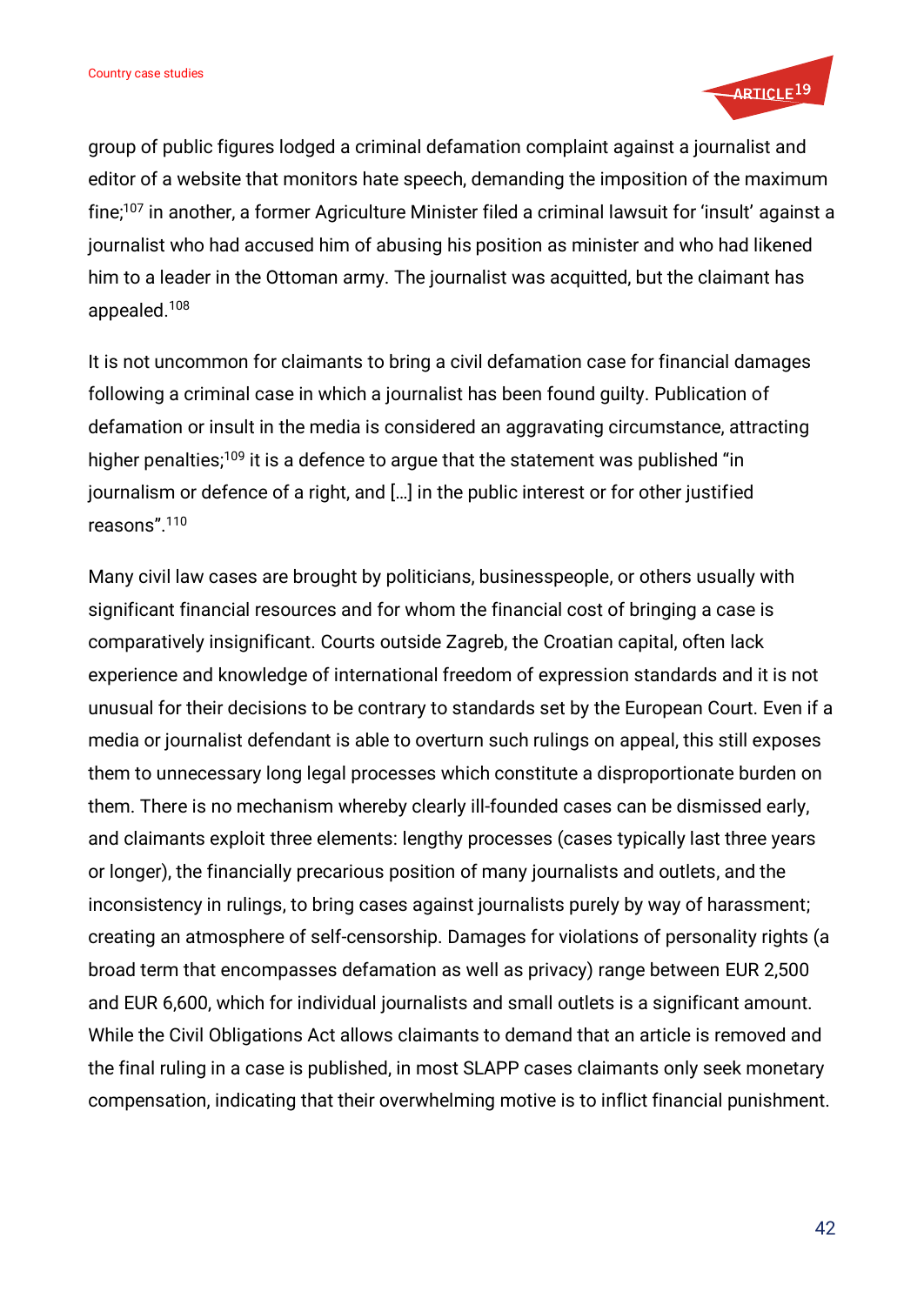group of public figures lodged a criminal defamation complaint against a journalist and editor of a website that monitors hate speech, demanding the imposition of the maximum fine;[107] in another, a former Agriculture Minister filed a criminal lawsuit for 'insult' against a journalist who had accused him of abusing his position as minister and who had likened him to a leader in the Ottoman army. The journalist was acquitted, but the claimant has appealed.[108]

It is not uncommon for claimants to bring a civil defamation case for financial damages following a criminal case in which a journalist has been found guilty. Publication of defamation or insult in the media is considered an aggravating circumstance, attracting higher penalties;[109] it is a defence to argue that the statement was published "in journalism or defence of a right, and […] in the public interest or for other justified reasons".[110]

Many civil law cases are brought by politicians, businesspeople, or others usually with significant financial resources and for whom the financial cost of bringing a case is comparatively insignificant. Courts outside Zagreb, the Croatian capital, often lack experience and knowledge of international freedom of expression standards and it is not unusual for their decisions to be contrary to standards set by the European Court. Even if a media or journalist defendant is able to overturn such rulings on appeal, this still exposes them to unnecessary long legal processes which constitute a disproportionate burden on them. There is no mechanism whereby clearly ill-founded cases can be dismissed early, and claimants exploit three elements: lengthy processes (cases typically last three years or longer), the financially precarious position of many journalists and outlets, and the inconsistency in rulings, to bring cases against journalists purely by way of harassment; creating an atmosphere of self-censorship. Damages for violations of personality rights (a broad term that encompasses defamation as well as privacy) range between EUR 2,500 and EUR 6,600, which for individual journalists and small outlets is a significant amount. While the Civil Obligations Act allows claimants to demand that an article is removed and the final ruling in a case is published, in most SLAPP cases claimants only seek monetary compensation, indicating that their overwhelming motive is to inflict financial punishment.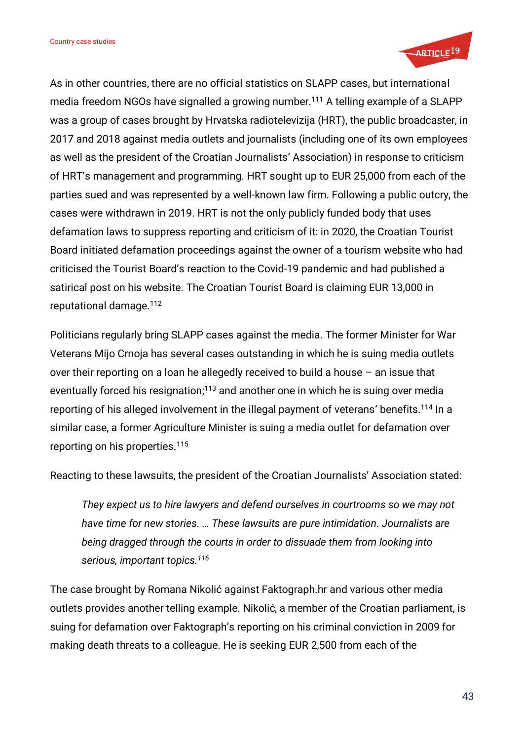As in other countries, there are no official statistics on SLAPP cases, but international media freedom NGOs have signalled a growing number.[111] A telling example of a SLAPP was a group of cases brought by Hrvatska radiotelevizija (HRT), the public broadcaster, in 2017 and 2018 against media outlets and journalists (including one of its own employees as well as the president of the Croatian Journalists' Association) in response to criticism of HRT's management and programming. HRT sought up to EUR 25,000 from each of the parties sued and was represented by a well-known law firm. Following a public outcry, the cases were withdrawn in 2019. HRT is not the only publicly funded body that uses defamation laws to suppress reporting and criticism of it: in 2020, the Croatian Tourist Board initiated defamation proceedings against the owner of a tourism website who had criticised the Tourist Board's reaction to the Covid-19 pandemic and had published a satirical post on his website. The Croatian Tourist Board is claiming EUR 13,000 in reputational damage.[112]

Politicians regularly bring SLAPP cases against the media. The former Minister for War Veterans Mijo Crnoja has several cases outstanding in which he is suing media outlets over their reporting on a loan he allegedly received to build a house – an issue that eventually forced his resignation;[113] and another one in which he is suing over media reporting of his alleged involvement in the illegal payment of veterans' benefits.[114] In a similar case, a former Agriculture Minister is suing a media outlet for defamation over reporting on his properties.[115]

Reacting to these lawsuits, the president of the Croatian Journalists' Association stated:

> *They expect us to hire lawyers and defend ourselves in courtrooms so we may not have time for new stories. … These lawsuits are pure intimidation. Journalists are being dragged through the courts in order to dissuade them from looking into serious, important topics.*[116]

The case brought by Romana Nikolić against Faktograph.hr and various other media outlets provides another telling example. Nikolić, a member of the Croatian parliament, is suing for defamation over Faktograph's reporting on his criminal conviction in 2009 for making death threats to a colleague. He is seeking EUR 2,500 from each of the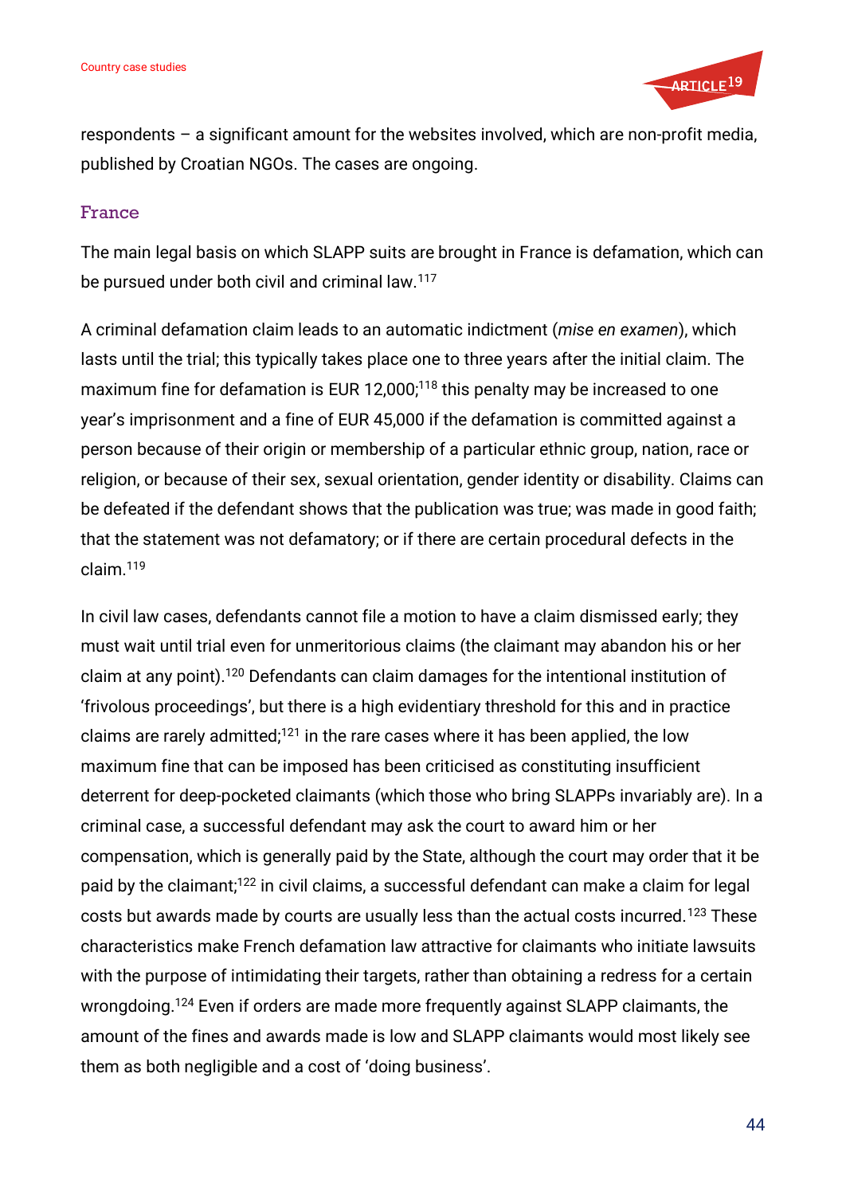respondents – a significant amount for the websites involved, which are non-profit media, published by Croatian NGOs. The cases are ongoing.

### France

The main legal basis on which SLAPP suits are brought in France is defamation, which can be pursued under both civil and criminal law.[117]

A criminal defamation claim leads to an automatic indictment (*mise en examen*), which lasts until the trial; this typically takes place one to three years after the initial claim. The maximum fine for defamation is EUR 12,000;[118] this penalty may be increased to one year's imprisonment and a fine of EUR 45,000 if the defamation is committed against a person because of their origin or membership of a particular ethnic group, nation, race or religion, or because of their sex, sexual orientation, gender identity or disability. Claims can be defeated if the defendant shows that the publication was true; was made in good faith; that the statement was not defamatory; or if there are certain procedural defects in the claim.[119]

In civil law cases, defendants cannot file a motion to have a claim dismissed early; they must wait until trial even for unmeritorious claims (the claimant may abandon his or her claim at any point).[120] Defendants can claim damages for the intentional institution of 'frivolous proceedings', but there is a high evidentiary threshold for this and in practice claims are rarely admitted;[121] in the rare cases where it has been applied, the low maximum fine that can be imposed has been criticised as constituting insufficient deterrent for deep-pocketed claimants (which those who bring SLAPPs invariably are). In a criminal case, a successful defendant may ask the court to award him or her compensation, which is generally paid by the State, although the court may order that it be paid by the claimant;[122] in civil claims, a successful defendant can make a claim for legal costs but awards made by courts are usually less than the actual costs incurred.[123] These characteristics make French defamation law attractive for claimants who initiate lawsuits with the purpose of intimidating their targets, rather than obtaining a redress for a certain wrongdoing.[124] Even if orders are made more frequently against SLAPP claimants, the amount of the fines and awards made is low and SLAPP claimants would most likely see them as both negligible and a cost of 'doing business'.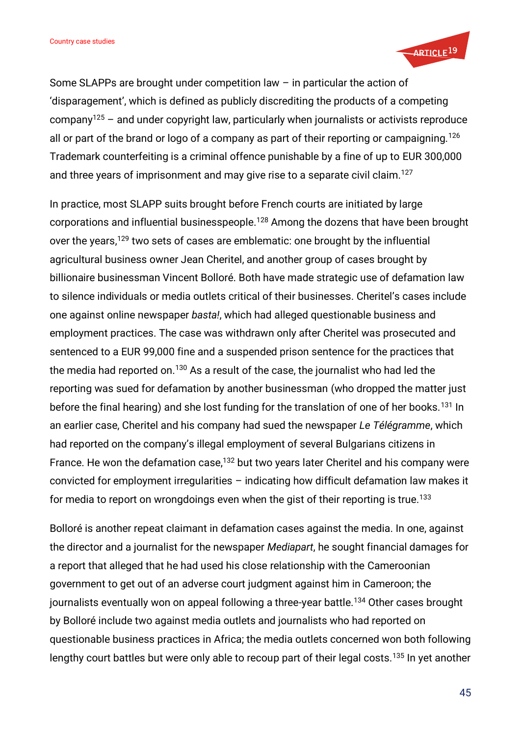Some SLAPPs are brought under competition law – in particular the action of 'disparagement', which is defined as publicly discrediting the products of a competing company[125] – and under copyright law, particularly when journalists or activists reproduce all or part of the brand or logo of a company as part of their reporting or campaigning.[126] Trademark counterfeiting is a criminal offence punishable by a fine of up to EUR 300,000 and three years of imprisonment and may give rise to a separate civil claim.[127]

In practice, most SLAPP suits brought before French courts are initiated by large corporations and influential businesspeople.[128] Among the dozens that have been brought over the years,[129] two sets of cases are emblematic: one brought by the influential agricultural business owner Jean Cheritel, and another group of cases brought by billionaire businessman Vincent Bolloré. Both have made strategic use of defamation law to silence individuals or media outlets critical of their businesses. Cheritel's cases include one against online newspaper *basta!*, which had alleged questionable business and employment practices. The case was withdrawn only after Cheritel was prosecuted and sentenced to a EUR 99,000 fine and a suspended prison sentence for the practices that the media had reported on.[130] As a result of the case, the journalist who had led the reporting was sued for defamation by another businessman (who dropped the matter just before the final hearing) and she lost funding for the translation of one of her books.[131] In an earlier case, Cheritel and his company had sued the newspaper *Le Télégramme*, which had reported on the company's illegal employment of several Bulgarians citizens in France. He won the defamation case,[132] but two years later Cheritel and his company were convicted for employment irregularities – indicating how difficult defamation law makes it for media to report on wrongdoings even when the gist of their reporting is true.[133]

Bolloré is another repeat claimant in defamation cases against the media. In one, against the director and a journalist for the newspaper *Mediapart*, he sought financial damages for a report that alleged that he had used his close relationship with the Cameroonian government to get out of an adverse court judgment against him in Cameroon; the journalists eventually won on appeal following a three-year battle.[134] Other cases brought by Bolloré include two against media outlets and journalists who had reported on questionable business practices in Africa; the media outlets concerned won both following lengthy court battles but were only able to recoup part of their legal costs.[135] In yet another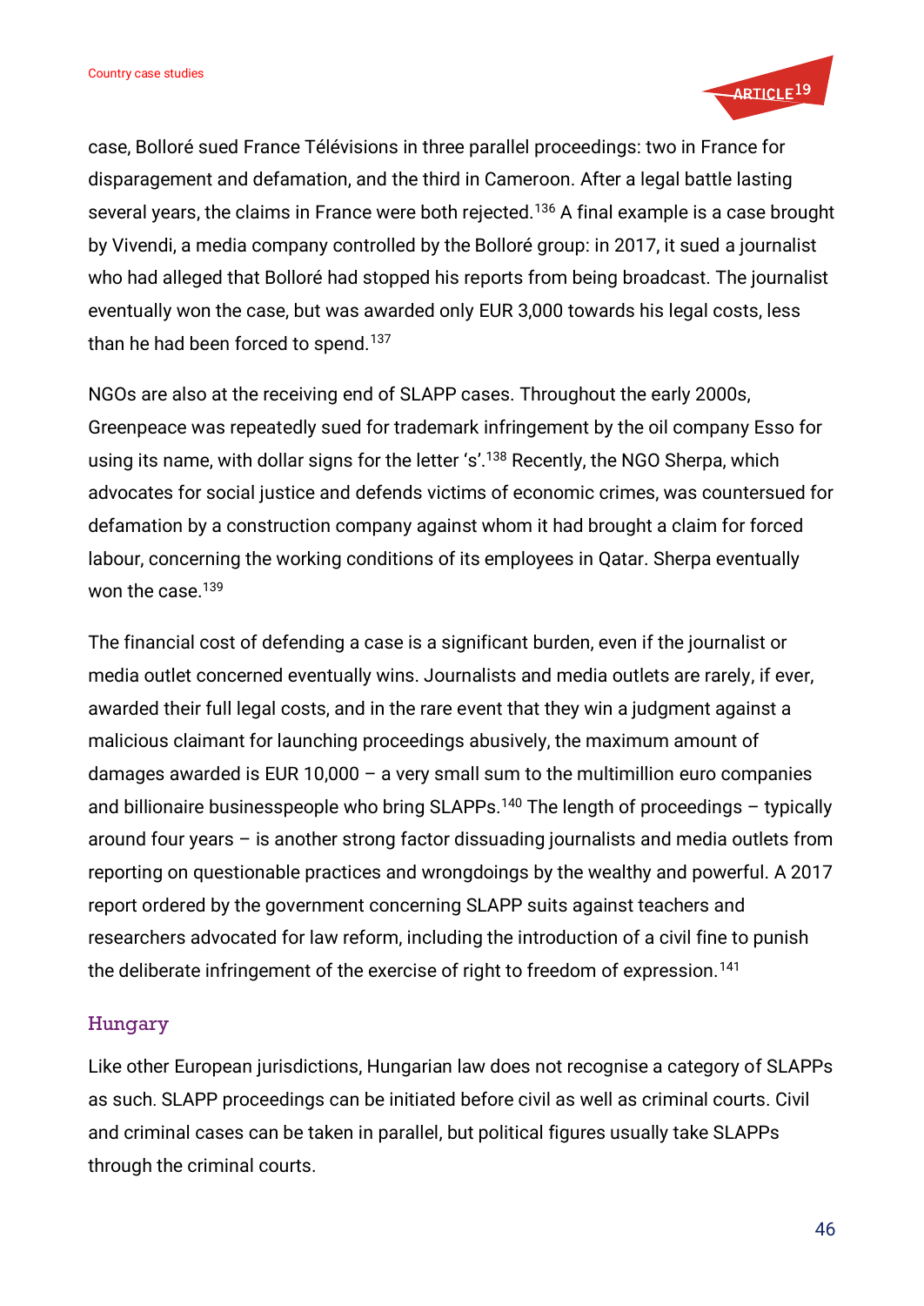case, Bolloré sued France Télévisions in three parallel proceedings: two in France for disparagement and defamation, and the third in Cameroon. After a legal battle lasting several years, the claims in France were both rejected.[136] A final example is a case brought by Vivendi, a media company controlled by the Bolloré group: in 2017, it sued a journalist who had alleged that Bolloré had stopped his reports from being broadcast. The journalist eventually won the case, but was awarded only EUR 3,000 towards his legal costs, less than he had been forced to spend.[137]

NGOs are also at the receiving end of SLAPP cases. Throughout the early 2000s, Greenpeace was repeatedly sued for trademark infringement by the oil company Esso for using its name, with dollar signs for the letter 's'.[138] Recently, the NGO Sherpa, which advocates for social justice and defends victims of economic crimes, was countersued for defamation by a construction company against whom it had brought a claim for forced labour, concerning the working conditions of its employees in Qatar. Sherpa eventually won the case.[139]

The financial cost of defending a case is a significant burden, even if the journalist or media outlet concerned eventually wins. Journalists and media outlets are rarely, if ever, awarded their full legal costs, and in the rare event that they win a judgment against a malicious claimant for launching proceedings abusively, the maximum amount of damages awarded is EUR 10,000 – a very small sum to the multimillion euro companies and billionaire businesspeople who bring SLAPPs.[140] The length of proceedings – typically around four years – is another strong factor dissuading journalists and media outlets from reporting on questionable practices and wrongdoings by the wealthy and powerful. A 2017 report ordered by the government concerning SLAPP suits against teachers and researchers advocated for law reform, including the introduction of a civil fine to punish the deliberate infringement of the exercise of right to freedom of expression.[141]

### Hungary

Like other European jurisdictions, Hungarian law does not recognise a category of SLAPPs as such. SLAPP proceedings can be initiated before civil as well as criminal courts. Civil and criminal cases can be taken in parallel, but political figures usually take SLAPPs through the criminal courts.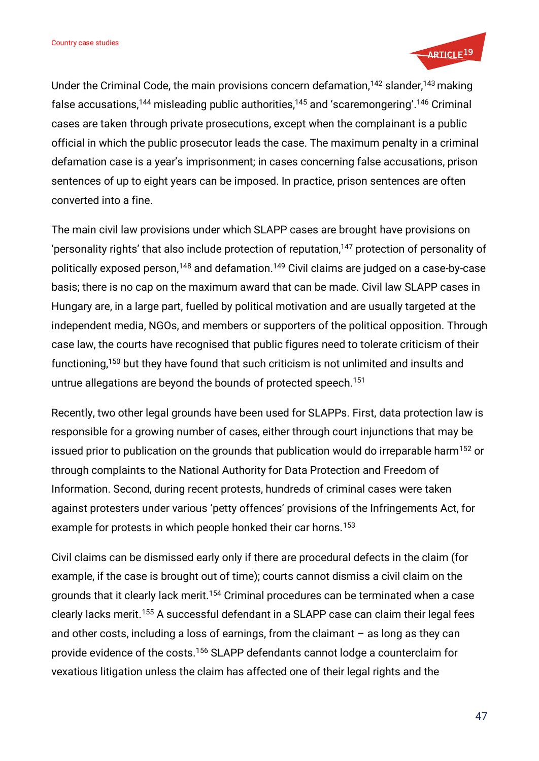Under the Criminal Code, the main provisions concern defamation,[142] slander,[143] making false accusations,[144] misleading public authorities,[145] and 'scaremongering'.[146] Criminal cases are taken through private prosecutions, except when the complainant is a public official in which the public prosecutor leads the case. The maximum penalty in a criminal defamation case is a year's imprisonment; in cases concerning false accusations, prison sentences of up to eight years can be imposed. In practice, prison sentences are often converted into a fine.

The main civil law provisions under which SLAPP cases are brought have provisions on 'personality rights' that also include protection of reputation,[147] protection of personality of politically exposed person,[148] and defamation.[149] Civil claims are judged on a case-by-case basis; there is no cap on the maximum award that can be made. Civil law SLAPP cases in Hungary are, in a large part, fuelled by political motivation and are usually targeted at the independent media, NGOs, and members or supporters of the political opposition. Through case law, the courts have recognised that public figures need to tolerate criticism of their functioning,[150] but they have found that such criticism is not unlimited and insults and untrue allegations are beyond the bounds of protected speech.[151]

Recently, two other legal grounds have been used for SLAPPs. First, data protection law is responsible for a growing number of cases, either through court injunctions that may be issued prior to publication on the grounds that publication would do irreparable harm[152] or through complaints to the National Authority for Data Protection and Freedom of Information. Second, during recent protests, hundreds of criminal cases were taken against protesters under various 'petty offences' provisions of the Infringements Act, for example for protests in which people honked their car horns.[153]

Civil claims can be dismissed early only if there are procedural defects in the claim (for example, if the case is brought out of time); courts cannot dismiss a civil claim on the grounds that it clearly lack merit.[154] Criminal procedures can be terminated when a case clearly lacks merit.[155] A successful defendant in a SLAPP case can claim their legal fees and other costs, including a loss of earnings, from the claimant – as long as they can provide evidence of the costs.[156] SLAPP defendants cannot lodge a counterclaim for vexatious litigation unless the claim has affected one of their legal rights and the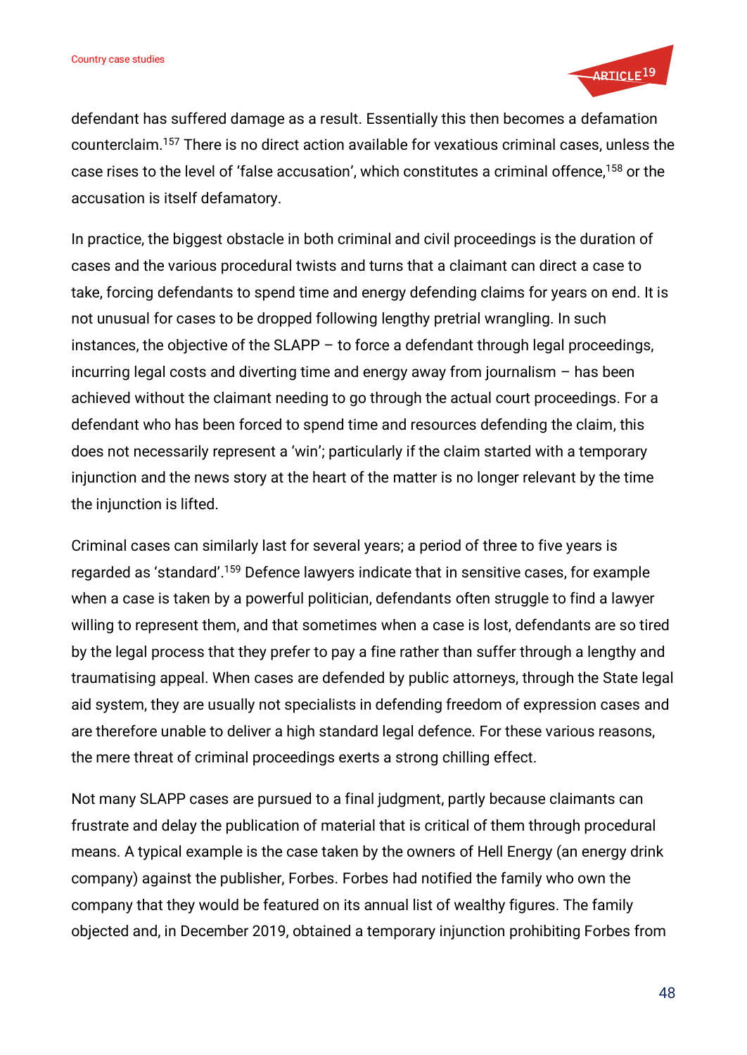defendant has suffered damage as a result. Essentially this then becomes a defamation counterclaim.[157] There is no direct action available for vexatious criminal cases, unless the case rises to the level of 'false accusation', which constitutes a criminal offence,[158] or the accusation is itself defamatory.

In practice, the biggest obstacle in both criminal and civil proceedings is the duration of cases and the various procedural twists and turns that a claimant can direct a case to take, forcing defendants to spend time and energy defending claims for years on end. It is not unusual for cases to be dropped following lengthy pretrial wrangling. In such instances, the objective of the SLAPP – to force a defendant through legal proceedings, incurring legal costs and diverting time and energy away from journalism – has been achieved without the claimant needing to go through the actual court proceedings. For a defendant who has been forced to spend time and resources defending the claim, this does not necessarily represent a 'win'; particularly if the claim started with a temporary injunction and the news story at the heart of the matter is no longer relevant by the time the injunction is lifted.

Criminal cases can similarly last for several years; a period of three to five years is regarded as 'standard'.[159] Defence lawyers indicate that in sensitive cases, for example when a case is taken by a powerful politician, defendants often struggle to find a lawyer willing to represent them, and that sometimes when a case is lost, defendants are so tired by the legal process that they prefer to pay a fine rather than suffer through a lengthy and traumatising appeal. When cases are defended by public attorneys, through the State legal aid system, they are usually not specialists in defending freedom of expression cases and are therefore unable to deliver a high standard legal defence. For these various reasons, the mere threat of criminal proceedings exerts a strong chilling effect.

Not many SLAPP cases are pursued to a final judgment, partly because claimants can frustrate and delay the publication of material that is critical of them through procedural means. A typical example is the case taken by the owners of Hell Energy (an energy drink company) against the publisher, Forbes. Forbes had notified the family who own the company that they would be featured on its annual list of wealthy figures. The family objected and, in December 2019, obtained a temporary injunction prohibiting Forbes from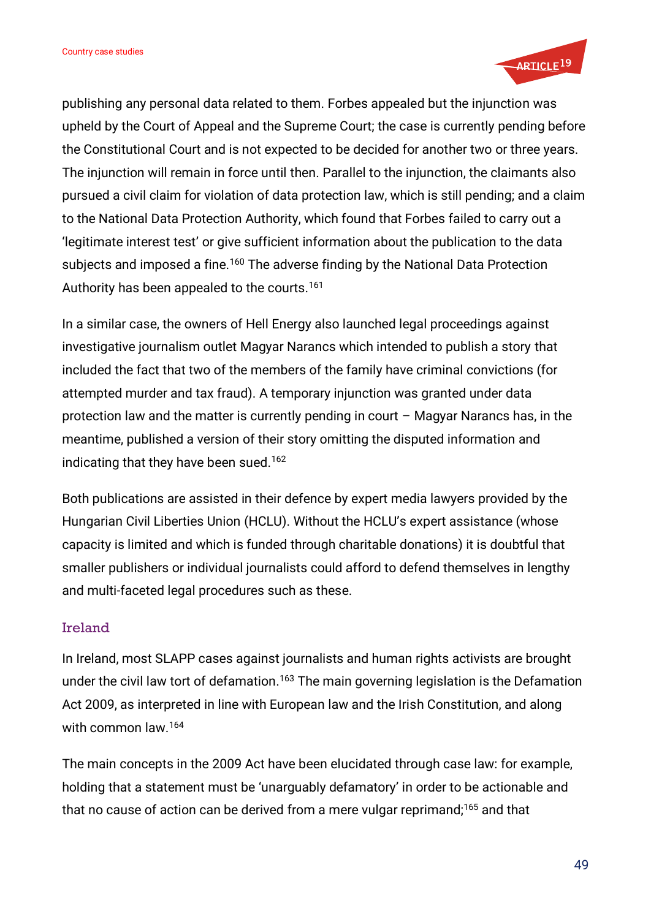publishing any personal data related to them. Forbes appealed but the injunction was upheld by the Court of Appeal and the Supreme Court; the case is currently pending before the Constitutional Court and is not expected to be decided for another two or three years. The injunction will remain in force until then. Parallel to the injunction, the claimants also pursued a civil claim for violation of data protection law, which is still pending; and a claim to the National Data Protection Authority, which found that Forbes failed to carry out a 'legitimate interest test' or give sufficient information about the publication to the data subjects and imposed a fine.[160] The adverse finding by the National Data Protection Authority has been appealed to the courts.[161]

In a similar case, the owners of Hell Energy also launched legal proceedings against investigative journalism outlet Magyar Narancs which intended to publish a story that included the fact that two of the members of the family have criminal convictions (for attempted murder and tax fraud). A temporary injunction was granted under data protection law and the matter is currently pending in court – Magyar Narancs has, in the meantime, published a version of their story omitting the disputed information and indicating that they have been sued.[162]

Both publications are assisted in their defence by expert media lawyers provided by the Hungarian Civil Liberties Union (HCLU). Without the HCLU's expert assistance (whose capacity is limited and which is funded through charitable donations) it is doubtful that smaller publishers or individual journalists could afford to defend themselves in lengthy and multi-faceted legal procedures such as these.

### Ireland

In Ireland, most SLAPP cases against journalists and human rights activists are brought under the civil law tort of defamation.[163] The main governing legislation is the Defamation Act 2009, as interpreted in line with European law and the Irish Constitution, and along with common law.[164]

The main concepts in the 2009 Act have been elucidated through case law: for example, holding that a statement must be 'unarguably defamatory' in order to be actionable and that no cause of action can be derived from a mere vulgar reprimand;[165] and that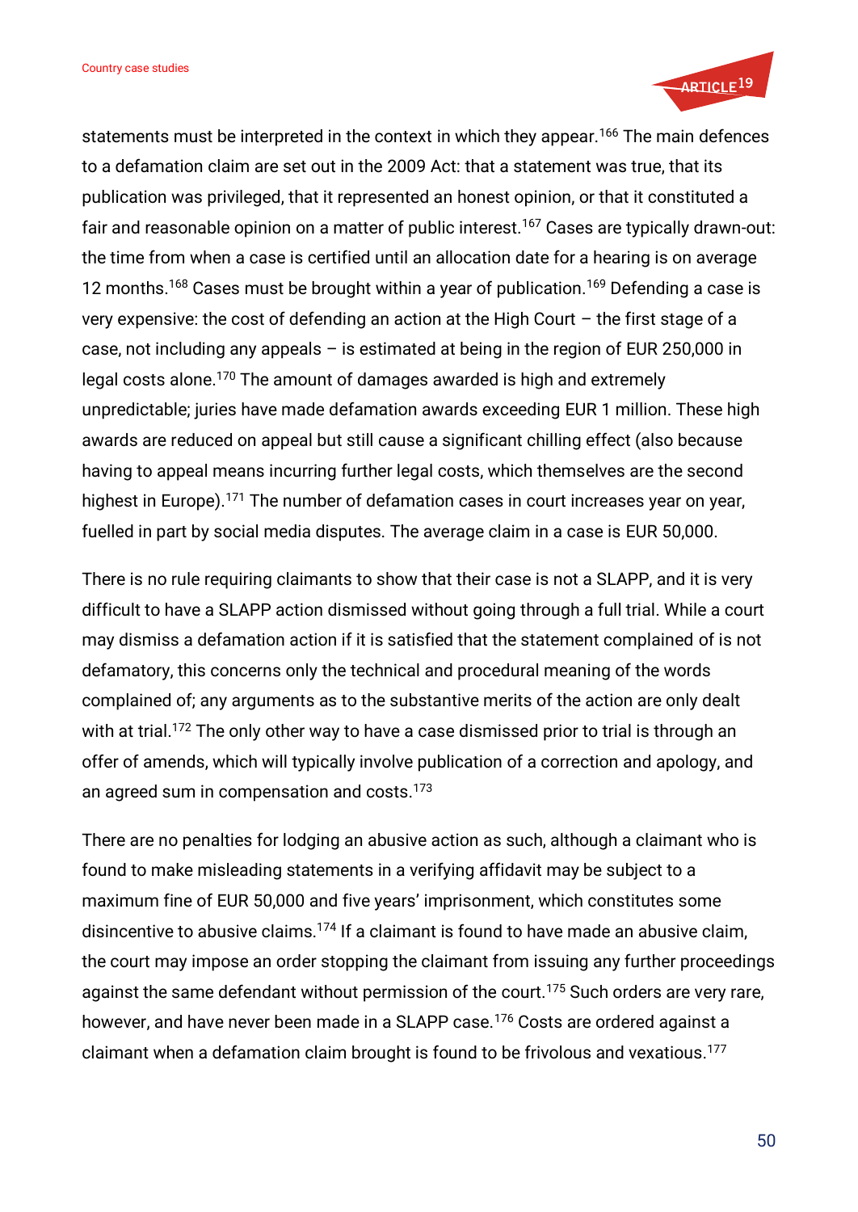statements must be interpreted in the context in which they appear.[166] The main defences to a defamation claim are set out in the 2009 Act: that a statement was true, that its publication was privileged, that it represented an honest opinion, or that it constituted a fair and reasonable opinion on a matter of public interest.[167] Cases are typically drawn-out: the time from when a case is certified until an allocation date for a hearing is on average 12 months.[168] Cases must be brought within a year of publication.[169] Defending a case is very expensive: the cost of defending an action at the High Court – the first stage of a case, not including any appeals – is estimated at being in the region of EUR 250,000 in legal costs alone.[170] The amount of damages awarded is high and extremely unpredictable; juries have made defamation awards exceeding EUR 1 million. These high awards are reduced on appeal but still cause a significant chilling effect (also because having to appeal means incurring further legal costs, which themselves are the second highest in Europe).[171] The number of defamation cases in court increases year on year, fuelled in part by social media disputes. The average claim in a case is EUR 50,000.

There is no rule requiring claimants to show that their case is not a SLAPP, and it is very difficult to have a SLAPP action dismissed without going through a full trial. While a court may dismiss a defamation action if it is satisfied that the statement complained of is not defamatory, this concerns only the technical and procedural meaning of the words complained of; any arguments as to the substantive merits of the action are only dealt with at trial.[172] The only other way to have a case dismissed prior to trial is through an offer of amends, which will typically involve publication of a correction and apology, and an agreed sum in compensation and costs.[173]

There are no penalties for lodging an abusive action as such, although a claimant who is found to make misleading statements in a verifying affidavit may be subject to a maximum fine of EUR 50,000 and five years' imprisonment, which constitutes some disincentive to abusive claims.[174] If a claimant is found to have made an abusive claim, the court may impose an order stopping the claimant from issuing any further proceedings against the same defendant without permission of the court.[175] Such orders are very rare, however, and have never been made in a SLAPP case.[176] Costs are ordered against a claimant when a defamation claim brought is found to be frivolous and vexatious.[177]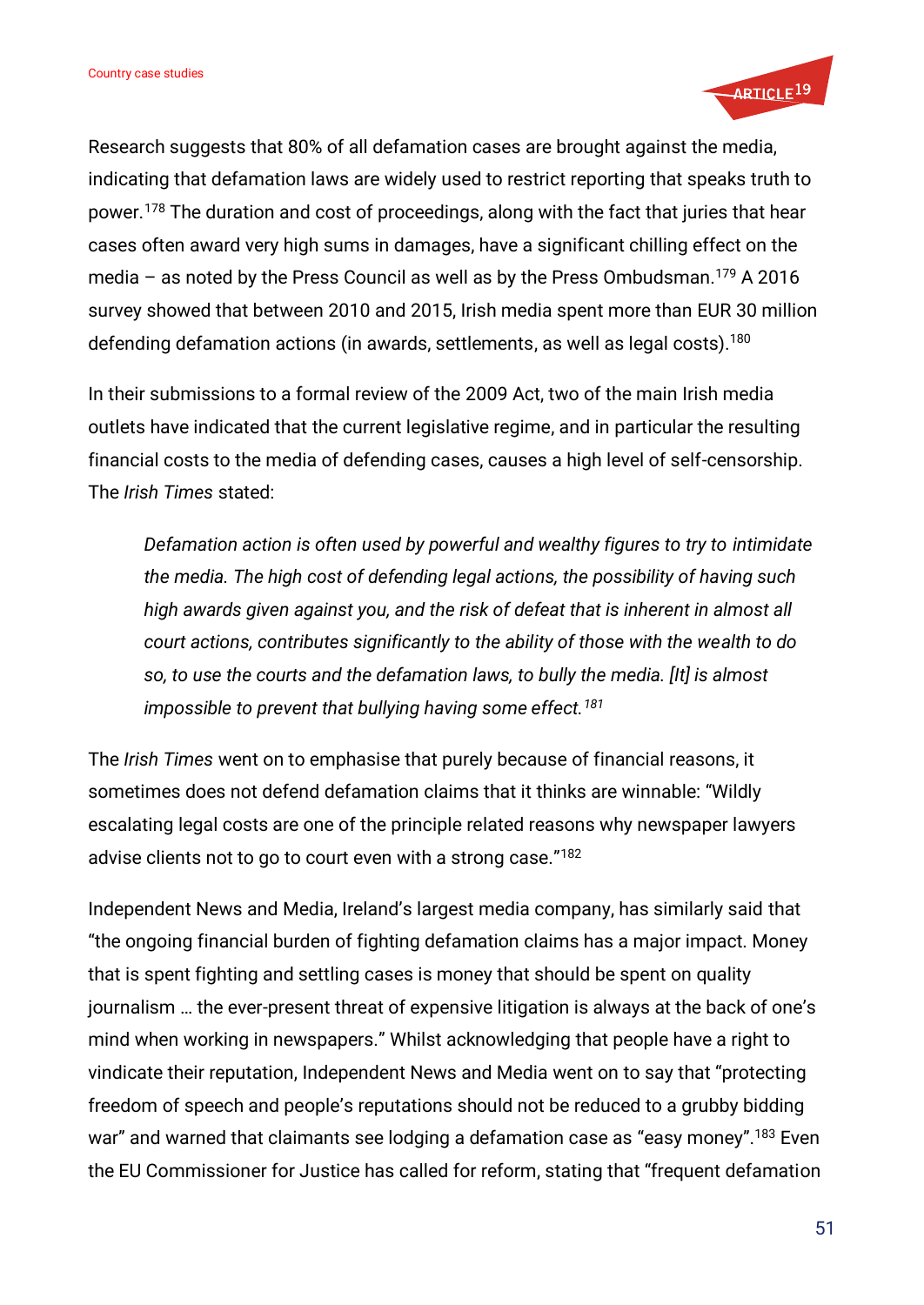Research suggests that 80% of all defamation cases are brought against the media, indicating that defamation laws are widely used to restrict reporting that speaks truth to power.[178] The duration and cost of proceedings, along with the fact that juries that hear cases often award very high sums in damages, have a significant chilling effect on the media – as noted by the Press Council as well as by the Press Ombudsman.[179] A 2016 survey showed that between 2010 and 2015, Irish media spent more than EUR 30 million defending defamation actions (in awards, settlements, as well as legal costs).[180]

In their submissions to a formal review of the 2009 Act, two of the main Irish media outlets have indicated that the current legislative regime, and in particular the resulting financial costs to the media of defending cases, causes a high level of self-censorship. The *Irish Times* stated:

> *Defamation action is often used by powerful and wealthy figures to try to intimidate the media. The high cost of defending legal actions, the possibility of having such high awards given against you, and the risk of defeat that is inherent in almost all court actions, contributes significantly to the ability of those with the wealth to do so, to use the courts and the defamation laws, to bully the media. [It] is almost impossible to prevent that bullying having some effect.*[181]

The *Irish Times* went on to emphasise that purely because of financial reasons, it sometimes does not defend defamation claims that it thinks are winnable: "Wildly escalating legal costs are one of the principle related reasons why newspaper lawyers advise clients not to go to court even with a strong case."[182]

Independent News and Media, Ireland's largest media company, has similarly said that "the ongoing financial burden of fighting defamation claims has a major impact. Money that is spent fighting and settling cases is money that should be spent on quality journalism … the ever-present threat of expensive litigation is always at the back of one's mind when working in newspapers." Whilst acknowledging that people have a right to vindicate their reputation, Independent News and Media went on to say that "protecting freedom of speech and people's reputations should not be reduced to a grubby bidding war" and warned that claimants see lodging a defamation case as "easy money".[183] Even the EU Commissioner for Justice has called for reform, stating that "frequent defamation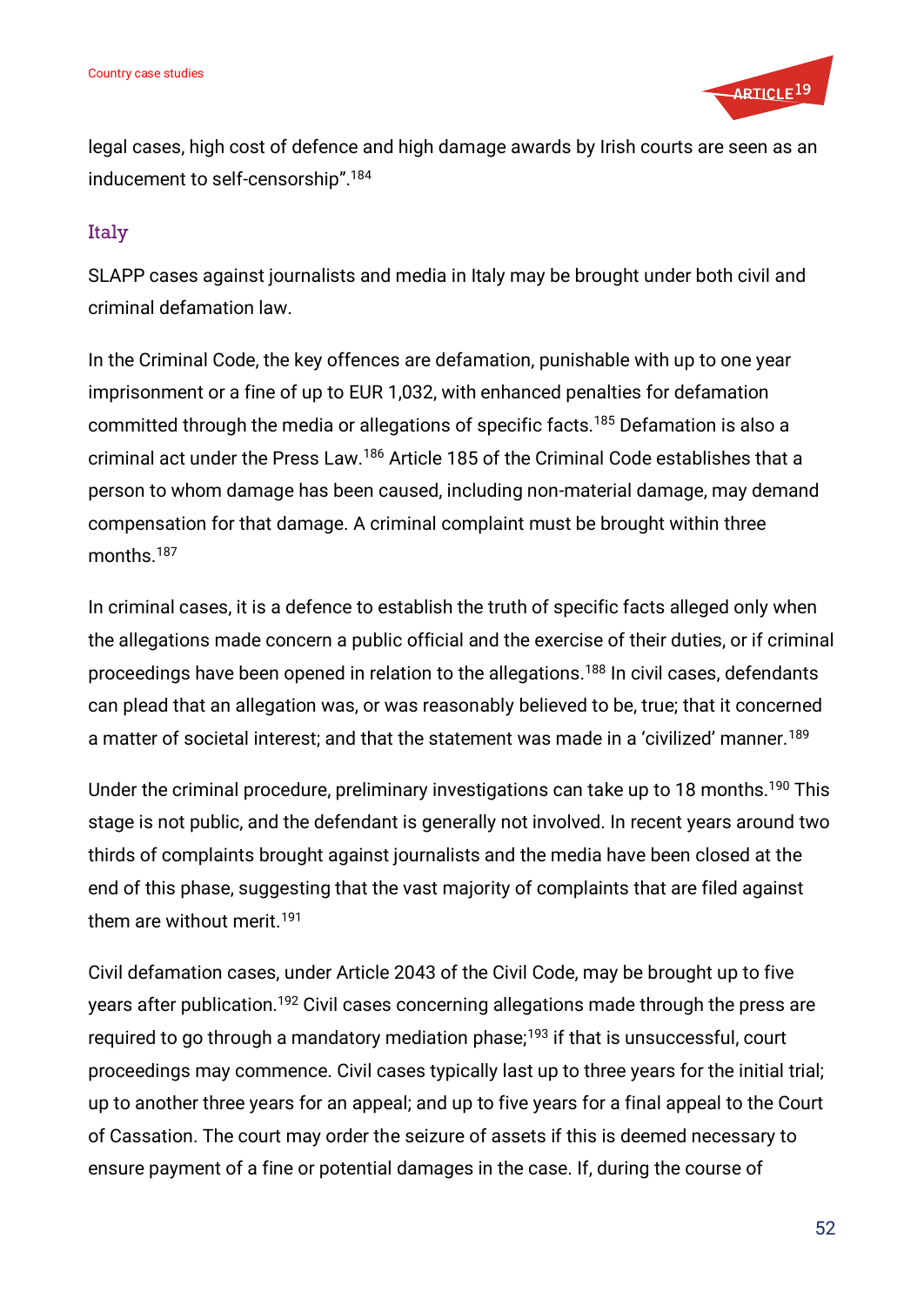legal cases, high cost of defence and high damage awards by Irish courts are seen as an inducement to self-censorship".[184]

## Italy

SLAPP cases against journalists and media in Italy may be brought under both civil and criminal defamation law.

In the Criminal Code, the key offences are defamation, punishable with up to one year imprisonment or a fine of up to EUR 1,032, with enhanced penalties for defamation committed through the media or allegations of specific facts.[185] Defamation is also a criminal act under the Press Law.[186] Article 185 of the Criminal Code establishes that a person to whom damage has been caused, including non-material damage, may demand compensation for that damage. A criminal complaint must be brought within three months.[187]

In criminal cases, it is a defence to establish the truth of specific facts alleged only when the allegations made concern a public official and the exercise of their duties, or if criminal proceedings have been opened in relation to the allegations.[188] In civil cases, defendants can plead that an allegation was, or was reasonably believed to be, true; that it concerned a matter of societal interest; and that the statement was made in a 'civilized' manner.[189]

Under the criminal procedure, preliminary investigations can take up to 18 months.[190] This stage is not public, and the defendant is generally not involved. In recent years around two thirds of complaints brought against journalists and the media have been closed at the end of this phase, suggesting that the vast majority of complaints that are filed against them are without merit.[191]

Civil defamation cases, under Article 2043 of the Civil Code, may be brought up to five years after publication.[192] Civil cases concerning allegations made through the press are required to go through a mandatory mediation phase;[193] if that is unsuccessful, court proceedings may commence. Civil cases typically last up to three years for the initial trial; up to another three years for an appeal; and up to five years for a final appeal to the Court of Cassation. The court may order the seizure of assets if this is deemed necessary to ensure payment of a fine or potential damages in the case. If, during the course of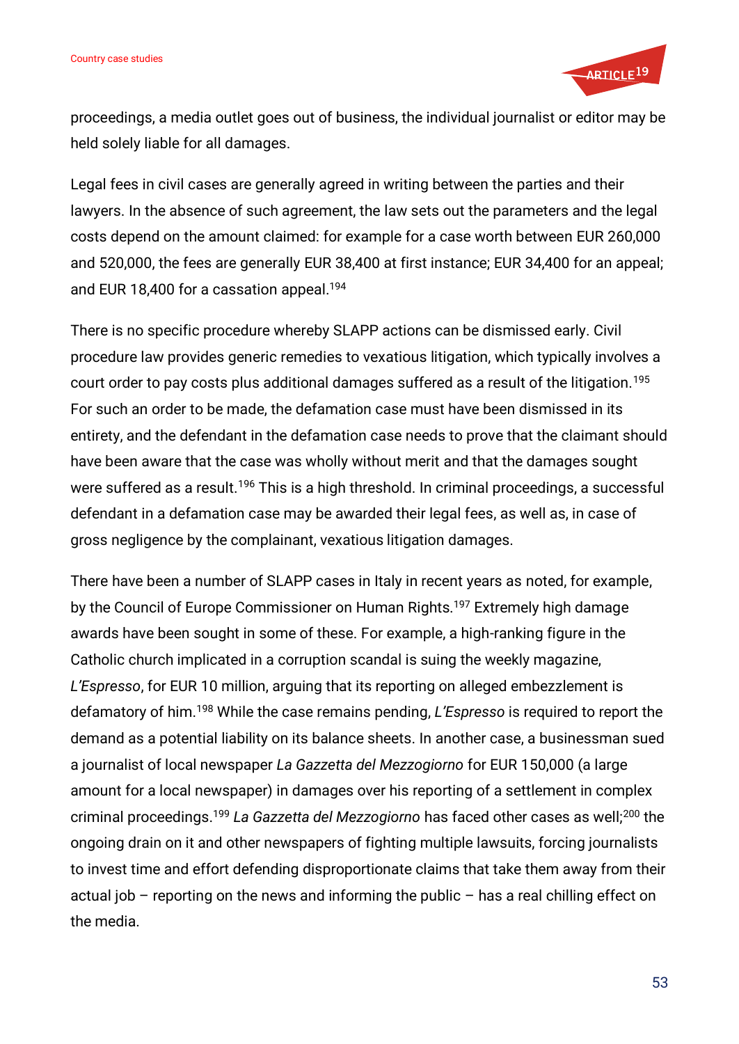proceedings, a media outlet goes out of business, the individual journalist or editor may be held solely liable for all damages.

Legal fees in civil cases are generally agreed in writing between the parties and their lawyers. In the absence of such agreement, the law sets out the parameters and the legal costs depend on the amount claimed: for example for a case worth between EUR 260,000 and 520,000, the fees are generally EUR 38,400 at first instance; EUR 34,400 for an appeal; and EUR 18,400 for a cassation appeal.[194]

There is no specific procedure whereby SLAPP actions can be dismissed early. Civil procedure law provides generic remedies to vexatious litigation, which typically involves a court order to pay costs plus additional damages suffered as a result of the litigation.[195] For such an order to be made, the defamation case must have been dismissed in its entirety, and the defendant in the defamation case needs to prove that the claimant should have been aware that the case was wholly without merit and that the damages sought were suffered as a result.[196] This is a high threshold. In criminal proceedings, a successful defendant in a defamation case may be awarded their legal fees, as well as, in case of gross negligence by the complainant, vexatious litigation damages.

There have been a number of SLAPP cases in Italy in recent years as noted, for example, by the Council of Europe Commissioner on Human Rights.[197] Extremely high damage awards have been sought in some of these. For example, a high-ranking figure in the Catholic church implicated in a corruption scandal is suing the weekly magazine, *L'Espresso*, for EUR 10 million, arguing that its reporting on alleged embezzlement is defamatory of him.[198] While the case remains pending, *L'Espresso* is required to report the demand as a potential liability on its balance sheets. In another case, a businessman sued a journalist of local newspaper *La Gazzetta del Mezzogiorno* for EUR 150,000 (a large amount for a local newspaper) in damages over his reporting of a settlement in complex criminal proceedings.[199] *La Gazzetta del Mezzogiorno* has faced other cases as well;[200] the ongoing drain on it and other newspapers of fighting multiple lawsuits, forcing journalists to invest time and effort defending disproportionate claims that take them away from their actual job – reporting on the news and informing the public – has a real chilling effect on the media.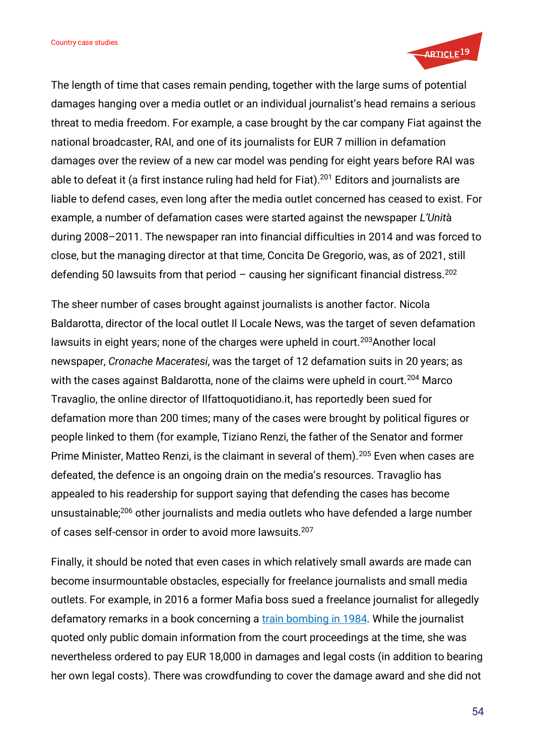The length of time that cases remain pending, together with the large sums of potential damages hanging over a media outlet or an individual journalist's head remains a serious threat to media freedom. For example, a case brought by the car company Fiat against the national broadcaster, RAI, and one of its journalists for EUR 7 million in defamation damages over the review of a new car model was pending for eight years before RAI was able to defeat it (a first instance ruling had held for Fiat).[201] Editors and journalists are liable to defend cases, even long after the media outlet concerned has ceased to exist. For example, a number of defamation cases were started against the newspaper *L'Unit*à during 2008–2011. The newspaper ran into financial difficulties in 2014 and was forced to close, but the managing director at that time, Concita De Gregorio, was, as of 2021, still defending 50 lawsuits from that period – causing her significant financial distress.[202]

The sheer number of cases brought against journalists is another factor. Nicola Baldarotta, director of the local outlet Il Locale News, was the target of seven defamation lawsuits in eight years; none of the charges were upheld in court.[203]Another local newspaper, *Cronache Maceratesi*, was the target of 12 defamation suits in 20 years; as with the cases against Baldarotta, none of the claims were upheld in court.[204] Marco Travaglio, the online director of Ilfattoquotidiano.it, has reportedly been sued for defamation more than 200 times; many of the cases were brought by political figures or people linked to them (for example, Tiziano Renzi, the father of the Senator and former Prime Minister, Matteo Renzi, is the claimant in several of them).[205] Even when cases are defeated, the defence is an ongoing drain on the media's resources. Travaglio has appealed to his readership for support saying that defending the cases has become unsustainable;[206] other journalists and media outlets who have defended a large number of cases self-censor in order to avoid more lawsuits.[207]

Finally, it should be noted that even cases in which relatively small awards are made can become insurmountable obstacles, especially for freelance journalists and small media outlets. For example, in 2016 a former Mafia boss sued a freelance journalist for allegedly defamatory remarks in a book concerning a [train bombing in 1984](). While the journalist quoted only public domain information from the court proceedings at the time, she was nevertheless ordered to pay EUR 18,000 in damages and legal costs (in addition to bearing her own legal costs). There was crowdfunding to cover the damage award and she did not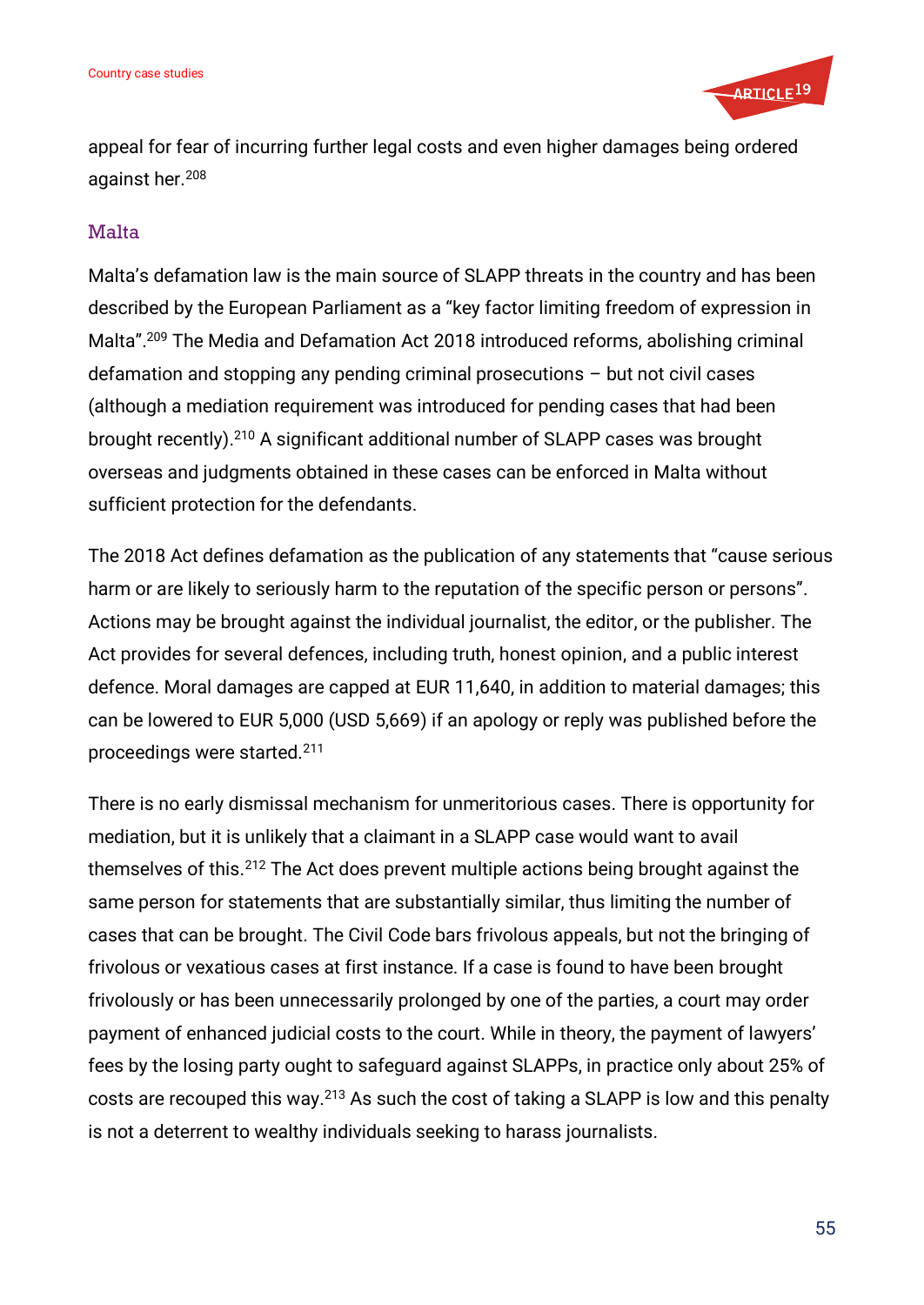appeal for fear of incurring further legal costs and even higher damages being ordered against her.[208]

## Malta

Malta's defamation law is the main source of SLAPP threats in the country and has been described by the European Parliament as a "key factor limiting freedom of expression in Malta".[209] The Media and Defamation Act 2018 introduced reforms, abolishing criminal defamation and stopping any pending criminal prosecutions – but not civil cases (although a mediation requirement was introduced for pending cases that had been brought recently).[210] A significant additional number of SLAPP cases was brought overseas and judgments obtained in these cases can be enforced in Malta without sufficient protection for the defendants.

The 2018 Act defines defamation as the publication of any statements that "cause serious harm or are likely to seriously harm to the reputation of the specific person or persons". Actions may be brought against the individual journalist, the editor, or the publisher. The Act provides for several defences, including truth, honest opinion, and a public interest defence. Moral damages are capped at EUR 11,640, in addition to material damages; this can be lowered to EUR 5,000 (USD 5,669) if an apology or reply was published before the proceedings were started.[211]

There is no early dismissal mechanism for unmeritorious cases. There is opportunity for mediation, but it is unlikely that a claimant in a SLAPP case would want to avail themselves of this.[212] The Act does prevent multiple actions being brought against the same person for statements that are substantially similar, thus limiting the number of cases that can be brought. The Civil Code bars frivolous appeals, but not the bringing of frivolous or vexatious cases at first instance. If a case is found to have been brought frivolously or has been unnecessarily prolonged by one of the parties, a court may order payment of enhanced judicial costs to the court. While in theory, the payment of lawyers' fees by the losing party ought to safeguard against SLAPPs, in practice only about 25% of costs are recouped this way.[213] As such the cost of taking a SLAPP is low and this penalty is not a deterrent to wealthy individuals seeking to harass journalists.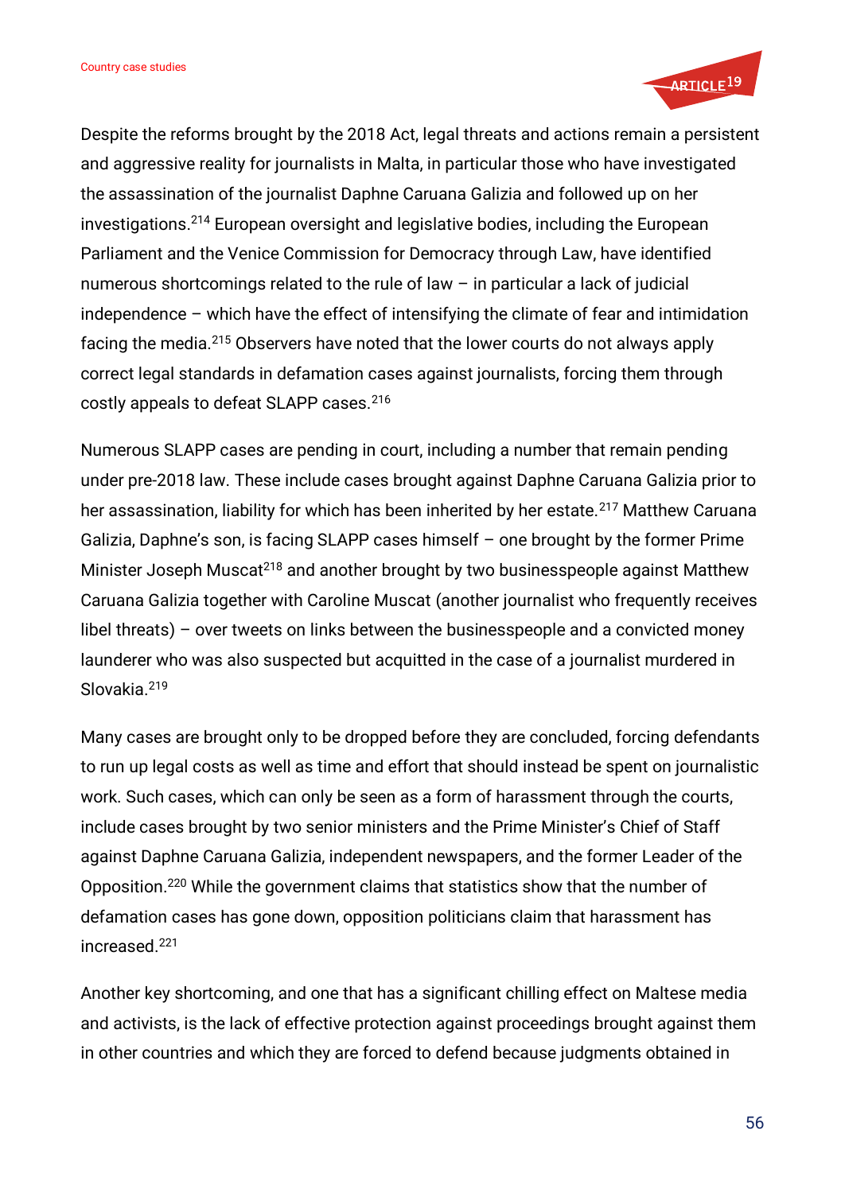Despite the reforms brought by the 2018 Act, legal threats and actions remain a persistent and aggressive reality for journalists in Malta, in particular those who have investigated the assassination of the journalist Daphne Caruana Galizia and followed up on her investigations.[214] European oversight and legislative bodies, including the European Parliament and the Venice Commission for Democracy through Law, have identified numerous shortcomings related to the rule of law – in particular a lack of judicial independence – which have the effect of intensifying the climate of fear and intimidation facing the media.[215] Observers have noted that the lower courts do not always apply correct legal standards in defamation cases against journalists, forcing them through costly appeals to defeat SLAPP cases.[216]

Numerous SLAPP cases are pending in court, including a number that remain pending under pre-2018 law. These include cases brought against Daphne Caruana Galizia prior to her assassination, liability for which has been inherited by her estate.[217] Matthew Caruana Galizia, Daphne's son, is facing SLAPP cases himself – one brought by the former Prime Minister Joseph Muscat[218] and another brought by two businesspeople against Matthew Caruana Galizia together with Caroline Muscat (another journalist who frequently receives libel threats) – over tweets on links between the businesspeople and a convicted money launderer who was also suspected but acquitted in the case of a journalist murdered in Slovakia.[219]

Many cases are brought only to be dropped before they are concluded, forcing defendants to run up legal costs as well as time and effort that should instead be spent on journalistic work. Such cases, which can only be seen as a form of harassment through the courts, include cases brought by two senior ministers and the Prime Minister's Chief of Staff against Daphne Caruana Galizia, independent newspapers, and the former Leader of the Opposition.[220] While the government claims that statistics show that the number of defamation cases has gone down, opposition politicians claim that harassment has increased.[221]

Another key shortcoming, and one that has a significant chilling effect on Maltese media and activists, is the lack of effective protection against proceedings brought against them in other countries and which they are forced to defend because judgments obtained in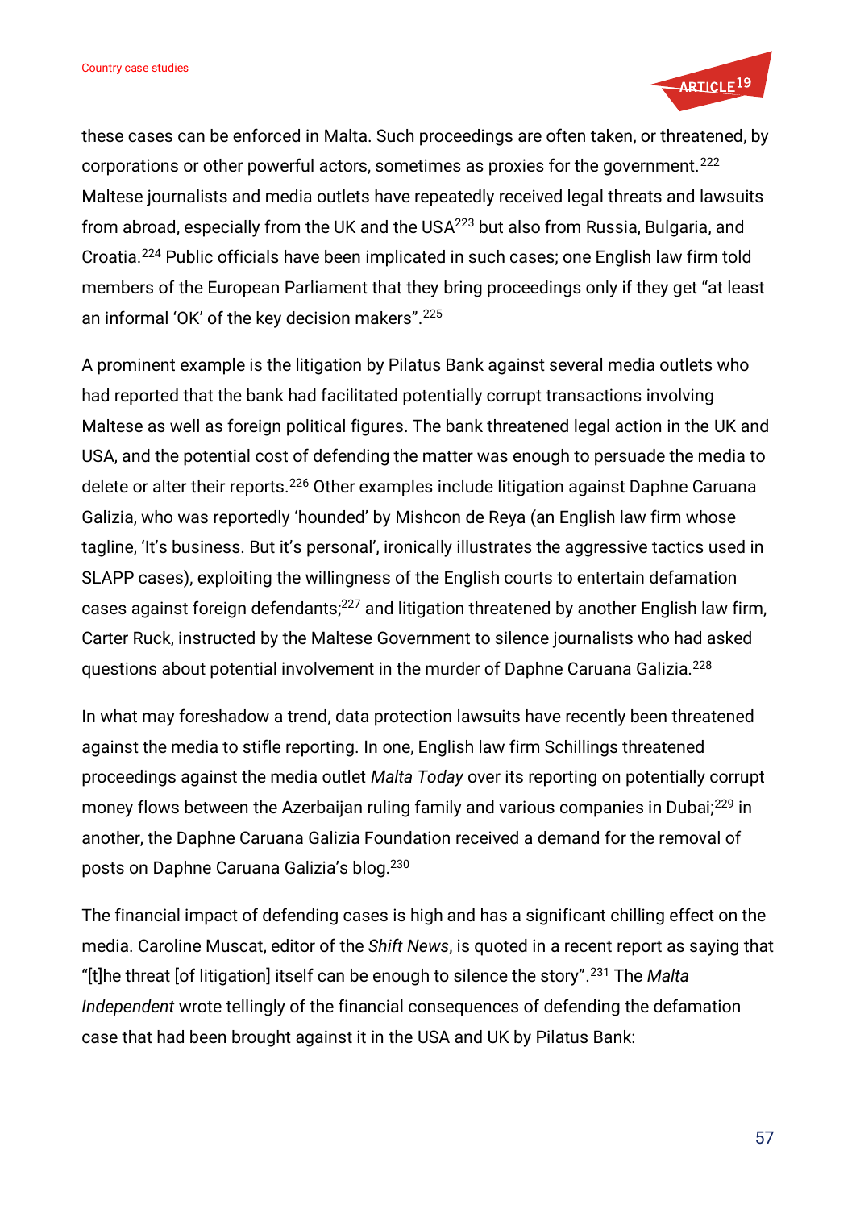these cases can be enforced in Malta. Such proceedings are often taken, or threatened, by corporations or other powerful actors, sometimes as proxies for the government.[222] Maltese journalists and media outlets have repeatedly received legal threats and lawsuits from abroad, especially from the UK and the USA[223] but also from Russia, Bulgaria, and Croatia.[224] Public officials have been implicated in such cases; one English law firm told members of the European Parliament that they bring proceedings only if they get "at least an informal 'OK' of the key decision makers".[225]

A prominent example is the litigation by Pilatus Bank against several media outlets who had reported that the bank had facilitated potentially corrupt transactions involving Maltese as well as foreign political figures. The bank threatened legal action in the UK and USA, and the potential cost of defending the matter was enough to persuade the media to delete or alter their reports.[226] Other examples include litigation against Daphne Caruana Galizia, who was reportedly 'hounded' by Mishcon de Reya (an English law firm whose tagline, 'It's business. But it's personal', ironically illustrates the aggressive tactics used in SLAPP cases), exploiting the willingness of the English courts to entertain defamation cases against foreign defendants;[227] and litigation threatened by another English law firm, Carter Ruck, instructed by the Maltese Government to silence journalists who had asked questions about potential involvement in the murder of Daphne Caruana Galizia.[228]

In what may foreshadow a trend, data protection lawsuits have recently been threatened against the media to stifle reporting. In one, English law firm Schillings threatened proceedings against the media outlet *Malta Today* over its reporting on potentially corrupt money flows between the Azerbaijan ruling family and various companies in Dubai;[229] in another, the Daphne Caruana Galizia Foundation received a demand for the removal of posts on Daphne Caruana Galizia's blog.[230]

The financial impact of defending cases is high and has a significant chilling effect on the media. Caroline Muscat, editor of the *Shift News*, is quoted in a recent report as saying that "[t]he threat [of litigation] itself can be enough to silence the story".[231] The *Malta Independent* wrote tellingly of the financial consequences of defending the defamation case that had been brought against it in the USA and UK by Pilatus Bank: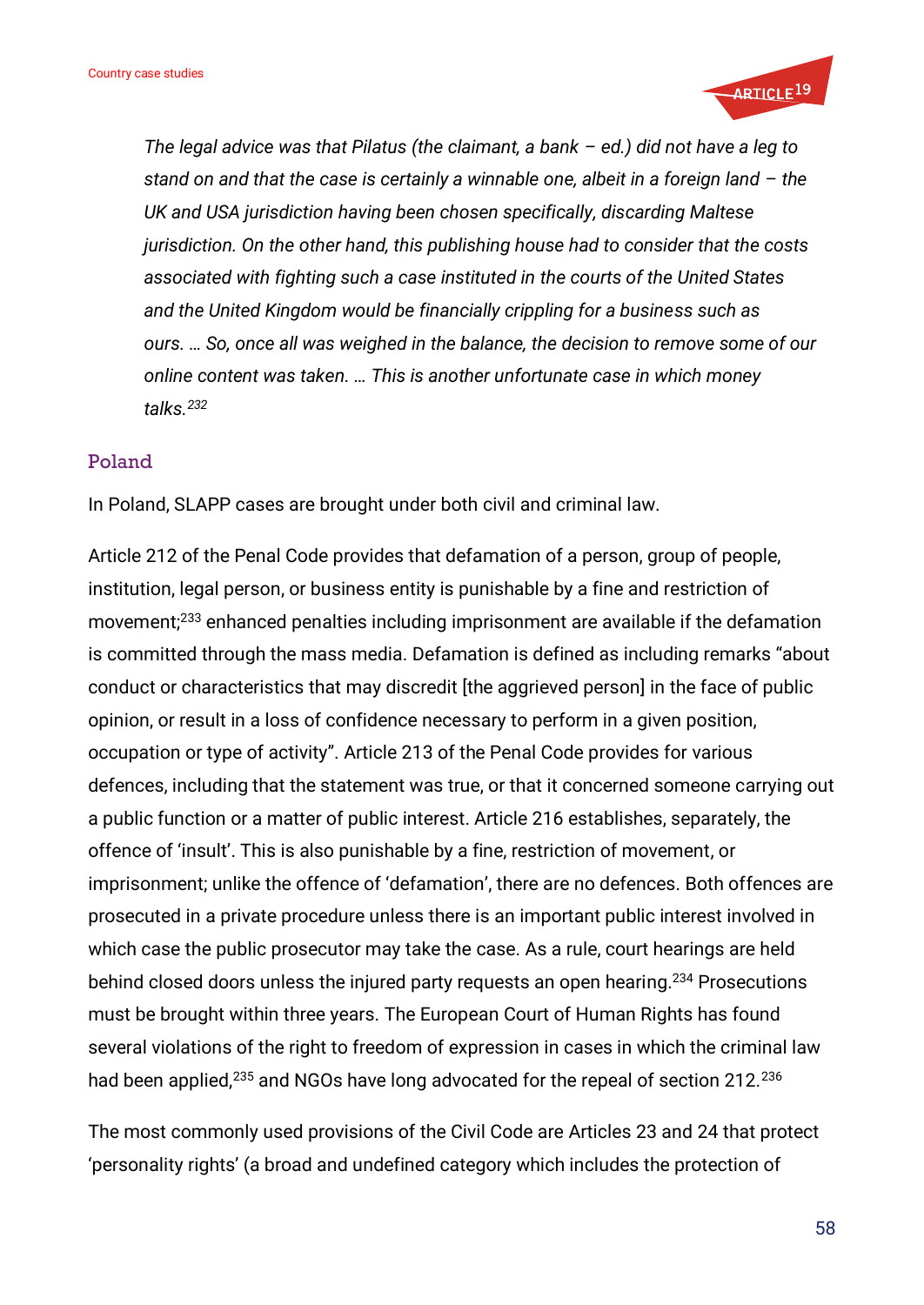*The legal advice was that Pilatus (the claimant, a bank – ed.) did not have a leg to stand on and that the case is certainly a winnable one, albeit in a foreign land – the UK and USA jurisdiction having been chosen specifically, discarding Maltese jurisdiction. On the other hand, this publishing house had to consider that the costs associated with fighting such a case instituted in the courts of the United States and the United Kingdom would be financially crippling for a business such as ours. … So, once all was weighed in the balance, the decision to remove some of our online content was taken. … This is another unfortunate case in which money talks.*[232]

## Poland

In Poland, SLAPP cases are brought under both civil and criminal law.

Article 212 of the Penal Code provides that defamation of a person, group of people, institution, legal person, or business entity is punishable by a fine and restriction of movement;[233] enhanced penalties including imprisonment are available if the defamation is committed through the mass media. Defamation is defined as including remarks "about conduct or characteristics that may discredit [the aggrieved person] in the face of public opinion, or result in a loss of confidence necessary to perform in a given position, occupation or type of activity". Article 213 of the Penal Code provides for various defences, including that the statement was true, or that it concerned someone carrying out a public function or a matter of public interest. Article 216 establishes, separately, the offence of 'insult'. This is also punishable by a fine, restriction of movement, or imprisonment; unlike the offence of 'defamation', there are no defences. Both offences are prosecuted in a private procedure unless there is an important public interest involved in which case the public prosecutor may take the case. As a rule, court hearings are held behind closed doors unless the injured party requests an open hearing.[234] Prosecutions must be brought within three years. The European Court of Human Rights has found several violations of the right to freedom of expression in cases in which the criminal law had been applied,[235] and NGOs have long advocated for the repeal of section 212.[236]

The most commonly used provisions of the Civil Code are Articles 23 and 24 that protect 'personality rights' (a broad and undefined category which includes the protection of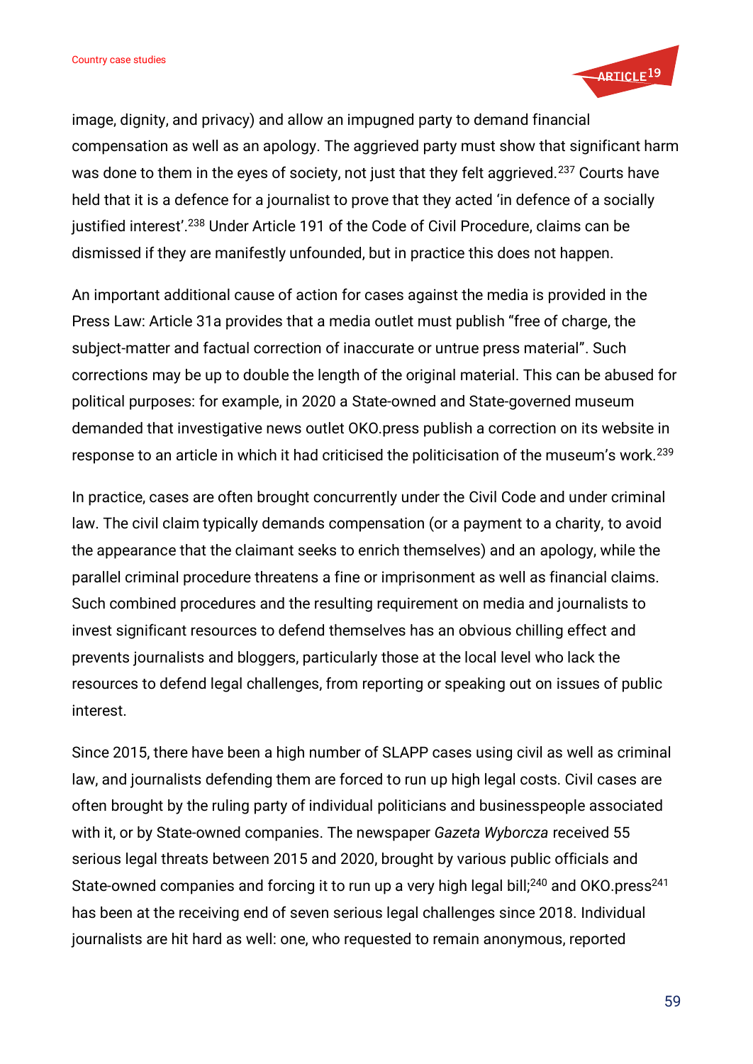image, dignity, and privacy) and allow an impugned party to demand financial compensation as well as an apology. The aggrieved party must show that significant harm was done to them in the eyes of society, not just that they felt aggrieved.[237] Courts have held that it is a defence for a journalist to prove that they acted 'in defence of a socially justified interest'.[238] Under Article 191 of the Code of Civil Procedure, claims can be dismissed if they are manifestly unfounded, but in practice this does not happen.

An important additional cause of action for cases against the media is provided in the Press Law: Article 31a provides that a media outlet must publish "free of charge, the subject-matter and factual correction of inaccurate or untrue press material". Such corrections may be up to double the length of the original material. This can be abused for political purposes: for example, in 2020 a State-owned and State-governed museum demanded that investigative news outlet OKO.press publish a correction on its website in response to an article in which it had criticised the politicisation of the museum's work.[239]

In practice, cases are often brought concurrently under the Civil Code and under criminal law. The civil claim typically demands compensation (or a payment to a charity, to avoid the appearance that the claimant seeks to enrich themselves) and an apology, while the parallel criminal procedure threatens a fine or imprisonment as well as financial claims. Such combined procedures and the resulting requirement on media and journalists to invest significant resources to defend themselves has an obvious chilling effect and prevents journalists and bloggers, particularly those at the local level who lack the resources to defend legal challenges, from reporting or speaking out on issues of public interest.

Since 2015, there have been a high number of SLAPP cases using civil as well as criminal law, and journalists defending them are forced to run up high legal costs. Civil cases are often brought by the ruling party of individual politicians and businesspeople associated with it, or by State-owned companies. The newspaper *Gazeta Wyborcza* received 55 serious legal threats between 2015 and 2020, brought by various public officials and State-owned companies and forcing it to run up a very high legal bill;[240] and OKO.press[241] has been at the receiving end of seven serious legal challenges since 2018. Individual journalists are hit hard as well: one, who requested to remain anonymous, reported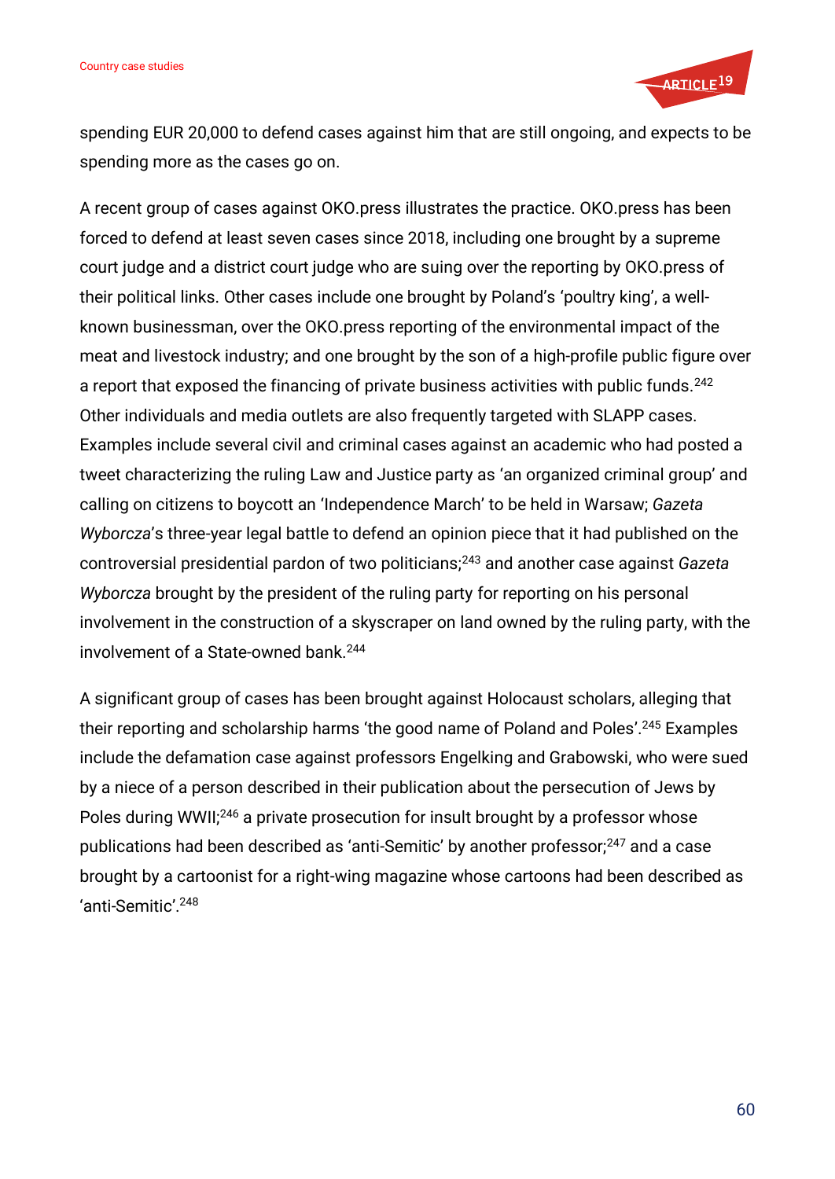spending EUR 20,000 to defend cases against him that are still ongoing, and expects to be spending more as the cases go on.

A recent group of cases against OKO.press illustrates the practice. OKO.press has been forced to defend at least seven cases since 2018, including one brought by a supreme court judge and a district court judge who are suing over the reporting by OKO.press of their political links. Other cases include one brought by Poland's 'poultry king', a well-known businessman, over the OKO.press reporting of the environmental impact of the meat and livestock industry; and one brought by the son of a high-profile public figure over a report that exposed the financing of private business activities with public funds.[242] Other individuals and media outlets are also frequently targeted with SLAPP cases. Examples include several civil and criminal cases against an academic who had posted a tweet characterizing the ruling Law and Justice party as 'an organized criminal group' and calling on citizens to boycott an 'Independence March' to be held in Warsaw; *Gazeta Wyborcza*'s three-year legal battle to defend an opinion piece that it had published on the controversial presidential pardon of two politicians;[243] and another case against *Gazeta Wyborcza* brought by the president of the ruling party for reporting on his personal involvement in the construction of a skyscraper on land owned by the ruling party, with the involvement of a State-owned bank.[244]

A significant group of cases has been brought against Holocaust scholars, alleging that their reporting and scholarship harms 'the good name of Poland and Poles'.[245] Examples include the defamation case against professors Engelking and Grabowski, who were sued by a niece of a person described in their publication about the persecution of Jews by Poles during WWII;[246] a private prosecution for insult brought by a professor whose publications had been described as 'anti-Semitic' by another professor;[247] and a case brought by a cartoonist for a right-wing magazine whose cartoons had been described as 'anti-Semitic'.[248]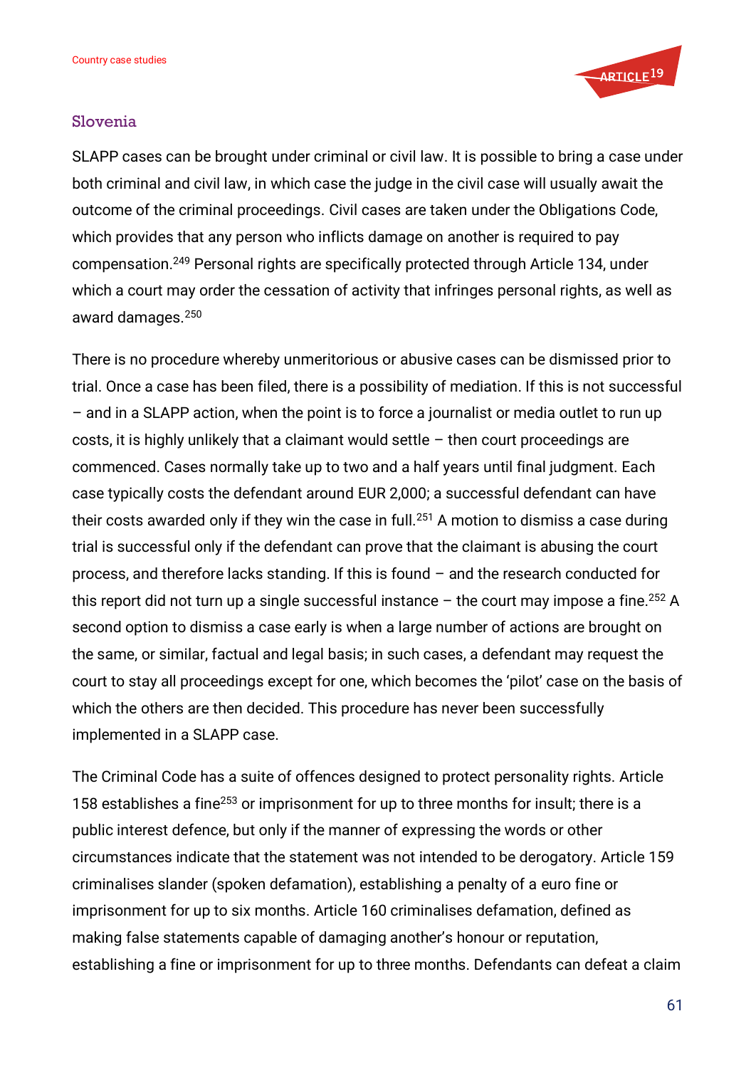## Slovenia

SLAPP cases can be brought under criminal or civil law. It is possible to bring a case under both criminal and civil law, in which case the judge in the civil case will usually await the outcome of the criminal proceedings. Civil cases are taken under the Obligations Code, which provides that any person who inflicts damage on another is required to pay compensation.[249] Personal rights are specifically protected through Article 134, under which a court may order the cessation of activity that infringes personal rights, as well as award damages.[250]

There is no procedure whereby unmeritorious or abusive cases can be dismissed prior to trial. Once a case has been filed, there is a possibility of mediation. If this is not successful – and in a SLAPP action, when the point is to force a journalist or media outlet to run up costs, it is highly unlikely that a claimant would settle – then court proceedings are commenced. Cases normally take up to two and a half years until final judgment. Each case typically costs the defendant around EUR 2,000; a successful defendant can have their costs awarded only if they win the case in full.[251] A motion to dismiss a case during trial is successful only if the defendant can prove that the claimant is abusing the court process, and therefore lacks standing. If this is found – and the research conducted for this report did not turn up a single successful instance – the court may impose a fine.[252] A second option to dismiss a case early is when a large number of actions are brought on the same, or similar, factual and legal basis; in such cases, a defendant may request the court to stay all proceedings except for one, which becomes the 'pilot' case on the basis of which the others are then decided. This procedure has never been successfully implemented in a SLAPP case.

The Criminal Code has a suite of offences designed to protect personality rights. Article 158 establishes a fine[253] or imprisonment for up to three months for insult; there is a public interest defence, but only if the manner of expressing the words or other circumstances indicate that the statement was not intended to be derogatory. Article 159 criminalises slander (spoken defamation), establishing a penalty of a euro fine or imprisonment for up to six months. Article 160 criminalises defamation, defined as making false statements capable of damaging another's honour or reputation, establishing a fine or imprisonment for up to three months. Defendants can defeat a claim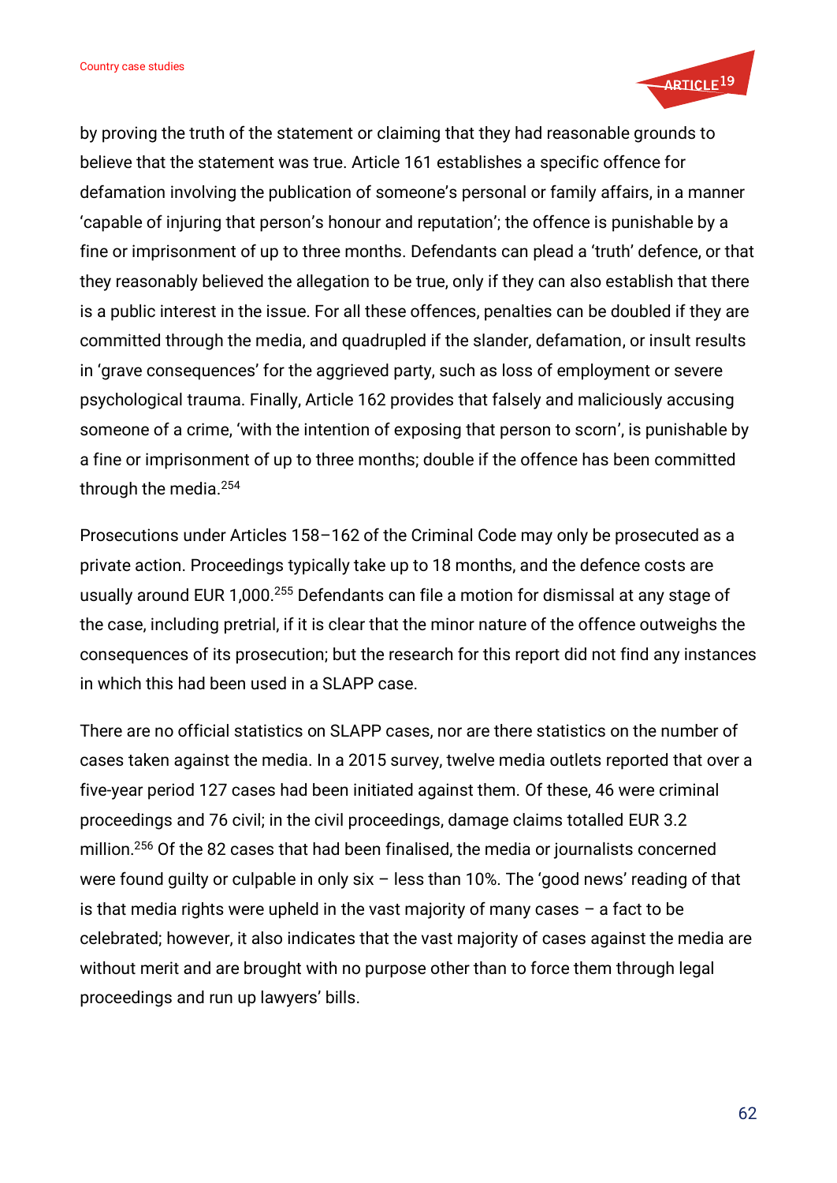by proving the truth of the statement or claiming that they had reasonable grounds to believe that the statement was true. Article 161 establishes a specific offence for defamation involving the publication of someone's personal or family affairs, in a manner 'capable of injuring that person's honour and reputation'; the offence is punishable by a fine or imprisonment of up to three months. Defendants can plead a 'truth' defence, or that they reasonably believed the allegation to be true, only if they can also establish that there is a public interest in the issue. For all these offences, penalties can be doubled if they are committed through the media, and quadrupled if the slander, defamation, or insult results in 'grave consequences' for the aggrieved party, such as loss of employment or severe psychological trauma. Finally, Article 162 provides that falsely and maliciously accusing someone of a crime, 'with the intention of exposing that person to scorn', is punishable by a fine or imprisonment of up to three months; double if the offence has been committed through the media.[254]

Prosecutions under Articles 158–162 of the Criminal Code may only be prosecuted as a private action. Proceedings typically take up to 18 months, and the defence costs are usually around EUR 1,000.[255] Defendants can file a motion for dismissal at any stage of the case, including pretrial, if it is clear that the minor nature of the offence outweighs the consequences of its prosecution; but the research for this report did not find any instances in which this had been used in a SLAPP case.

There are no official statistics on SLAPP cases, nor are there statistics on the number of cases taken against the media. In a 2015 survey, twelve media outlets reported that over a five-year period 127 cases had been initiated against them. Of these, 46 were criminal proceedings and 76 civil; in the civil proceedings, damage claims totalled EUR 3.2 million.[256] Of the 82 cases that had been finalised, the media or journalists concerned were found guilty or culpable in only six – less than 10%. The 'good news' reading of that is that media rights were upheld in the vast majority of many cases – a fact to be celebrated; however, it also indicates that the vast majority of cases against the media are without merit and are brought with no purpose other than to force them through legal proceedings and run up lawyers' bills.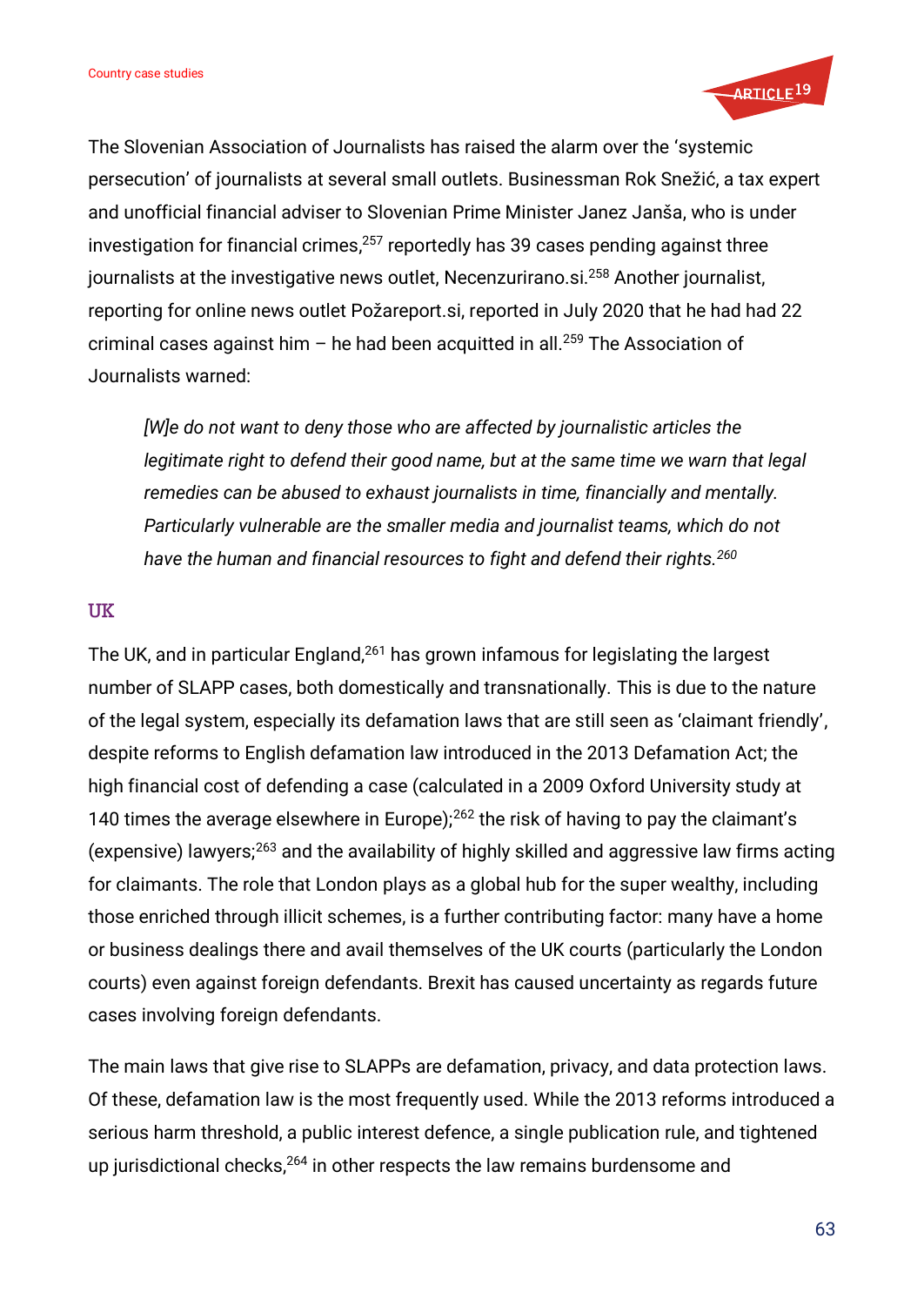The Slovenian Association of Journalists has raised the alarm over the 'systemic persecution' of journalists at several small outlets. Businessman Rok Snežić, a tax expert and unofficial financial adviser to Slovenian Prime Minister Janez Janša, who is under investigation for financial crimes,[257] reportedly has 39 cases pending against three journalists at the investigative news outlet, Necenzurirano.si.[258] Another journalist, reporting for online news outlet Požareport.si, reported in July 2020 that he had had 22 criminal cases against him – he had been acquitted in all.[259] The Association of Journalists warned:

> *[W]e do not want to deny those who are affected by journalistic articles the legitimate right to defend their good name, but at the same time we warn that legal remedies can be abused to exhaust journalists in time, financially and mentally. Particularly vulnerable are the smaller media and journalist teams, which do not have the human and financial resources to fight and defend their rights.*[260]

### UK

The UK, and in particular England,[261] has grown infamous for legislating the largest number of SLAPP cases, both domestically and transnationally. This is due to the nature of the legal system, especially its defamation laws that are still seen as 'claimant friendly', despite reforms to English defamation law introduced in the 2013 Defamation Act; the high financial cost of defending a case (calculated in a 2009 Oxford University study at 140 times the average elsewhere in Europe);[262] the risk of having to pay the claimant's (expensive) lawyers;[263] and the availability of highly skilled and aggressive law firms acting for claimants. The role that London plays as a global hub for the super wealthy, including those enriched through illicit schemes, is a further contributing factor: many have a home or business dealings there and avail themselves of the UK courts (particularly the London courts) even against foreign defendants. Brexit has caused uncertainty as regards future cases involving foreign defendants.

The main laws that give rise to SLAPPs are defamation, privacy, and data protection laws. Of these, defamation law is the most frequently used. While the 2013 reforms introduced a serious harm threshold, a public interest defence, a single publication rule, and tightened up jurisdictional checks,[264] in other respects the law remains burdensome and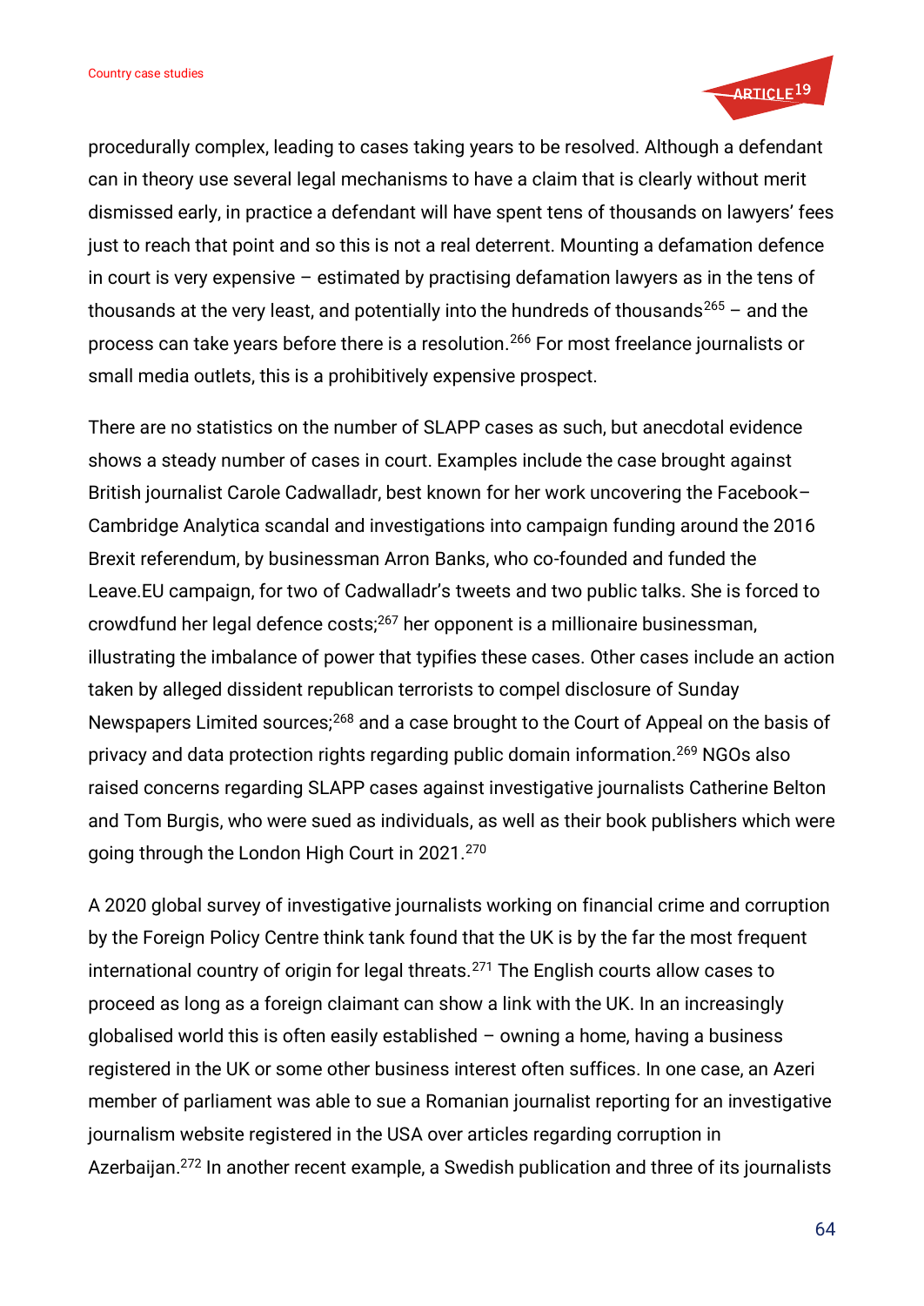procedurally complex, leading to cases taking years to be resolved. Although a defendant can in theory use several legal mechanisms to have a claim that is clearly without merit dismissed early, in practice a defendant will have spent tens of thousands on lawyers' fees just to reach that point and so this is not a real deterrent. Mounting a defamation defence in court is very expensive – estimated by practising defamation lawyers as in the tens of thousands at the very least, and potentially into the hundreds of thousands[265] – and the process can take years before there is a resolution.[266] For most freelance journalists or small media outlets, this is a prohibitively expensive prospect.

There are no statistics on the number of SLAPP cases as such, but anecdotal evidence shows a steady number of cases in court. Examples include the case brought against British journalist Carole Cadwalladr, best known for her work uncovering the Facebook–Cambridge Analytica scandal and investigations into campaign funding around the 2016 Brexit referendum, by businessman Arron Banks, who co-founded and funded the Leave.EU campaign, for two of Cadwalladr's tweets and two public talks. She is forced to crowdfund her legal defence costs;[267] her opponent is a millionaire businessman, illustrating the imbalance of power that typifies these cases. Other cases include an action taken by alleged dissident republican terrorists to compel disclosure of Sunday Newspapers Limited sources;[268] and a case brought to the Court of Appeal on the basis of privacy and data protection rights regarding public domain information.[269] NGOs also raised concerns regarding SLAPP cases against investigative journalists Catherine Belton and Tom Burgis, who were sued as individuals, as well as their book publishers which were going through the London High Court in 2021.[270]

A 2020 global survey of investigative journalists working on financial crime and corruption by the Foreign Policy Centre think tank found that the UK is by the far the most frequent international country of origin for legal threats.[271] The English courts allow cases to proceed as long as a foreign claimant can show a link with the UK. In an increasingly globalised world this is often easily established – owning a home, having a business registered in the UK or some other business interest often suffices. In one case, an Azeri member of parliament was able to sue a Romanian journalist reporting for an investigative journalism website registered in the USA over articles regarding corruption in Azerbaijan.[272] In another recent example, a Swedish publication and three of its journalists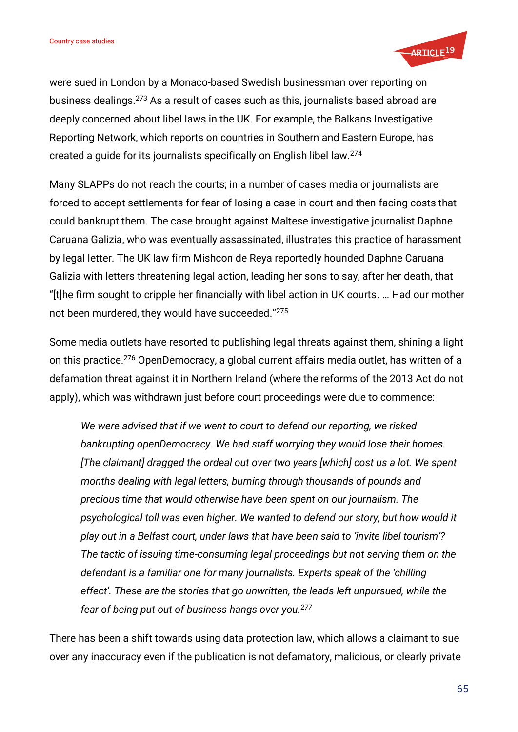were sued in London by a Monaco-based Swedish businessman over reporting on business dealings.[273] As a result of cases such as this, journalists based abroad are deeply concerned about libel laws in the UK. For example, the Balkans Investigative Reporting Network, which reports on countries in Southern and Eastern Europe, has created a guide for its journalists specifically on English libel law.[274]

Many SLAPPs do not reach the courts; in a number of cases media or journalists are forced to accept settlements for fear of losing a case in court and then facing costs that could bankrupt them. The case brought against Maltese investigative journalist Daphne Caruana Galizia, who was eventually assassinated, illustrates this practice of harassment by legal letter. The UK law firm Mishcon de Reya reportedly hounded Daphne Caruana Galizia with letters threatening legal action, leading her sons to say, after her death, that "[t]he firm sought to cripple her financially with libel action in UK courts. … Had our mother not been murdered, they would have succeeded."[275]

Some media outlets have resorted to publishing legal threats against them, shining a light on this practice.[276] OpenDemocracy, a global current affairs media outlet, has written of a defamation threat against it in Northern Ireland (where the reforms of the 2013 Act do not apply), which was withdrawn just before court proceedings were due to commence:

> *We were advised that if we went to court to defend our reporting, we risked bankrupting openDemocracy. We had staff worrying they would lose their homes. [The claimant] dragged the ordeal out over two years [which] cost us a lot. We spent months dealing with legal letters, burning through thousands of pounds and precious time that would otherwise have been spent on our journalism. The psychological toll was even higher. We wanted to defend our story, but how would it play out in a Belfast court, under laws that have been said to 'invite libel tourism'? The tactic of issuing time-consuming legal proceedings but not serving them on the defendant is a familiar one for many journalists. Experts speak of the 'chilling effect'. These are the stories that go unwritten, the leads left unpursued, while the fear of being put out of business hangs over you.*[277]

There has been a shift towards using data protection law, which allows a claimant to sue over any inaccuracy even if the publication is not defamatory, malicious, or clearly private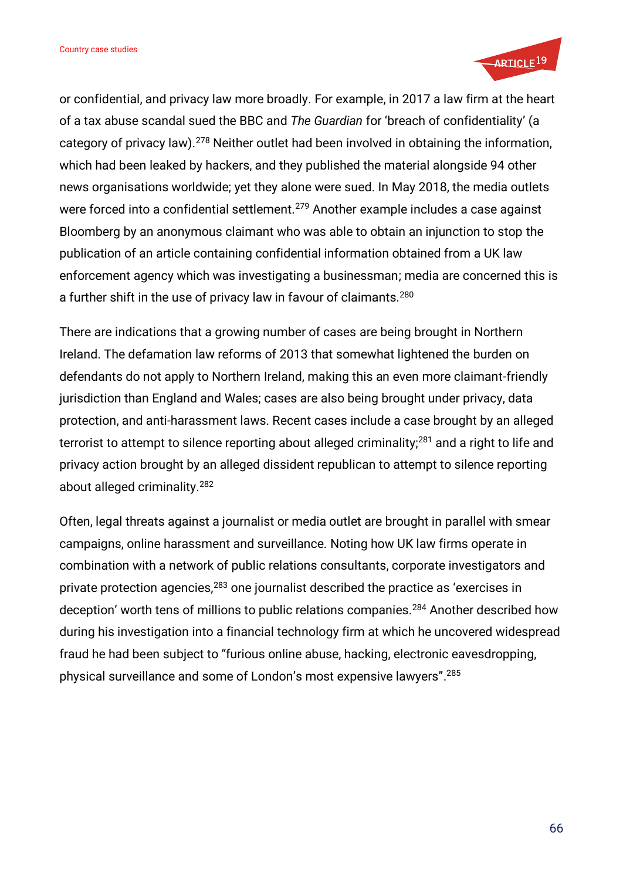or confidential, and privacy law more broadly. For example, in 2017 a law firm at the heart of a tax abuse scandal sued the BBC and *The Guardian* for 'breach of confidentiality' (a category of privacy law).[278] Neither outlet had been involved in obtaining the information, which had been leaked by hackers, and they published the material alongside 94 other news organisations worldwide; yet they alone were sued. In May 2018, the media outlets were forced into a confidential settlement.[279] Another example includes a case against Bloomberg by an anonymous claimant who was able to obtain an injunction to stop the publication of an article containing confidential information obtained from a UK law enforcement agency which was investigating a businessman; media are concerned this is a further shift in the use of privacy law in favour of claimants.[280]

There are indications that a growing number of cases are being brought in Northern Ireland. The defamation law reforms of 2013 that somewhat lightened the burden on defendants do not apply to Northern Ireland, making this an even more claimant-friendly jurisdiction than England and Wales; cases are also being brought under privacy, data protection, and anti-harassment laws. Recent cases include a case brought by an alleged terrorist to attempt to silence reporting about alleged criminality;[281] and a right to life and privacy action brought by an alleged dissident republican to attempt to silence reporting about alleged criminality.[282]

Often, legal threats against a journalist or media outlet are brought in parallel with smear campaigns, online harassment and surveillance. Noting how UK law firms operate in combination with a network of public relations consultants, corporate investigators and private protection agencies,[283] one journalist described the practice as 'exercises in deception' worth tens of millions to public relations companies.[284] Another described how during his investigation into a financial technology firm at which he uncovered widespread fraud he had been subject to "furious online abuse, hacking, electronic eavesdropping, physical surveillance and some of London's most expensive lawyers".[285]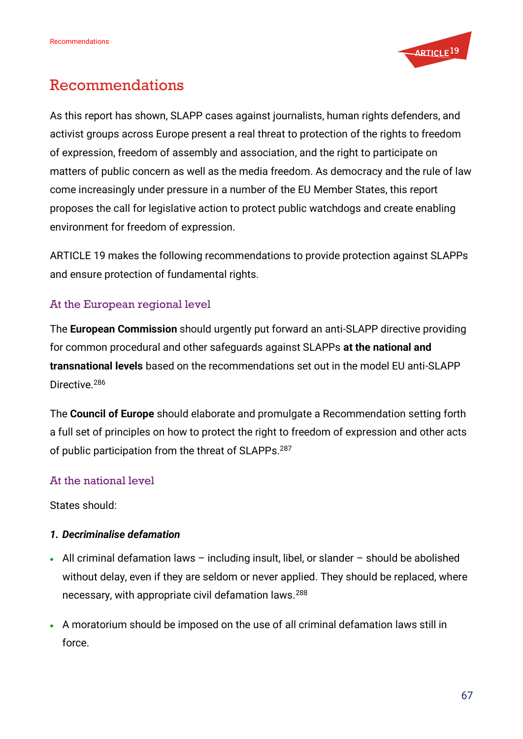# Recommendations

As this report has shown, SLAPP cases against journalists, human rights defenders, and activist groups across Europe present a real threat to protection of the rights to freedom of expression, freedom of assembly and association, and the right to participate on matters of public concern as well as the media freedom. As democracy and the rule of law come increasingly under pressure in a number of the EU Member States, this report proposes the call for legislative action to protect public watchdogs and create enabling environment for freedom of expression.

ARTICLE 19 makes the following recommendations to provide protection against SLAPPs and ensure protection of fundamental rights.

## At the European regional level

The **European Commission** should urgently put forward an anti-SLAPP directive providing for common procedural and other safeguards against SLAPPs **at the national and transnational levels** based on the recommendations set out in the model EU anti-SLAPP Directive.[286]

The **Council of Europe** should elaborate and promulgate a Recommendation setting forth a full set of principles on how to protect the right to freedom of expression and other acts of public participation from the threat of SLAPPs.[287]

## At the national level

States should:

### 1. *Decriminalise defamation*

- All criminal defamation laws – including insult, libel, or slander – should be abolished without delay, even if they are seldom or never applied. They should be replaced, where necessary, with appropriate civil defamation laws.[288]
- A moratorium should be imposed on the use of all criminal defamation laws still in force.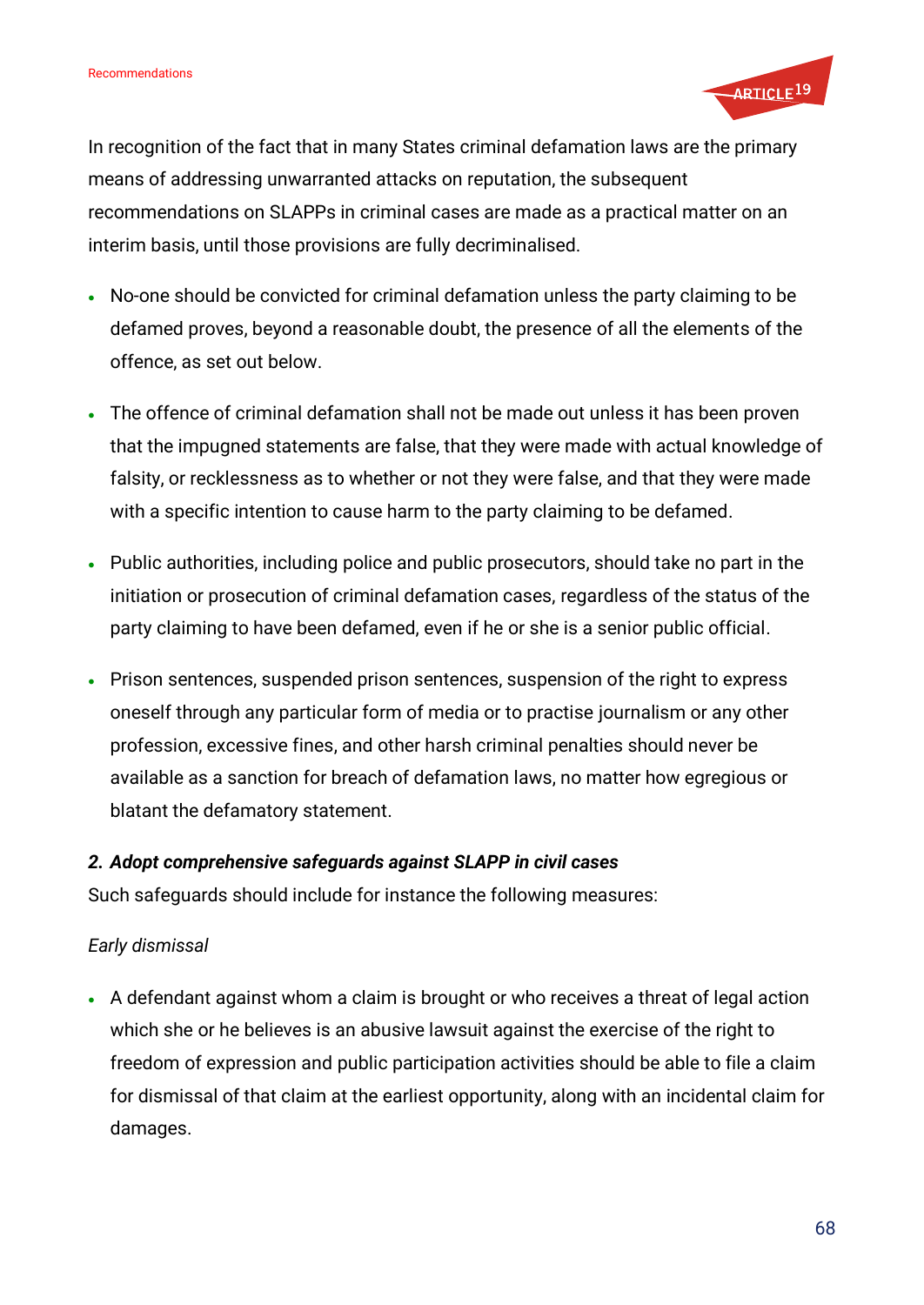In recognition of the fact that in many States criminal defamation laws are the primary means of addressing unwarranted attacks on reputation, the subsequent recommendations on SLAPPs in criminal cases are made as a practical matter on an interim basis, until those provisions are fully decriminalised.

- No-one should be convicted for criminal defamation unless the party claiming to be defamed proves, beyond a reasonable doubt, the presence of all the elements of the offence, as set out below.
- The offence of criminal defamation shall not be made out unless it has been proven that the impugned statements are false, that they were made with actual knowledge of falsity, or recklessness as to whether or not they were false, and that they were made with a specific intention to cause harm to the party claiming to be defamed.
- Public authorities, including police and public prosecutors, should take no part in the initiation or prosecution of criminal defamation cases, regardless of the status of the party claiming to have been defamed, even if he or she is a senior public official.
- Prison sentences, suspended prison sentences, suspension of the right to express oneself through any particular form of media or to practise journalism or any other profession, excessive fines, and other harsh criminal penalties should never be available as a sanction for breach of defamation laws, no matter how egregious or blatant the defamatory statement.

### *2. Adopt comprehensive safeguards against SLAPP in civil cases*

Such safeguards should include for instance the following measures:

*Early dismissal*

- A defendant against whom a claim is brought or who receives a threat of legal action which she or he believes is an abusive lawsuit against the exercise of the right to freedom of expression and public participation activities should be able to file a claim for dismissal of that claim at the earliest opportunity, along with an incidental claim for damages.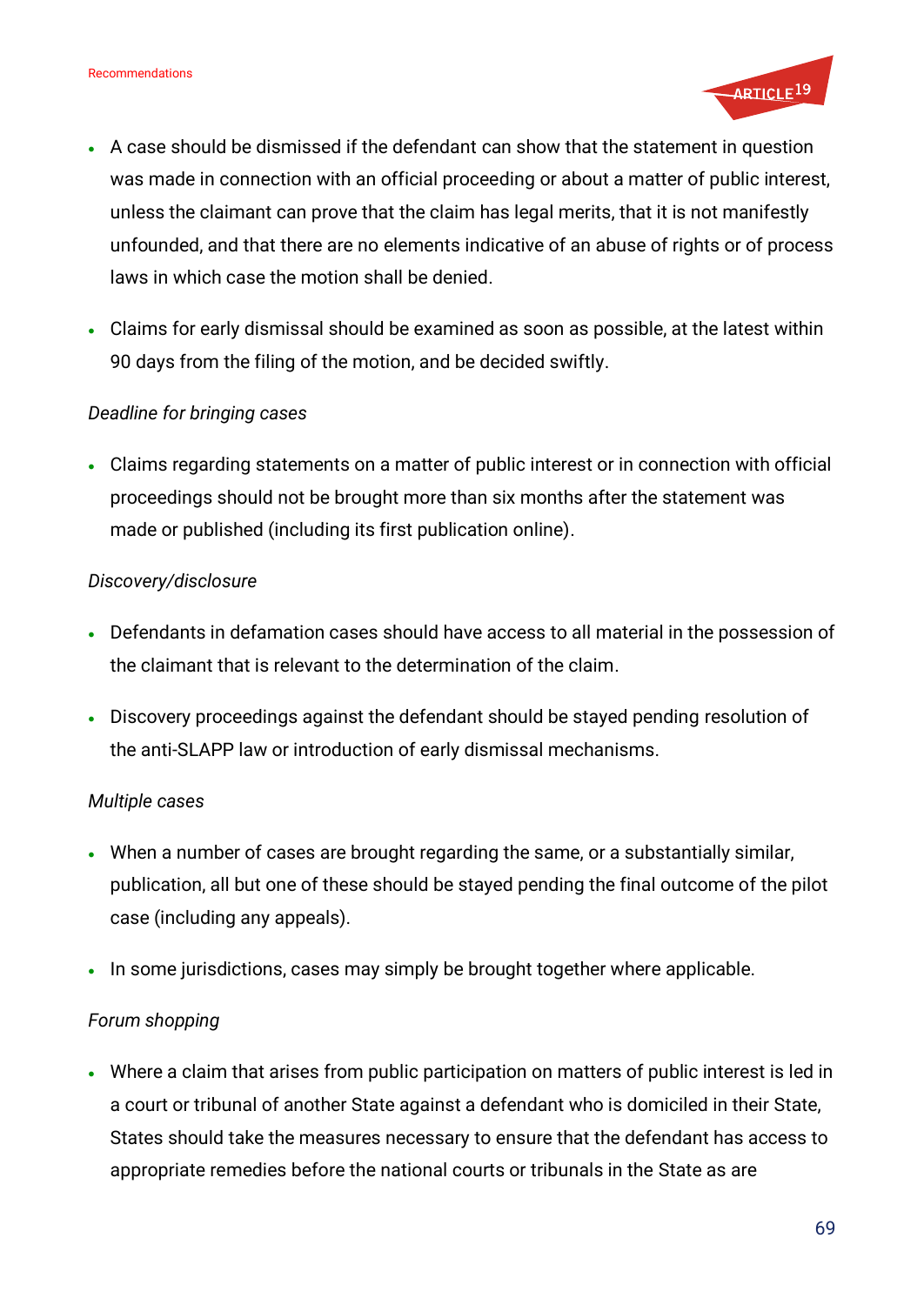- A case should be dismissed if the defendant can show that the statement in question was made in connection with an official proceeding or about a matter of public interest, unless the claimant can prove that the claim has legal merits, that it is not manifestly unfounded, and that there are no elements indicative of an abuse of rights or of process laws in which case the motion shall be denied.
- Claims for early dismissal should be examined as soon as possible, at the latest within 90 days from the filing of the motion, and be decided swiftly.

*Deadline for bringing cases*

- Claims regarding statements on a matter of public interest or in connection with official proceedings should not be brought more than six months after the statement was made or published (including its first publication online).

*Discovery/disclosure*

- Defendants in defamation cases should have access to all material in the possession of the claimant that is relevant to the determination of the claim.
- Discovery proceedings against the defendant should be stayed pending resolution of the anti-SLAPP law or introduction of early dismissal mechanisms.

*Multiple cases*

- When a number of cases are brought regarding the same, or a substantially similar, publication, all but one of these should be stayed pending the final outcome of the pilot case (including any appeals).
- In some jurisdictions, cases may simply be brought together where applicable.

*Forum shopping*

- Where a claim that arises from public participation on matters of public interest is led in a court or tribunal of another State against a defendant who is domiciled in their State, States should take the measures necessary to ensure that the defendant has access to appropriate remedies before the national courts or tribunals in the State as are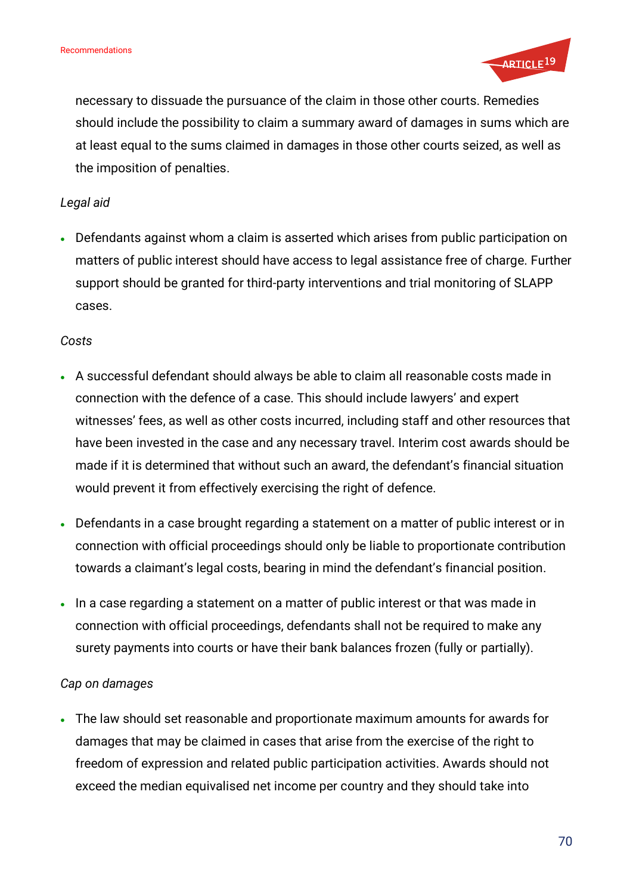necessary to dissuade the pursuance of the claim in those other courts. Remedies should include the possibility to claim a summary award of damages in sums which are at least equal to the sums claimed in damages in those other courts seized, as well as the imposition of penalties.

*Legal aid*

- Defendants against whom a claim is asserted which arises from public participation on matters of public interest should have access to legal assistance free of charge. Further support should be granted for third-party interventions and trial monitoring of SLAPP cases.

*Costs*

- A successful defendant should always be able to claim all reasonable costs made in connection with the defence of a case. This should include lawyers' and expert witnesses' fees, as well as other costs incurred, including staff and other resources that have been invested in the case and any necessary travel. Interim cost awards should be made if it is determined that without such an award, the defendant's financial situation would prevent it from effectively exercising the right of defence.
- Defendants in a case brought regarding a statement on a matter of public interest or in connection with official proceedings should only be liable to proportionate contribution towards a claimant's legal costs, bearing in mind the defendant's financial position.
- In a case regarding a statement on a matter of public interest or that was made in connection with official proceedings, defendants shall not be required to make any surety payments into courts or have their bank balances frozen (fully or partially).

*Cap on damages*

- The law should set reasonable and proportionate maximum amounts for awards for damages that may be claimed in cases that arise from the exercise of the right to freedom of expression and related public participation activities. Awards should not exceed the median equivalised net income per country and they should take into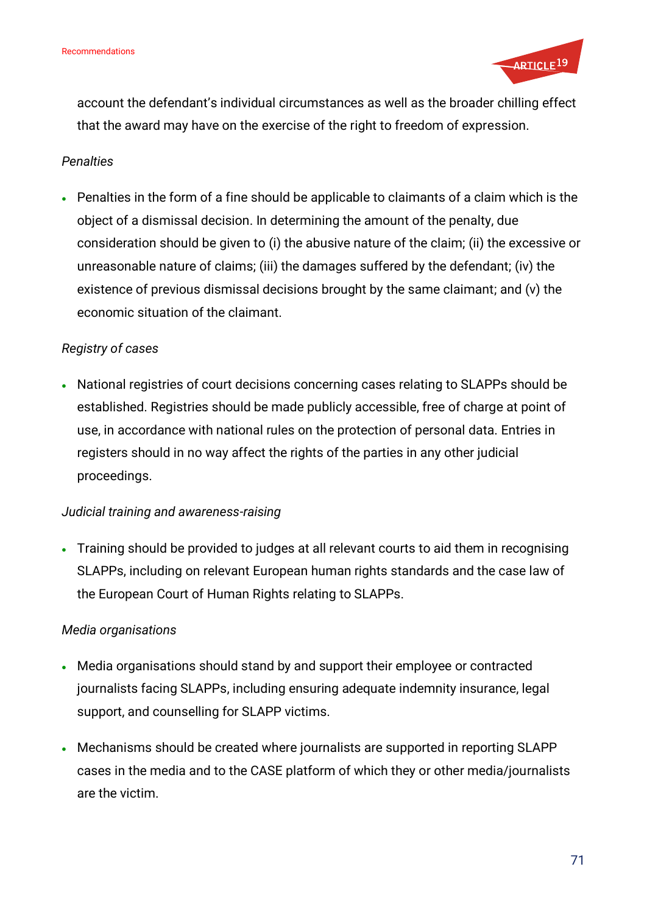account the defendant's individual circumstances as well as the broader chilling effect that the award may have on the exercise of the right to freedom of expression.

*Penalties*

- Penalties in the form of a fine should be applicable to claimants of a claim which is the object of a dismissal decision. In determining the amount of the penalty, due consideration should be given to (i) the abusive nature of the claim; (ii) the excessive or unreasonable nature of claims; (iii) the damages suffered by the defendant; (iv) the existence of previous dismissal decisions brought by the same claimant; and (v) the economic situation of the claimant.

*Registry of cases*

- National registries of court decisions concerning cases relating to SLAPPs should be established. Registries should be made publicly accessible, free of charge at point of use, in accordance with national rules on the protection of personal data. Entries in registers should in no way affect the rights of the parties in any other judicial proceedings.

*Judicial training and awareness-raising*

- Training should be provided to judges at all relevant courts to aid them in recognising SLAPPs, including on relevant European human rights standards and the case law of the European Court of Human Rights relating to SLAPPs.

*Media organisations*

- Media organisations should stand by and support their employee or contracted journalists facing SLAPPs, including ensuring adequate indemnity insurance, legal support, and counselling for SLAPP victims.
- Mechanisms should be created where journalists are supported in reporting SLAPP cases in the media and to the CASE platform of which they or other media/journalists are the victim.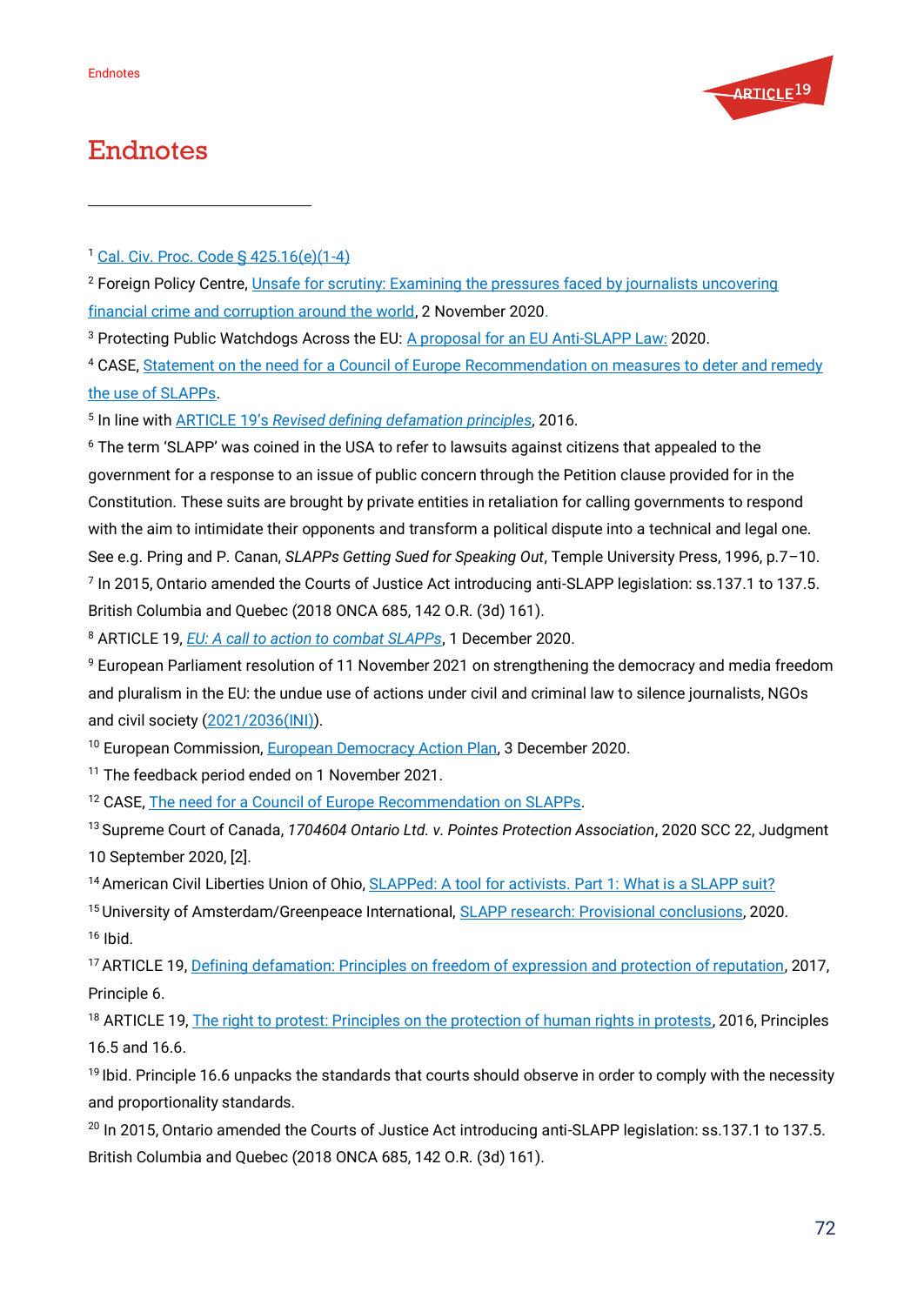# Endnotes

[1] Cal. Civ. Proc. Code § 425.16(e)(1-4)

[2] Foreign Policy Centre, Unsafe for scrutiny: Examining the pressures faced by journalists uncovering financial crime and corruption around the world, 2 November 2020.

[3] Protecting Public Watchdogs Across the EU: A proposal for an EU Anti-SLAPP Law: 2020.

[4] CASE, Statement on the need for a Council of Europe Recommendation on measures to deter and remedy the use of SLAPPs.

[5] In line with ARTICLE 19's *Revised defining defamation principles*, 2016.

[6] The term 'SLAPP' was coined in the USA to refer to lawsuits against citizens that appealed to the government for a response to an issue of public concern through the Petition clause provided for in the Constitution. These suits are brought by private entities in retaliation for calling governments to respond with the aim to intimidate their opponents and transform a political dispute into a technical and legal one. See e.g. Pring and P. Canan, *SLAPPs Getting Sued for Speaking Out*, Temple University Press, 1996, p.7–10.

[7] In 2015, Ontario amended the Courts of Justice Act introducing anti-SLAPP legislation: ss.137.1 to 137.5. British Columbia and Quebec (2018 ONCA 685, 142 O.R. (3d) 161).

[8] ARTICLE 19, *EU: A call to action to combat SLAPPs*, 1 December 2020.

[9] European Parliament resolution of 11 November 2021 on strengthening the democracy and media freedom and pluralism in the EU: the undue use of actions under civil and criminal law to silence journalists, NGOs and civil society (2021/2036(INI)).

[10] European Commission, European Democracy Action Plan, 3 December 2020.

[11] The feedback period ended on 1 November 2021.

[12] CASE, The need for a Council of Europe Recommendation on SLAPPs.

[13] Supreme Court of Canada, *1704604 Ontario Ltd. v. Pointes Protection Association*, 2020 SCC 22, Judgment 10 September 2020, [2].

[14] American Civil Liberties Union of Ohio, SLAPPed: A tool for activists. Part 1: What is a SLAPP suit?

[15] University of Amsterdam/Greenpeace International, SLAPP research: Provisional conclusions, 2020.

[16] Ibid.

[17] ARTICLE 19, Defining defamation: Principles on freedom of expression and protection of reputation, 2017, Principle 6.

[18] ARTICLE 19, The right to protest: Principles on the protection of human rights in protests, 2016, Principles 16.5 and 16.6.

[19] Ibid. Principle 16.6 unpacks the standards that courts should observe in order to comply with the necessity and proportionality standards.

[20] In 2015, Ontario amended the Courts of Justice Act introducing anti-SLAPP legislation: ss.137.1 to 137.5. British Columbia and Quebec (2018 ONCA 685, 142 O.R. (3d) 161).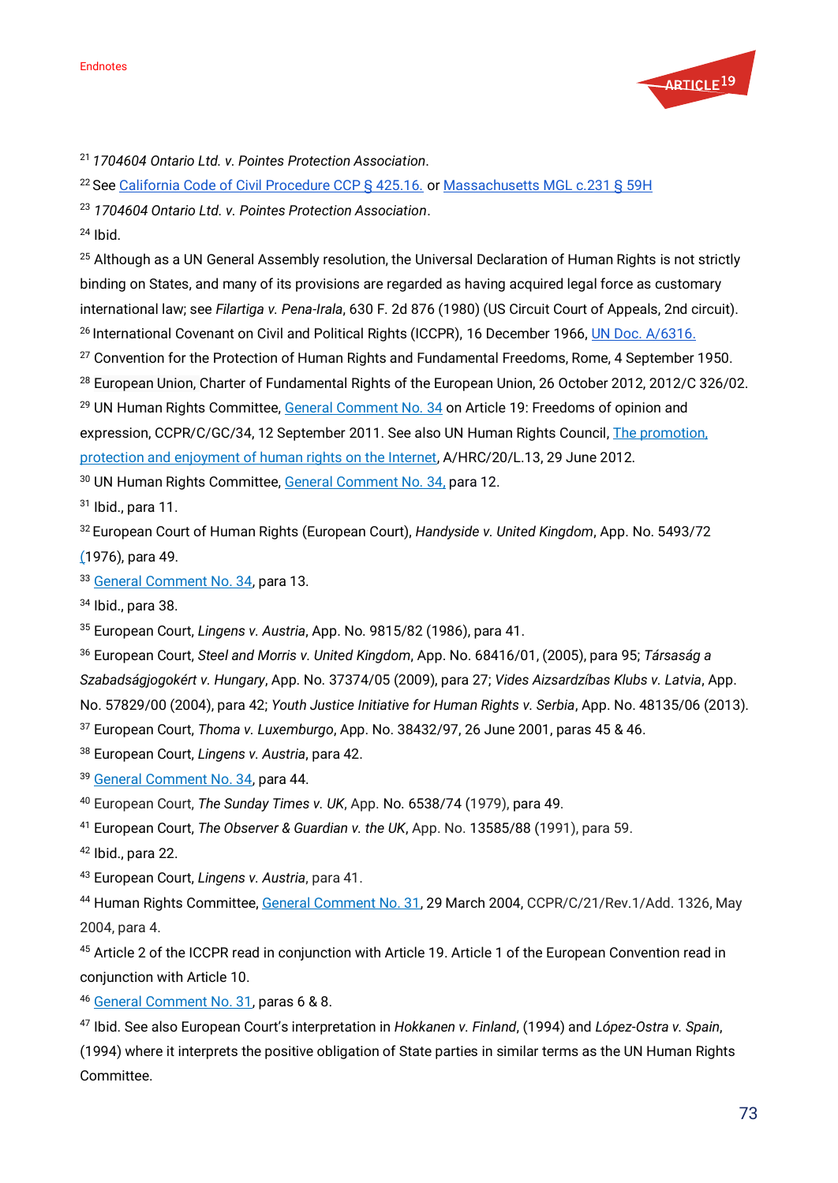[21] *1704604 Ontario Ltd. v. Pointes Protection Association*.

[22] See California Code of Civil Procedure CCP § 425.16. or Massachusetts MGL c.231 § 59H

[23] *1704604 Ontario Ltd. v. Pointes Protection Association*.

[24] Ibid.

[25] Although as a UN General Assembly resolution, the Universal Declaration of Human Rights is not strictly binding on States, and many of its provisions are regarded as having acquired legal force as customary international law; see *Filartiga v. Pena-Irala*, 630 F. 2d 876 (1980) (US Circuit Court of Appeals, 2nd circuit).

[26] International Covenant on Civil and Political Rights (ICCPR), 16 December 1966, UN Doc. A/6316.

[27] Convention for the Protection of Human Rights and Fundamental Freedoms, Rome, 4 September 1950.

[28] European Union, Charter of Fundamental Rights of the European Union, 26 October 2012, 2012/C 326/02.

[29] UN Human Rights Committee, General Comment No. 34 on Article 19: Freedoms of opinion and expression, CCPR/C/GC/34, 12 September 2011. See also UN Human Rights Council, The promotion, protection and enjoyment of human rights on the Internet, A/HRC/20/L.13, 29 June 2012.

[30] UN Human Rights Committee, General Comment No. 34, para 12.

[31] Ibid., para 11.

[32] European Court of Human Rights (European Court), *Handyside v. United Kingdom*, App. No. 5493/72 (1976), para 49.

[33] General Comment No. 34, para 13.

[34] Ibid., para 38.

[35] European Court, *Lingens v. Austria*, App. No. 9815/82 (1986), para 41.

[36] European Court, *Steel and Morris v. United Kingdom*, App. No. 68416/01, (2005), para 95; *Társaság a Szabadságjogokért v. Hungary*, App. No. 37374/05 (2009), para 27; *Vides Aizsardzības Klubs v. Latvia*, App. No. 57829/00 (2004), para 42; *Youth Justice Initiative for Human Rights v. Serbia*, App. No. 48135/06 (2013).

[37] European Court, *Thoma v. Luxemburgo*, App. No. 38432/97, 26 June 2001, paras 45 & 46.

[38] European Court, *Lingens v. Austria*, para 42.

[39] General Comment No. 34, para 44.

[40] European Court, *The Sunday Times v. UK*, App. No. 6538/74 (1979), para 49.

[41] European Court, *The Observer & Guardian v. the UK*, App. No. 13585/88 (1991), para 59.

[42] Ibid., para 22.

[43] European Court, *Lingens v. Austria*, para 41.

[44] Human Rights Committee, General Comment No. 31, 29 March 2004, CCPR/C/21/Rev.1/Add. 1326, May 2004, para 4.

[45] Article 2 of the ICCPR read in conjunction with Article 19. Article 1 of the European Convention read in conjunction with Article 10.

[46] General Comment No. 31, paras 6 & 8.

[47] Ibid. See also European Court's interpretation in *Hokkanen v. Finland*, (1994) and *López-Ostra v. Spain*, (1994) where it interprets the positive obligation of State parties in similar terms as the UN Human Rights Committee.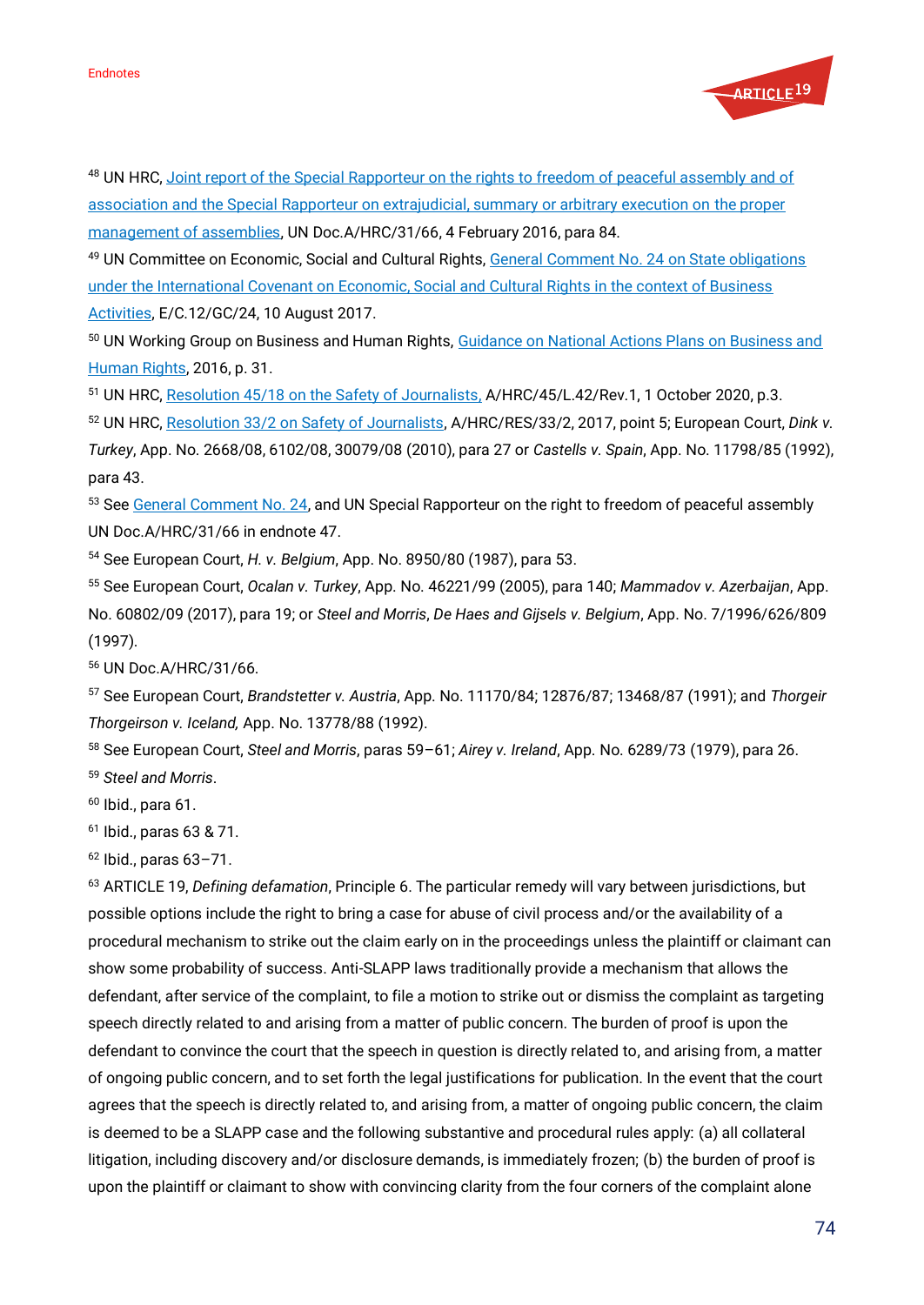[48] UN HRC, [Joint report of the Special Rapporteur on the rights to freedom of peaceful assembly and of association and the Special Rapporteur on extrajudicial, summary or arbitrary execution on the proper management of assemblies](), UN Doc.A/HRC/31/66, 4 February 2016, para 84.

[49] UN Committee on Economic, Social and Cultural Rights, [General Comment No. 24 on State obligations under the International Covenant on Economic, Social and Cultural Rights in the context of Business Activities](), E/C.12/GC/24, 10 August 2017.

[50] UN Working Group on Business and Human Rights, [Guidance on National Actions Plans on Business and Human Rights](), 2016, p. 31.

[51] UN HRC, [Resolution 45/18 on the Safety of Journalists,]() A/HRC/45/L.42/Rev.1, 1 October 2020, p.3.

[52] UN HRC, [Resolution 33/2 on Safety of Journalists](), A/HRC/RES/33/2, 2017, point 5; European Court, *Dink v. Turkey*, App. No. 2668/08, 6102/08, 30079/08 (2010), para 27 or *Castells v. Spain*, App. No. 11798/85 (1992), para 43.

[53] See [General Comment No. 24](), and UN Special Rapporteur on the right to freedom of peaceful assembly UN Doc.A/HRC/31/66 in endnote 47.

[54] See European Court, *H. v. Belgium*, App. No. 8950/80 (1987), para 53.

[55] See European Court, *Ocalan v. Turkey*, App. No. 46221/99 (2005), para 140; *Mammadov v. Azerbaijan*, App. No. 60802/09 (2017), para 19; or *Steel and Morris*, *De Haes and Gijsels v. Belgium*, App. No. 7/1996/626/809 (1997).

[56] UN Doc.A/HRC/31/66.

[57] See European Court, *Brandstetter v. Austria*, App. No. 11170/84; 12876/87; 13468/87 (1991); and *Thorgeir Thorgeirson v. Iceland,* App. No. 13778/88 (1992).

[58] See European Court, *Steel and Morris*, paras 59–61; *Airey v. Ireland*, App. No. 6289/73 (1979), para 26.

[59] *Steel and Morris*.

[60] Ibid., para 61.

[61] Ibid., paras 63 & 71.

[62] Ibid., paras 63–71.

[63] ARTICLE 19, *Defining defamation*, Principle 6. The particular remedy will vary between jurisdictions, but possible options include the right to bring a case for abuse of civil process and/or the availability of a procedural mechanism to strike out the claim early on in the proceedings unless the plaintiff or claimant can show some probability of success. Anti-SLAPP laws traditionally provide a mechanism that allows the defendant, after service of the complaint, to file a motion to strike out or dismiss the complaint as targeting speech directly related to and arising from a matter of public concern. The burden of proof is upon the defendant to convince the court that the speech in question is directly related to, and arising from, a matter of ongoing public concern, and to set forth the legal justifications for publication. In the event that the court agrees that the speech is directly related to, and arising from, a matter of ongoing public concern, the claim is deemed to be a SLAPP case and the following substantive and procedural rules apply: (a) all collateral litigation, including discovery and/or disclosure demands, is immediately frozen; (b) the burden of proof is upon the plaintiff or claimant to show with convincing clarity from the four corners of the complaint alone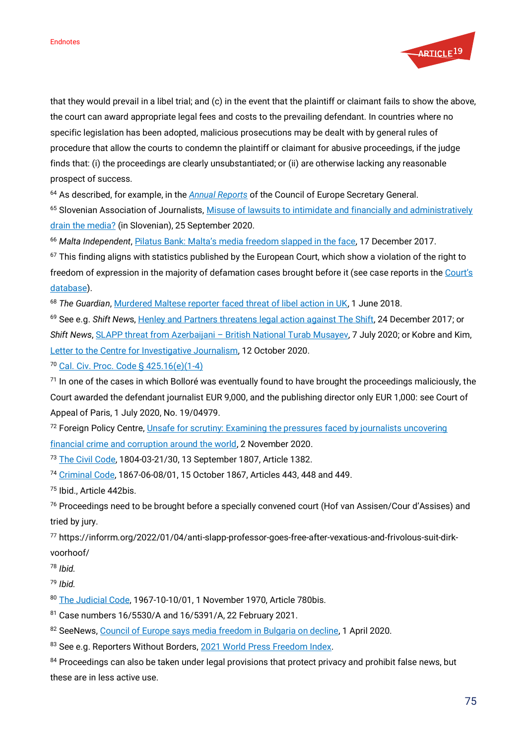that they would prevail in a libel trial; and (c) in the event that the plaintiff or claimant fails to show the above, the court can award appropriate legal fees and costs to the prevailing defendant. In countries where no specific legislation has been adopted, malicious prosecutions may be dealt with by general rules of procedure that allow the courts to condemn the plaintiff or claimant for abusive proceedings, if the judge finds that: (i) the proceedings are clearly unsubstantiated; or (ii) are otherwise lacking any reasonable prospect of success.

[64] As described, for example, in the *Annual Reports* of the Council of Europe Secretary General.

[65] Slovenian Association of Journalists, Misuse of lawsuits to intimidate and financially and administratively drain the media? (in Slovenian), 25 September 2020.

[66] *Malta Independent*, Pilatus Bank: Malta's media freedom slapped in the face, 17 December 2017.

[67] This finding aligns with statistics published by the European Court, which show a violation of the right to freedom of expression in the majority of defamation cases brought before it (see case reports in the Court's database).

[68] *The Guardian*, Murdered Maltese reporter faced threat of libel action in UK, 1 June 2018.

[69] See e.g. *Shift News*, Henley and Partners threatens legal action against The Shift, 24 December 2017; or *Shift News*, SLAPP threat from Azerbaijani – British National Turab Musayev, 7 July 2020; or Kobre and Kim, Letter to the Centre for Investigative Journalism, 12 October 2020.

[70] Cal. Civ. Proc. Code § 425.16(e)(1-4)

[71] In one of the cases in which Bolloré was eventually found to have brought the proceedings maliciously, the Court awarded the defendant journalist EUR 9,000, and the publishing director only EUR 1,000: see Court of Appeal of Paris, 1 July 2020, No. 19/04979.

[72] Foreign Policy Centre, Unsafe for scrutiny: Examining the pressures faced by journalists uncovering financial crime and corruption around the world, 2 November 2020.

[73] The Civil Code, 1804-03-21/30, 13 September 1807, Article 1382.

[74] Criminal Code, 1867-06-08/01, 15 October 1867, Articles 443, 448 and 449.

[75] Ibid., Article 442bis.

[76] Proceedings need to be brought before a specially convened court (Hof van Assisen/Cour d'Assises) and tried by jury.

[77] https://inforrm.org/2022/01/04/anti-slapp-professor-goes-free-after-vexatious-and-frivolous-suit-dirk-voorhoof/

[78] *Ibid.*

[79] *Ibid.*

[80] The Judicial Code, 1967-10-10/01, 1 November 1970, Article 780bis.

[81] Case numbers 16/5530/A and 16/5391/A, 22 February 2021.

[82] SeeNews, Council of Europe says media freedom in Bulgaria on decline, 1 April 2020.

[83] See e.g. Reporters Without Borders, 2021 World Press Freedom Index.

[84] Proceedings can also be taken under legal provisions that protect privacy and prohibit false news, but these are in less active use.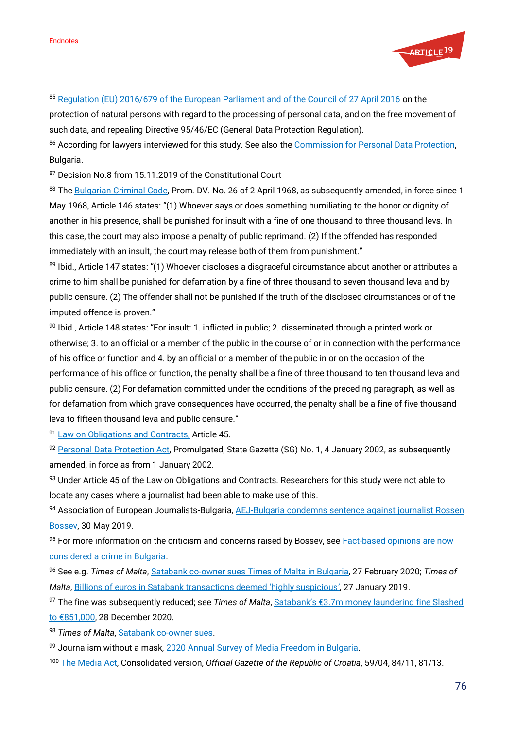[85] Regulation (EU) 2016/679 of the European Parliament and of the Council of 27 April 2016 on the protection of natural persons with regard to the processing of personal data, and on the free movement of such data, and repealing Directive 95/46/EC (General Data Protection Regulation).

[86] According for lawyers interviewed for this study. See also the Commission for Personal Data Protection, Bulgaria.

[87] Decision No.8 from 15.11.2019 of the Constitutional Court

[88] The Bulgarian Criminal Code, Prom. DV. No. 26 of 2 April 1968, as subsequently amended, in force since 1 May 1968, Article 146 states: "(1) Whoever says or does something humiliating to the honor or dignity of another in his presence, shall be punished for insult with a fine of one thousand to three thousand levs. In this case, the court may also impose a penalty of public reprimand. (2) If the offended has responded immediately with an insult, the court may release both of them from punishment."

[89] Ibid., Article 147 states: "(1) Whoever discloses a disgraceful circumstance about another or attributes a crime to him shall be punished for defamation by a fine of three thousand to seven thousand leva and by public censure. (2) The offender shall not be punished if the truth of the disclosed circumstances or of the imputed offence is proven."

[90] Ibid., Article 148 states: "For insult: 1. inflicted in public; 2. disseminated through a printed work or otherwise; 3. to an official or a member of the public in the course of or in connection with the performance of his office or function and 4. by an official or a member of the public in or on the occasion of the performance of his office or function, the penalty shall be a fine of three thousand to ten thousand leva and public censure. (2) For defamation committed under the conditions of the preceding paragraph, as well as for defamation from which grave consequences have occurred, the penalty shall be a fine of five thousand leva to fifteen thousand leva and public censure."

[91] Law on Obligations and Contracts, Article 45.

[92] Personal Data Protection Act, Promulgated, State Gazette (SG) No. 1, 4 January 2002, as subsequently amended, in force as from 1 January 2002.

[93] Under Article 45 of the Law on Obligations and Contracts. Researchers for this study were not able to locate any cases where a journalist had been able to make use of this.

[94] Association of European Journalists-Bulgaria, AEJ-Bulgaria condemns sentence against journalist Rossen Bossev, 30 May 2019.

[95] For more information on the criticism and concerns raised by Bossev, see Fact-based opinions are now considered a crime in Bulgaria.

[96] See e.g. *Times of Malta*, Satabank co-owner sues Times of Malta in Bulgaria, 27 February 2020; *Times of Malta*, Billions of euros in Satabank transactions deemed 'highly suspicious', 27 January 2019.

[97] The fine was subsequently reduced; see *Times of Malta*, Satabank's €3.7m money laundering fine Slashed to €851,000, 28 December 2020.

[98] *Times of Malta*, Satabank co-owner sues.

[99] Journalism without a mask, 2020 Annual Survey of Media Freedom in Bulgaria.

[100] The Media Act, Consolidated version, *Official Gazette of the Republic of Croatia*, 59/04, 84/11, 81/13.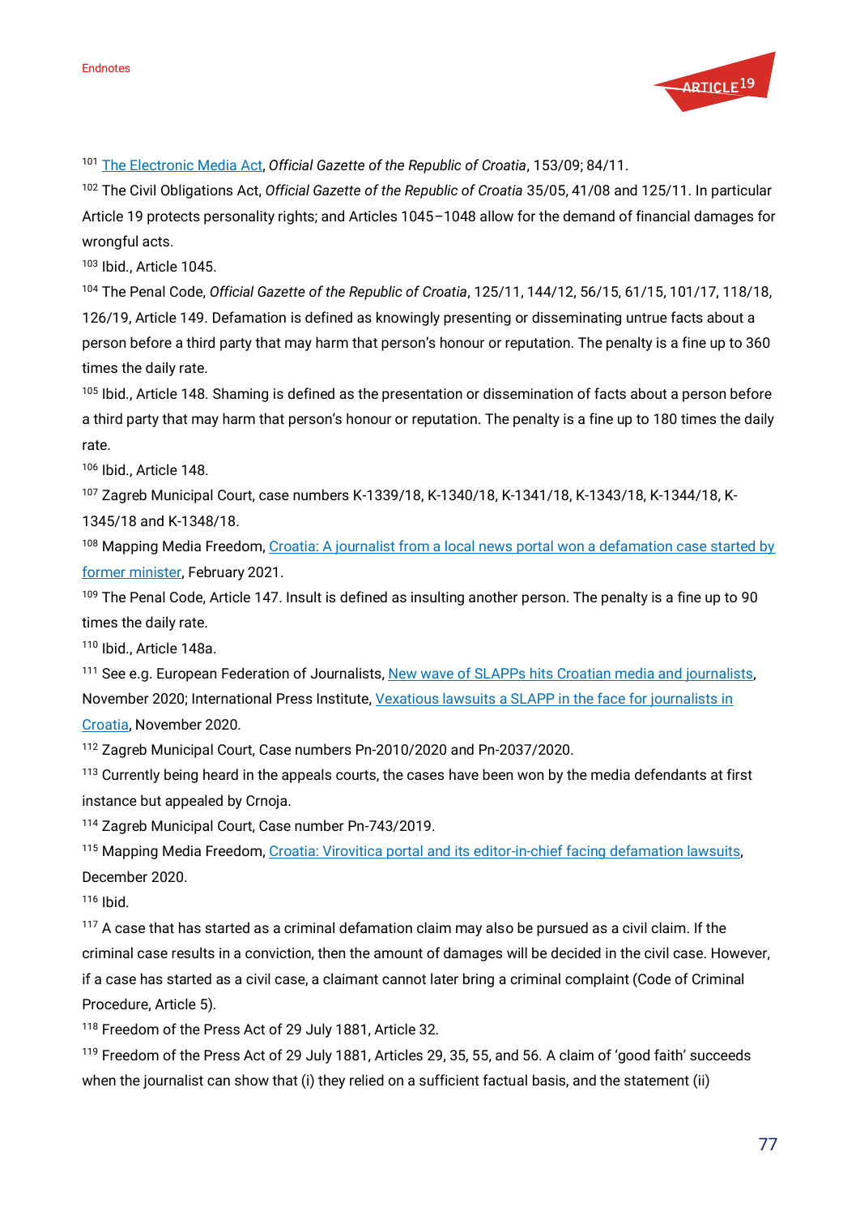Endnotes

[101] The Electronic Media Act, *Official Gazette of the Republic of Croatia*, 153/09; 84/11.

[102] The Civil Obligations Act, *Official Gazette of the Republic of Croatia* 35/05, 41/08 and 125/11. In particular Article 19 protects personality rights; and Articles 1045–1048 allow for the demand of financial damages for wrongful acts.

[103] Ibid., Article 1045.

[104] The Penal Code, *Official Gazette of the Republic of Croatia*, 125/11, 144/12, 56/15, 61/15, 101/17, 118/18, 126/19, Article 149. Defamation is defined as knowingly presenting or disseminating untrue facts about a person before a third party that may harm that person's honour or reputation. The penalty is a fine up to 360 times the daily rate.

[105] Ibid., Article 148. Shaming is defined as the presentation or dissemination of facts about a person before a third party that may harm that person's honour or reputation. The penalty is a fine up to 180 times the daily rate.

[106] Ibid., Article 148.

[107] Zagreb Municipal Court, case numbers K-1339/18, K-1340/18, K-1341/18, K-1343/18, K-1344/18, K-1345/18 and K-1348/18.

[108] Mapping Media Freedom, Croatia: A journalist from a local news portal won a defamation case started by former minister, February 2021.

[109] The Penal Code, Article 147. Insult is defined as insulting another person. The penalty is a fine up to 90 times the daily rate.

[110] Ibid., Article 148a.

[111] See e.g. European Federation of Journalists, New wave of SLAPPs hits Croatian media and journalists, November 2020; International Press Institute, Vexatious lawsuits a SLAPP in the face for journalists in Croatia, November 2020.

[112] Zagreb Municipal Court, Case numbers Pn-2010/2020 and Pn-2037/2020.

[113] Currently being heard in the appeals courts, the cases have been won by the media defendants at first instance but appealed by Crnoja.

[114] Zagreb Municipal Court, Case number Pn-743/2019.

[115] Mapping Media Freedom, Croatia: Virovitica portal and its editor-in-chief facing defamation lawsuits, December 2020.

[116] Ibid.

[117] A case that has started as a criminal defamation claim may also be pursued as a civil claim. If the criminal case results in a conviction, then the amount of damages will be decided in the civil case. However, if a case has started as a civil case, a claimant cannot later bring a criminal complaint (Code of Criminal Procedure, Article 5).

[118] Freedom of the Press Act of 29 July 1881, Article 32.

[119] Freedom of the Press Act of 29 July 1881, Articles 29, 35, 55, and 56. A claim of 'good faith' succeeds when the journalist can show that (i) they relied on a sufficient factual basis, and the statement (ii)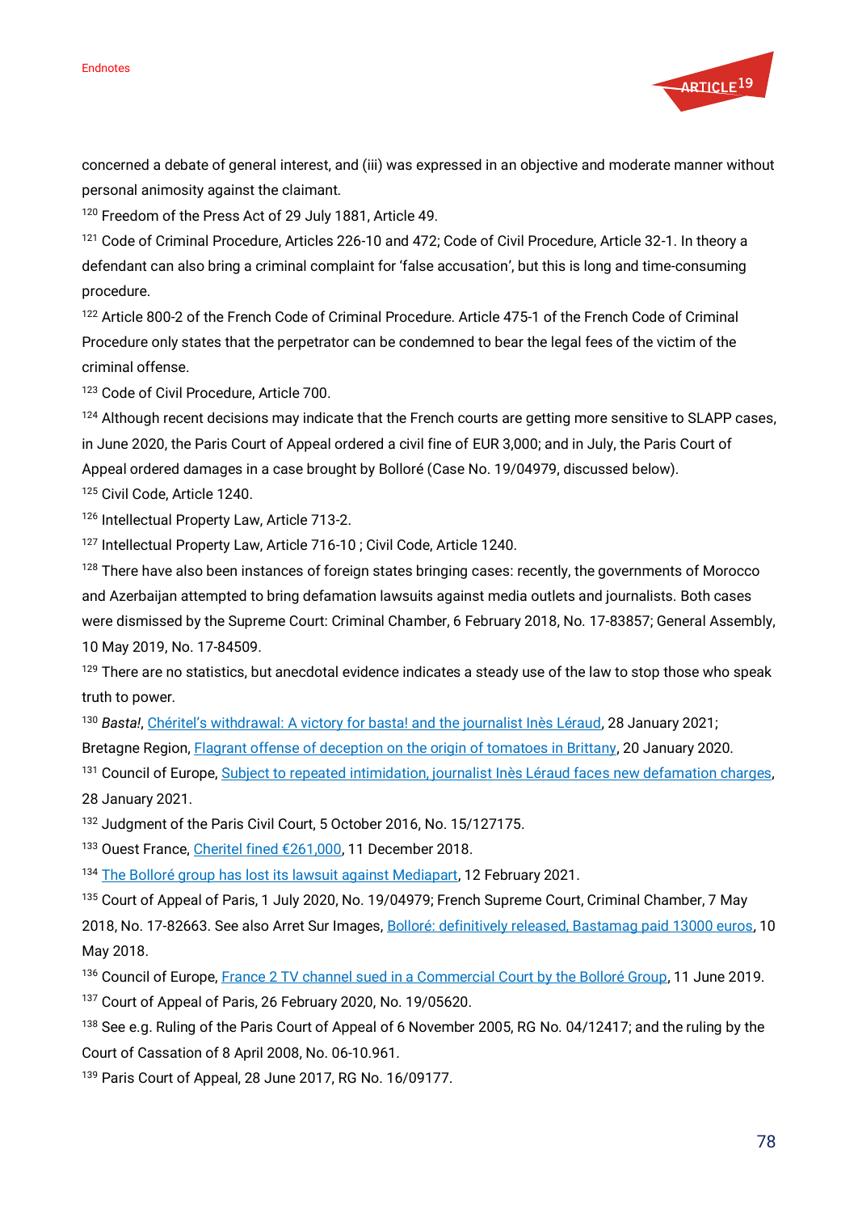concerned a debate of general interest, and (iii) was expressed in an objective and moderate manner without personal animosity against the claimant.

[120] Freedom of the Press Act of 29 July 1881, Article 49.

[121] Code of Criminal Procedure, Articles 226-10 and 472; Code of Civil Procedure, Article 32-1. In theory a defendant can also bring a criminal complaint for 'false accusation', but this is long and time-consuming procedure.

[122] Article 800-2 of the French Code of Criminal Procedure. Article 475-1 of the French Code of Criminal Procedure only states that the perpetrator can be condemned to bear the legal fees of the victim of the criminal offense.

[123] Code of Civil Procedure, Article 700.

[124] Although recent decisions may indicate that the French courts are getting more sensitive to SLAPP cases, in June 2020, the Paris Court of Appeal ordered a civil fine of EUR 3,000; and in July, the Paris Court of Appeal ordered damages in a case brought by Bolloré (Case No. 19/04979, discussed below).

[125] Civil Code, Article 1240.

[126] Intellectual Property Law, Article 713-2.

[127] Intellectual Property Law, Article 716-10 ; Civil Code, Article 1240.

[128] There have also been instances of foreign states bringing cases: recently, the governments of Morocco and Azerbaijan attempted to bring defamation lawsuits against media outlets and journalists. Both cases were dismissed by the Supreme Court: Criminal Chamber, 6 February 2018, No. 17-83857; General Assembly, 10 May 2019, No. 17-84509.

[129] There are no statistics, but anecdotal evidence indicates a steady use of the law to stop those who speak truth to power.

[130] *Basta!*, Chéritel's withdrawal: A victory for basta! and the journalist Inès Léraud, 28 January 2021; Bretagne Region, Flagrant offense of deception on the origin of tomatoes in Brittany, 20 January 2020.

[131] Council of Europe, Subject to repeated intimidation, journalist Inès Léraud faces new defamation charges, 28 January 2021.

[132] Judgment of the Paris Civil Court, 5 October 2016, No. 15/127175.

[133] Ouest France, Cheritel fined €261,000, 11 December 2018.

[134] The Bolloré group has lost its lawsuit against Mediapart, 12 February 2021.

[135] Court of Appeal of Paris, 1 July 2020, No. 19/04979; French Supreme Court, Criminal Chamber, 7 May 2018, No. 17-82663. See also Arret Sur Images, Bolloré: definitively released, Bastamag paid 13000 euros, 10 May 2018.

[136] Council of Europe, France 2 TV channel sued in a Commercial Court by the Bolloré Group, 11 June 2019.

[137] Court of Appeal of Paris, 26 February 2020, No. 19/05620.

[138] See e.g. Ruling of the Paris Court of Appeal of 6 November 2005, RG No. 04/12417; and the ruling by the Court of Cassation of 8 April 2008, No. 06-10.961.

[139] Paris Court of Appeal, 28 June 2017, RG No. 16/09177.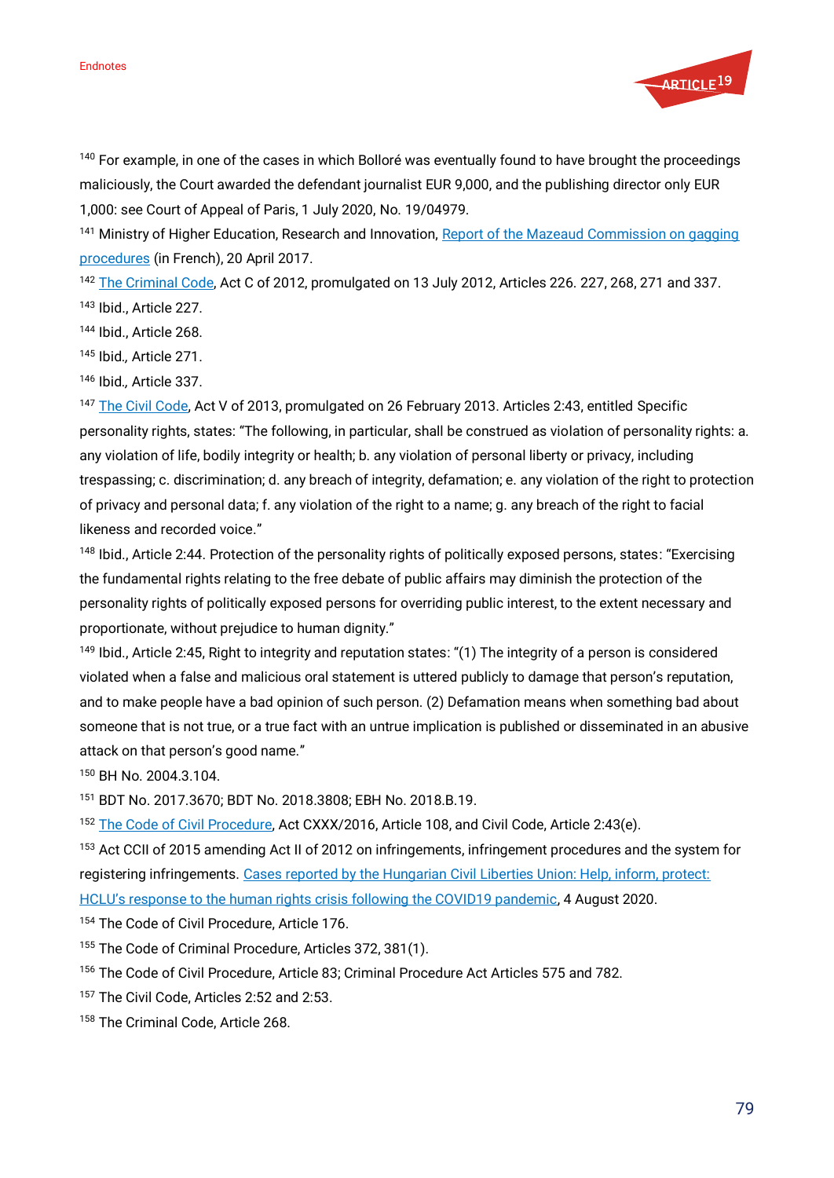[140] For example, in one of the cases in which Bolloré was eventually found to have brought the proceedings maliciously, the Court awarded the defendant journalist EUR 9,000, and the publishing director only EUR 1,000: see Court of Appeal of Paris, 1 July 2020, No. 19/04979.

[141] Ministry of Higher Education, Research and Innovation, [Report of the Mazeaud Commission on gagging procedures] (in French), 20 April 2017.

[142] [The Criminal Code], Act C of 2012, promulgated on 13 July 2012, Articles 226. 227, 268, 271 and 337.

[143] Ibid., Article 227.

[144] Ibid., Article 268.

[145] Ibid., Article 271.

[146] Ibid., Article 337.

[147] [The Civil Code], Act V of 2013, promulgated on 26 February 2013. Articles 2:43, entitled Specific personality rights, states: "The following, in particular, shall be construed as violation of personality rights: a. any violation of life, bodily integrity or health; b. any violation of personal liberty or privacy, including trespassing; c. discrimination; d. any breach of integrity, defamation; e. any violation of the right to protection of privacy and personal data; f. any violation of the right to a name; g. any breach of the right to facial likeness and recorded voice."

[148] Ibid., Article 2:44. Protection of the personality rights of politically exposed persons, states: "Exercising the fundamental rights relating to the free debate of public affairs may diminish the protection of the personality rights of politically exposed persons for overriding public interest, to the extent necessary and proportionate, without prejudice to human dignity."

[149] Ibid., Article 2:45, Right to integrity and reputation states: "(1) The integrity of a person is considered violated when a false and malicious oral statement is uttered publicly to damage that person's reputation, and to make people have a bad opinion of such person. (2) Defamation means when something bad about someone that is not true, or a true fact with an untrue implication is published or disseminated in an abusive attack on that person's good name."

[150] BH No. 2004.3.104.

[151] BDT No. 2017.3670; BDT No. 2018.3808; EBH No. 2018.B.19.

[152] [The Code of Civil Procedure], Act CXXX/2016, Article 108, and Civil Code, Article 2:43(e).

[153] Act CCII of 2015 amending Act II of 2012 on infringements, infringement procedures and the system for registering infringements. [Cases reported by the Hungarian Civil Liberties Union: Help, inform, protect: HCLU's response to the human rights crisis following the COVID19 pandemic], 4 August 2020.

[154] The Code of Civil Procedure, Article 176.

[155] The Code of Criminal Procedure, Articles 372, 381(1).

[156] The Code of Civil Procedure, Article 83; Criminal Procedure Act Articles 575 and 782.

[157] The Civil Code, Articles 2:52 and 2:53.

[158] The Criminal Code, Article 268.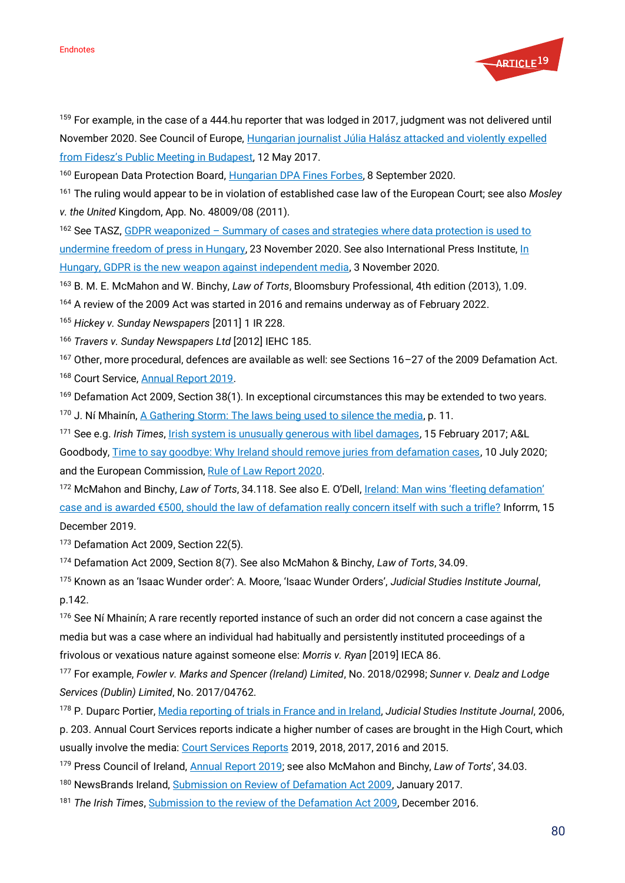[159] For example, in the case of a 444.hu reporter that was lodged in 2017, judgment was not delivered until November 2020. See Council of Europe, Hungarian journalist Júlia Halász attacked and violently expelled from Fidesz's Public Meeting in Budapest, 12 May 2017.

[160] European Data Protection Board, Hungarian DPA Fines Forbes, 8 September 2020.

[161] The ruling would appear to be in violation of established case law of the European Court; see also *Mosley v. the United* Kingdom, App. No. 48009/08 (2011).

[162] See TASZ, GDPR weaponized – Summary of cases and strategies where data protection is used to undermine freedom of press in Hungary, 23 November 2020. See also International Press Institute, In Hungary, GDPR is the new weapon against independent media, 3 November 2020.

[163] B. M. E. McMahon and W. Binchy, *Law of Torts*, Bloomsbury Professional, 4th edition (2013), 1.09.

[164] A review of the 2009 Act was started in 2016 and remains underway as of February 2022.

[165] *Hickey v. Sunday Newspapers* [2011] 1 IR 228.

[166] *Travers v. Sunday Newspapers Ltd* [2012] IEHC 185.

[167] Other, more procedural, defences are available as well: see Sections 16–27 of the 2009 Defamation Act.

[168] Court Service, Annual Report 2019.

[169] Defamation Act 2009, Section 38(1). In exceptional circumstances this may be extended to two years.

[170] J. Ní Mhainín, A Gathering Storm: The laws being used to silence the media, p. 11.

[171] See e.g. *Irish Times*, Irish system is unusually generous with libel damages, 15 February 2017; A&L Goodbody, Time to say goodbye: Why Ireland should remove juries from defamation cases, 10 July 2020; and the European Commission, Rule of Law Report 2020.

[172] McMahon and Binchy, *Law of Torts*, 34.118. See also E. O'Dell, Ireland: Man wins 'fleeting defamation' case and is awarded €500, should the law of defamation really concern itself with such a trifle? Inforrm, 15 December 2019.

[173] Defamation Act 2009, Section 22(5).

[174] Defamation Act 2009, Section 8(7). See also McMahon & Binchy, *Law of Torts*, 34.09.

[175] Known as an 'Isaac Wunder order': A. Moore, 'Isaac Wunder Orders', *Judicial Studies Institute Journal*, p.142.

[176] See Ní Mhainín; A rare recently reported instance of such an order did not concern a case against the media but was a case where an individual had habitually and persistently instituted proceedings of a frivolous or vexatious nature against someone else: *Morris v. Ryan* [2019] IECA 86.

[177] For example, *Fowler v. Marks and Spencer (Ireland) Limited*, No. 2018/02998; *Sunner v. Dealz and Lodge Services (Dublin) Limited*, No. 2017/04762.

[178] P. Duparc Portier, Media reporting of trials in France and in Ireland, *Judicial Studies Institute Journal*, 2006, p. 203. Annual Court Services reports indicate a higher number of cases are brought in the High Court, which usually involve the media: Court Services Reports 2019, 2018, 2017, 2016 and 2015.

[179] Press Council of Ireland, Annual Report 2019; see also McMahon and Binchy, *Law of Torts*', 34.03.

[180] NewsBrands Ireland, Submission on Review of Defamation Act 2009, January 2017.

[181] *The Irish Times*, Submission to the review of the Defamation Act 2009, December 2016.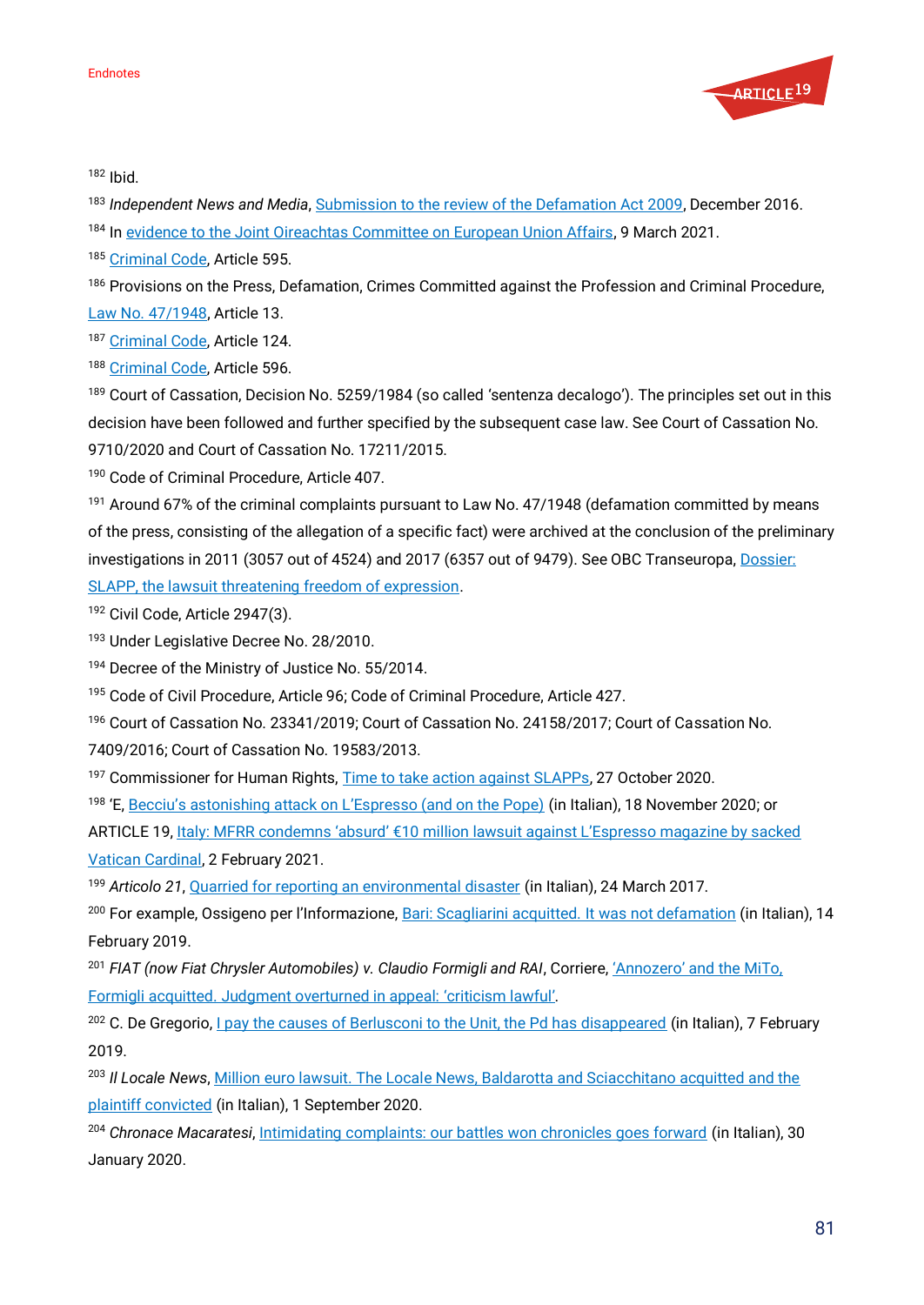[182] Ibid.

[183] *Independent News and Media*, Submission to the review of the Defamation Act 2009, December 2016.

[184] In evidence to the Joint Oireachtas Committee on European Union Affairs, 9 March 2021.

[185] Criminal Code, Article 595.

[186] Provisions on the Press, Defamation, Crimes Committed against the Profession and Criminal Procedure, Law No. 47/1948, Article 13.

[187] Criminal Code, Article 124.

[188] Criminal Code, Article 596.

[189] Court of Cassation, Decision No. 5259/1984 (so called 'sentenza decalogo'). The principles set out in this decision have been followed and further specified by the subsequent case law. See Court of Cassation No. 9710/2020 and Court of Cassation No. 17211/2015.

[190] Code of Criminal Procedure, Article 407.

[191] Around 67% of the criminal complaints pursuant to Law No. 47/1948 (defamation committed by means of the press, consisting of the allegation of a specific fact) were archived at the conclusion of the preliminary investigations in 2011 (3057 out of 4524) and 2017 (6357 out of 9479). See OBC Transeuropa, Dossier: SLAPP, the lawsuit threatening freedom of expression.

[192] Civil Code, Article 2947(3).

[193] Under Legislative Decree No. 28/2010.

[194] Decree of the Ministry of Justice No. 55/2014.

[195] Code of Civil Procedure, Article 96; Code of Criminal Procedure, Article 427.

[196] Court of Cassation No. 23341/2019; Court of Cassation No. 24158/2017; Court of Cassation No. 7409/2016; Court of Cassation No. 19583/2013.

[197] Commissioner for Human Rights, Time to take action against SLAPPs, 27 October 2020.

[198] 'E, Becciu's astonishing attack on L'Espresso (and on the Pope) (in Italian), 18 November 2020; or ARTICLE 19, Italy: MFRR condemns 'absurd' €10 million lawsuit against L'Espresso magazine by sacked Vatican Cardinal, 2 February 2021.

[199] *Articolo 21*, Quarried for reporting an environmental disaster (in Italian), 24 March 2017.

[200] For example, Ossigeno per l'Informazione, Bari: Scagliarini acquitted. It was not defamation (in Italian), 14 February 2019.

[201] *FIAT (now Fiat Chrysler Automobiles) v. Claudio Formigli and RAI*, Corriere, 'Annozero' and the MiTo, Formigli acquitted. Judgment overturned in appeal: 'criticism lawful'.

[202] C. De Gregorio, I pay the causes of Berlusconi to the Unit, the Pd has disappeared (in Italian), 7 February 2019.

[203] *Il Locale News*, Million euro lawsuit. The Locale News, Baldarotta and Sciacchitano acquitted and the plaintiff convicted (in Italian), 1 September 2020.

[204] *Chronace Macaratesi*, Intimidating complaints: our battles won chronicles goes forward (in Italian), 30 January 2020.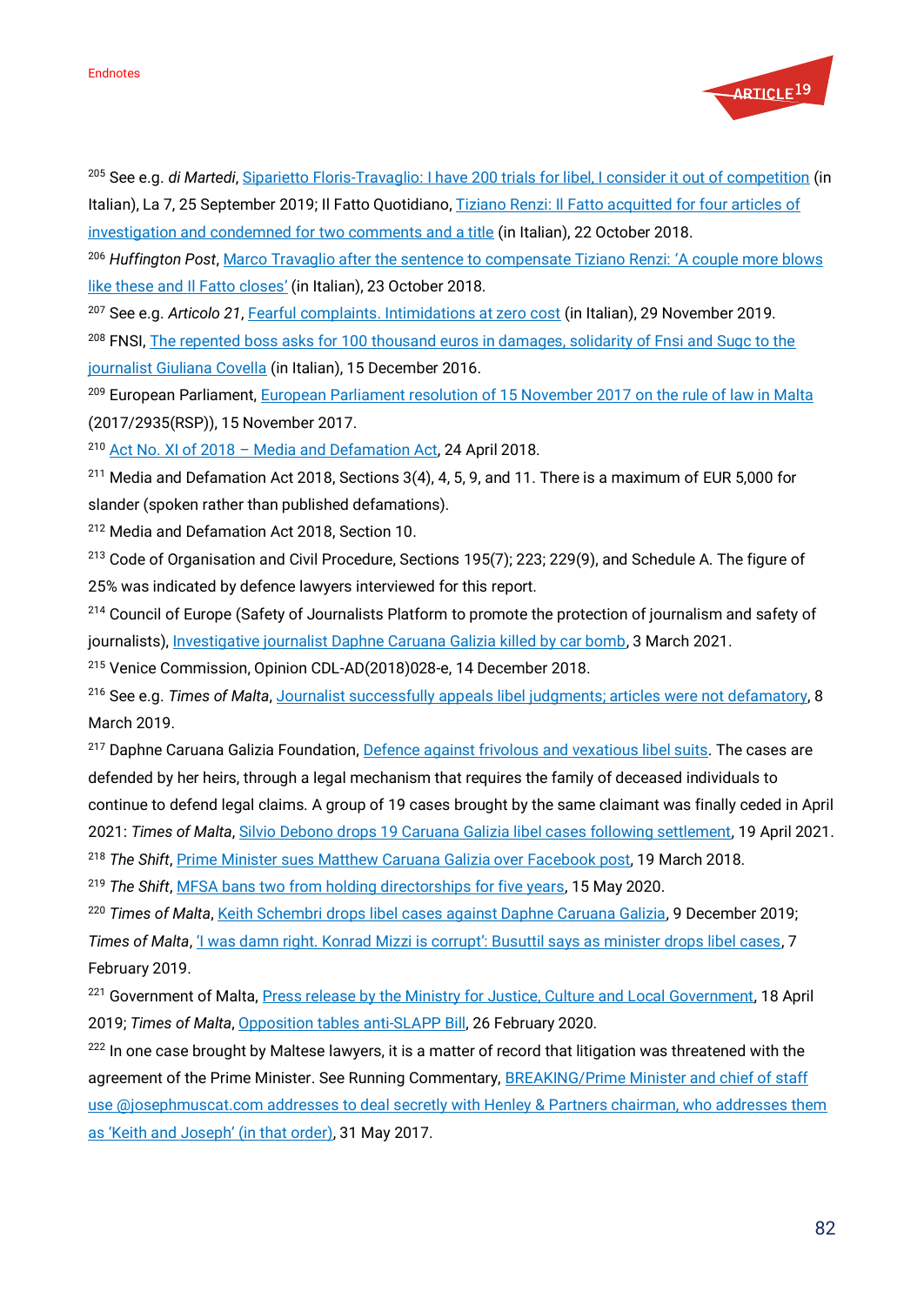Endnotes

[205] See e.g. *di Martedi*, Siparietto Floris-Travaglio: I have 200 trials for libel, I consider it out of competition (in Italian), La 7, 25 September 2019; Il Fatto Quotidiano, Tiziano Renzi: Il Fatto acquitted for four articles of investigation and condemned for two comments and a title (in Italian), 22 October 2018.

[206] *Huffington Post*, Marco Travaglio after the sentence to compensate Tiziano Renzi: 'A couple more blows like these and Il Fatto closes' (in Italian), 23 October 2018.

[207] See e.g. *Articolo 21*, Fearful complaints. Intimidations at zero cost (in Italian), 29 November 2019.

[208] FNSI, The repented boss asks for 100 thousand euros in damages, solidarity of Fnsi and Sugc to the journalist Giuliana Covella (in Italian), 15 December 2016.

[209] European Parliament, European Parliament resolution of 15 November 2017 on the rule of law in Malta (2017/2935(RSP)), 15 November 2017.

[210] Act No. XI of 2018 – Media and Defamation Act, 24 April 2018.

[211] Media and Defamation Act 2018, Sections 3(4), 4, 5, 9, and 11. There is a maximum of EUR 5,000 for slander (spoken rather than published defamations).

[212] Media and Defamation Act 2018, Section 10.

[213] Code of Organisation and Civil Procedure, Sections 195(7); 223; 229(9), and Schedule A. The figure of 25% was indicated by defence lawyers interviewed for this report.

[214] Council of Europe (Safety of Journalists Platform to promote the protection of journalism and safety of journalists), Investigative journalist Daphne Caruana Galizia killed by car bomb, 3 March 2021.

[215] Venice Commission, Opinion CDL-AD(2018)028-e, 14 December 2018.

[216] See e.g. *Times of Malta*, Journalist successfully appeals libel judgments; articles were not defamatory, 8 March 2019.

[217] Daphne Caruana Galizia Foundation, Defence against frivolous and vexatious libel suits. The cases are defended by her heirs, through a legal mechanism that requires the family of deceased individuals to continue to defend legal claims. A group of 19 cases brought by the same claimant was finally ceded in April 2021: *Times of Malta*, Silvio Debono drops 19 Caruana Galizia libel cases following settlement, 19 April 2021.

[218] *The Shift*, Prime Minister sues Matthew Caruana Galizia over Facebook post, 19 March 2018.

[219] *The Shift*, MFSA bans two from holding directorships for five years, 15 May 2020.

[220] *Times of Malta*, Keith Schembri drops libel cases against Daphne Caruana Galizia, 9 December 2019; *Times of Malta*, 'I was damn right. Konrad Mizzi is corrupt': Busuttil says as minister drops libel cases, 7 February 2019.

[221] Government of Malta, Press release by the Ministry for Justice, Culture and Local Government, 18 April 2019; *Times of Malta*, Opposition tables anti-SLAPP Bill, 26 February 2020.

[222] In one case brought by Maltese lawyers, it is a matter of record that litigation was threatened with the agreement of the Prime Minister. See Running Commentary, BREAKING/Prime Minister and chief of staff use @josephmuscat.com addresses to deal secretly with Henley & Partners chairman, who addresses them as 'Keith and Joseph' (in that order), 31 May 2017.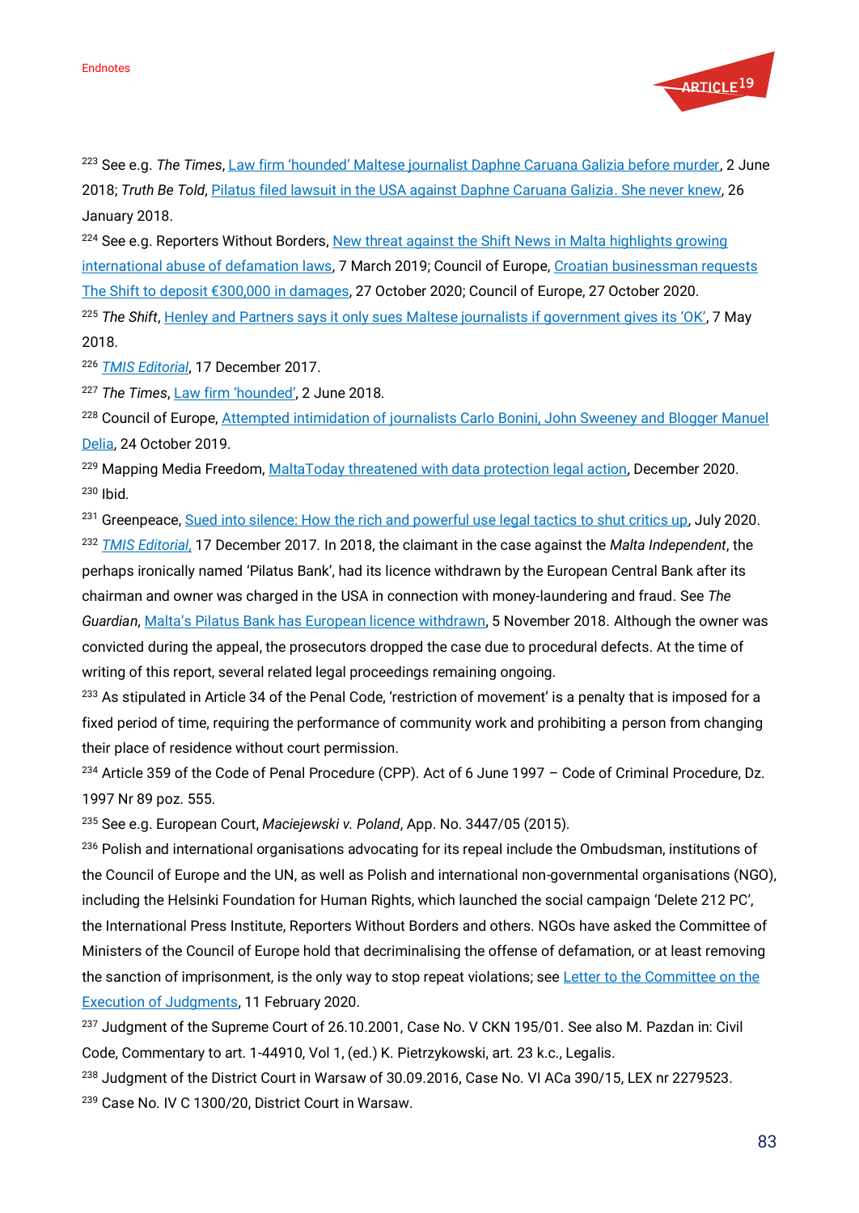[223] See e.g. *The Times*, Law firm 'hounded' Maltese journalist Daphne Caruana Galizia before murder, 2 June 2018; *Truth Be Told*, Pilatus filed lawsuit in the USA against Daphne Caruana Galizia. She never knew, 26 January 2018.

[224] See e.g. Reporters Without Borders, New threat against the Shift News in Malta highlights growing international abuse of defamation laws, 7 March 2019; Council of Europe, Croatian businessman requests The Shift to deposit €300,000 in damages, 27 October 2020; Council of Europe, 27 October 2020.

[225] *The Shift*, Henley and Partners says it only sues Maltese journalists if government gives its 'OK', 7 May 2018.

[226] *TMIS Editorial*, 17 December 2017.

[227] *The Times*, Law firm 'hounded', 2 June 2018.

[228] Council of Europe, Attempted intimidation of journalists Carlo Bonini, John Sweeney and Blogger Manuel Delia, 24 October 2019.

[229] Mapping Media Freedom, MaltaToday threatened with data protection legal action, December 2020.

[230] Ibid.

[231] Greenpeace, Sued into silence: How the rich and powerful use legal tactics to shut critics up, July 2020.

[232] *TMIS Editorial*, 17 December 2017. In 2018, the claimant in the case against the *Malta Independent*, the perhaps ironically named 'Pilatus Bank', had its licence withdrawn by the European Central Bank after its chairman and owner was charged in the USA in connection with money-laundering and fraud. See *The Guardian*, Malta's Pilatus Bank has European licence withdrawn, 5 November 2018. Although the owner was convicted during the appeal, the prosecutors dropped the case due to procedural defects. At the time of writing of this report, several related legal proceedings remaining ongoing.

[233] As stipulated in Article 34 of the Penal Code, 'restriction of movement' is a penalty that is imposed for a fixed period of time, requiring the performance of community work and prohibiting a person from changing their place of residence without court permission.

[234] Article 359 of the Code of Penal Procedure (CPP). Act of 6 June 1997 – Code of Criminal Procedure, Dz. 1997 Nr 89 poz. 555.

[235] See e.g. European Court, *Maciejewski v. Poland*, App. No. 3447/05 (2015).

[236] Polish and international organisations advocating for its repeal include the Ombudsman, institutions of the Council of Europe and the UN, as well as Polish and international non-governmental organisations (NGO), including the Helsinki Foundation for Human Rights, which launched the social campaign 'Delete 212 PC', the International Press Institute, Reporters Without Borders and others. NGOs have asked the Committee of Ministers of the Council of Europe hold that decriminalising the offense of defamation, or at least removing the sanction of imprisonment, is the only way to stop repeat violations; see Letter to the Committee on the Execution of Judgments, 11 February 2020.

[237] Judgment of the Supreme Court of 26.10.2001, Case No. V CKN 195/01. See also M. Pazdan in: Civil Code, Commentary to art. 1-44910, Vol 1, (ed.) K. Pietrzykowski, art. 23 k.c., Legalis.

[238] Judgment of the District Court in Warsaw of 30.09.2016, Case No. VI ACa 390/15, LEX nr 2279523.

[239] Case No. IV C 1300/20, District Court in Warsaw.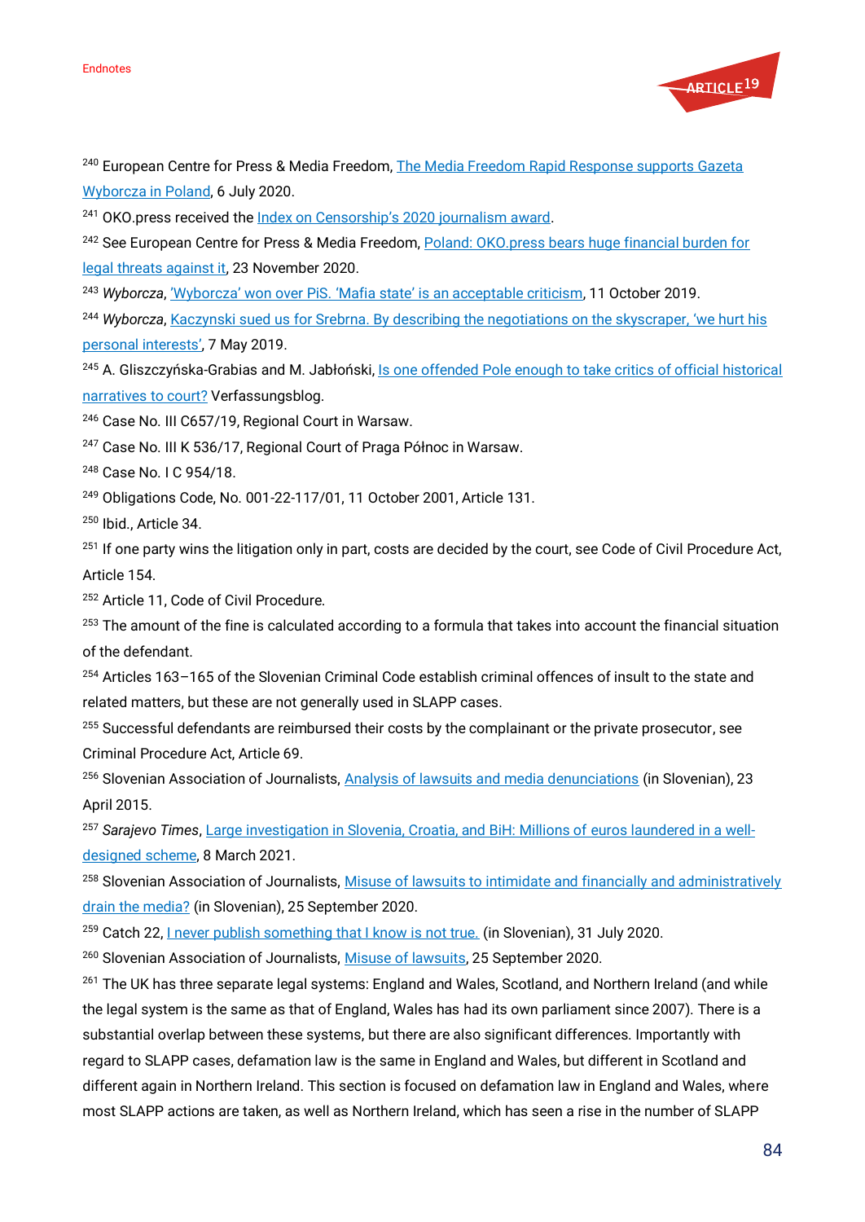[240] European Centre for Press & Media Freedom, The Media Freedom Rapid Response supports Gazeta Wyborcza in Poland, 6 July 2020.

[241] OKO.press received the Index on Censorship's 2020 journalism award.

[242] See European Centre for Press & Media Freedom, Poland: OKO.press bears huge financial burden for legal threats against it, 23 November 2020.

[243] *Wyborcza*, 'Wyborcza' won over PiS. 'Mafia state' is an acceptable criticism, 11 October 2019.

[244] *Wyborcza*, Kaczynski sued us for Srebrna. By describing the negotiations on the skyscraper, 'we hurt his personal interests', 7 May 2019.

[245] A. Gliszczyńska-Grabias and M. Jabłoński, Is one offended Pole enough to take critics of official historical narratives to court? Verfassungsblog.

[246] Case No. III C657/19, Regional Court in Warsaw.

[247] Case No. III K 536/17, Regional Court of Praga Północ in Warsaw.

[248] Case No. I C 954/18.

[249] Obligations Code, No. 001-22-117/01, 11 October 2001, Article 131.

[250] Ibid., Article 34.

[251] If one party wins the litigation only in part, costs are decided by the court, see Code of Civil Procedure Act, Article 154.

[252] Article 11, Code of Civil Procedure.

[253] The amount of the fine is calculated according to a formula that takes into account the financial situation of the defendant.

[254] Articles 163–165 of the Slovenian Criminal Code establish criminal offences of insult to the state and related matters, but these are not generally used in SLAPP cases.

[255] Successful defendants are reimbursed their costs by the complainant or the private prosecutor, see Criminal Procedure Act, Article 69.

[256] Slovenian Association of Journalists, Analysis of lawsuits and media denunciations (in Slovenian), 23 April 2015.

[257] *Sarajevo Times*, Large investigation in Slovenia, Croatia, and BiH: Millions of euros laundered in a well-designed scheme, 8 March 2021.

[258] Slovenian Association of Journalists, Misuse of lawsuits to intimidate and financially and administratively drain the media? (in Slovenian), 25 September 2020.

[259] Catch 22, I never publish something that I know is not true. (in Slovenian), 31 July 2020.

[260] Slovenian Association of Journalists, Misuse of lawsuits, 25 September 2020.

[261] The UK has three separate legal systems: England and Wales, Scotland, and Northern Ireland (and while the legal system is the same as that of England, Wales has had its own parliament since 2007). There is a substantial overlap between these systems, but there are also significant differences. Importantly with regard to SLAPP cases, defamation law is the same in England and Wales, but different in Scotland and different again in Northern Ireland. This section is focused on defamation law in England and Wales, where most SLAPP actions are taken, as well as Northern Ireland, which has seen a rise in the number of SLAPP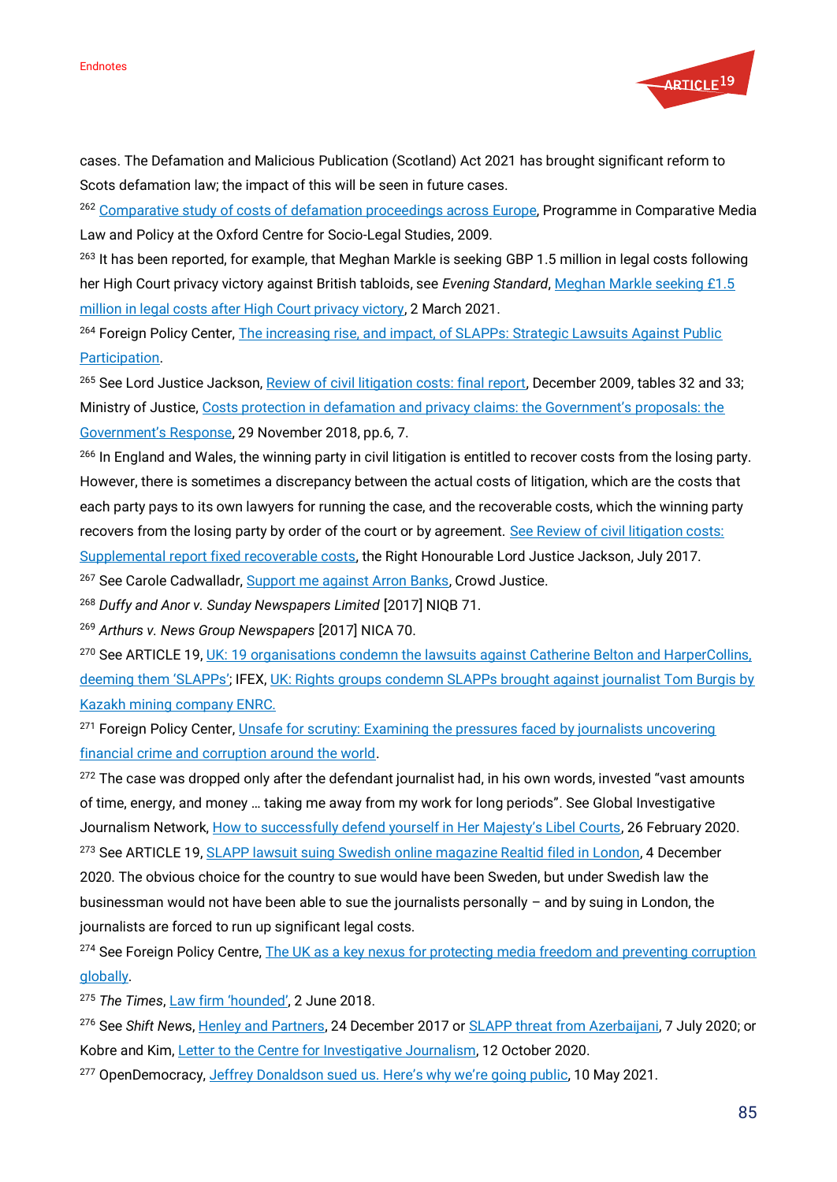cases. The Defamation and Malicious Publication (Scotland) Act 2021 has brought significant reform to Scots defamation law; the impact of this will be seen in future cases.

[262] Comparative study of costs of defamation proceedings across Europe, Programme in Comparative Media Law and Policy at the Oxford Centre for Socio-Legal Studies, 2009.

[263] It has been reported, for example, that Meghan Markle is seeking GBP 1.5 million in legal costs following her High Court privacy victory against British tabloids, see *Evening Standard*, Meghan Markle seeking £1.5 million in legal costs after High Court privacy victory, 2 March 2021.

[264] Foreign Policy Center, The increasing rise, and impact, of SLAPPs: Strategic Lawsuits Against Public Participation.

[265] See Lord Justice Jackson, Review of civil litigation costs: final report, December 2009, tables 32 and 33; Ministry of Justice, Costs protection in defamation and privacy claims: the Government's proposals: the Government's Response, 29 November 2018, pp.6, 7.

[266] In England and Wales, the winning party in civil litigation is entitled to recover costs from the losing party. However, there is sometimes a discrepancy between the actual costs of litigation, which are the costs that each party pays to its own lawyers for running the case, and the recoverable costs, which the winning party recovers from the losing party by order of the court or by agreement. See Review of civil litigation costs: Supplemental report fixed recoverable costs, the Right Honourable Lord Justice Jackson, July 2017.

[267] See Carole Cadwalladr, Support me against Arron Banks, Crowd Justice.

[268] *Duffy and Anor v. Sunday Newspapers Limited* [2017] NIQB 71.

[269] *Arthurs v. News Group Newspapers* [2017] NICA 70.

[270] See ARTICLE 19, UK: 19 organisations condemn the lawsuits against Catherine Belton and HarperCollins, deeming them 'SLAPPs'; IFEX, UK: Rights groups condemn SLAPPs brought against journalist Tom Burgis by Kazakh mining company ENRC.

[271] Foreign Policy Center, Unsafe for scrutiny: Examining the pressures faced by journalists uncovering financial crime and corruption around the world.

[272] The case was dropped only after the defendant journalist had, in his own words, invested "vast amounts of time, energy, and money … taking me away from my work for long periods". See Global Investigative Journalism Network, How to successfully defend yourself in Her Majesty's Libel Courts, 26 February 2020.

[273] See ARTICLE 19, SLAPP lawsuit suing Swedish online magazine Realtid filed in London, 4 December 2020. The obvious choice for the country to sue would have been Sweden, but under Swedish law the businessman would not have been able to sue the journalists personally – and by suing in London, the journalists are forced to run up significant legal costs.

[274] See Foreign Policy Centre, The UK as a key nexus for protecting media freedom and preventing corruption globally.

[275] *The Times*, Law firm 'hounded', 2 June 2018.

[276] See *Shift News*, Henley and Partners, 24 December 2017 or SLAPP threat from Azerbaijani, 7 July 2020; or Kobre and Kim, Letter to the Centre for Investigative Journalism, 12 October 2020.

[277] OpenDemocracy, Jeffrey Donaldson sued us. Here's why we're going public, 10 May 2021.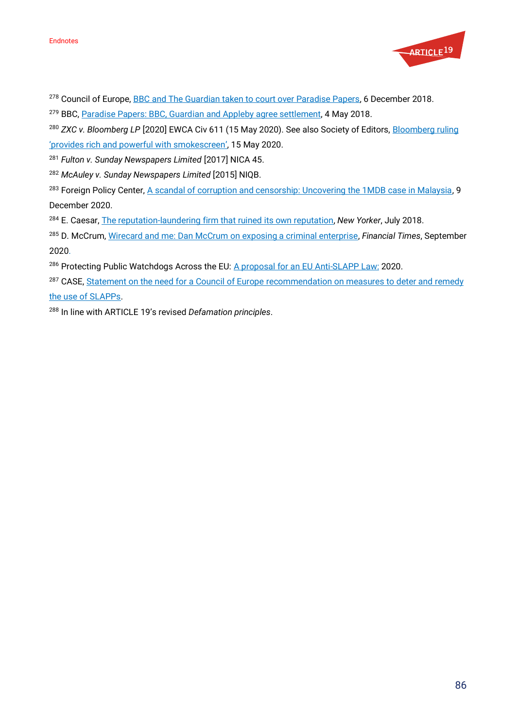[278] Council of Europe, BBC and The Guardian taken to court over Paradise Papers, 6 December 2018.

[279] BBC, Paradise Papers: BBC, Guardian and Appleby agree settlement, 4 May 2018.

[280] *ZXC v. Bloomberg LP* [2020] EWCA Civ 611 (15 May 2020). See also Society of Editors, Bloomberg ruling 'provides rich and powerful with smokescreen', 15 May 2020.

[281] *Fulton v. Sunday Newspapers Limited* [2017] NICA 45.

[282] *McAuley v. Sunday Newspapers Limited* [2015] NIQB.

[283] Foreign Policy Center, A scandal of corruption and censorship: Uncovering the 1MDB case in Malaysia, 9 December 2020.

[284] E. Caesar, The reputation-laundering firm that ruined its own reputation, *New Yorker*, July 2018.

[285] D. McCrum, Wirecard and me: Dan McCrum on exposing a criminal enterprise, *Financial Times*, September 2020.

[286] Protecting Public Watchdogs Across the EU: A proposal for an EU Anti-SLAPP Law: 2020.

[287] CASE, Statement on the need for a Council of Europe recommendation on measures to deter and remedy the use of SLAPPs.

[288] In line with ARTICLE 19's revised *Defamation principles*.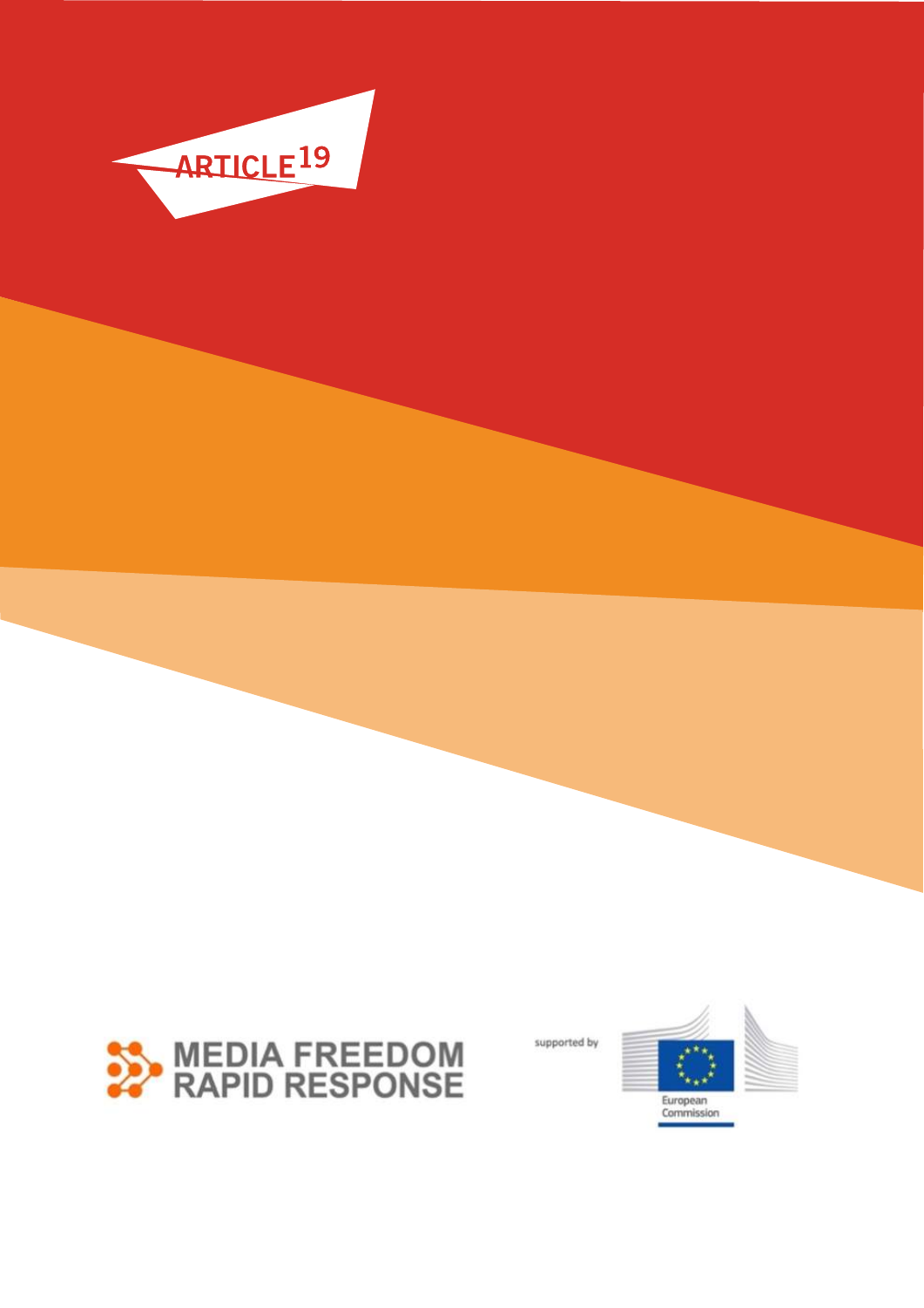ARTICLE 19

MEDIA FREEDOM RAPID RESPONSE

supported by

European Commission